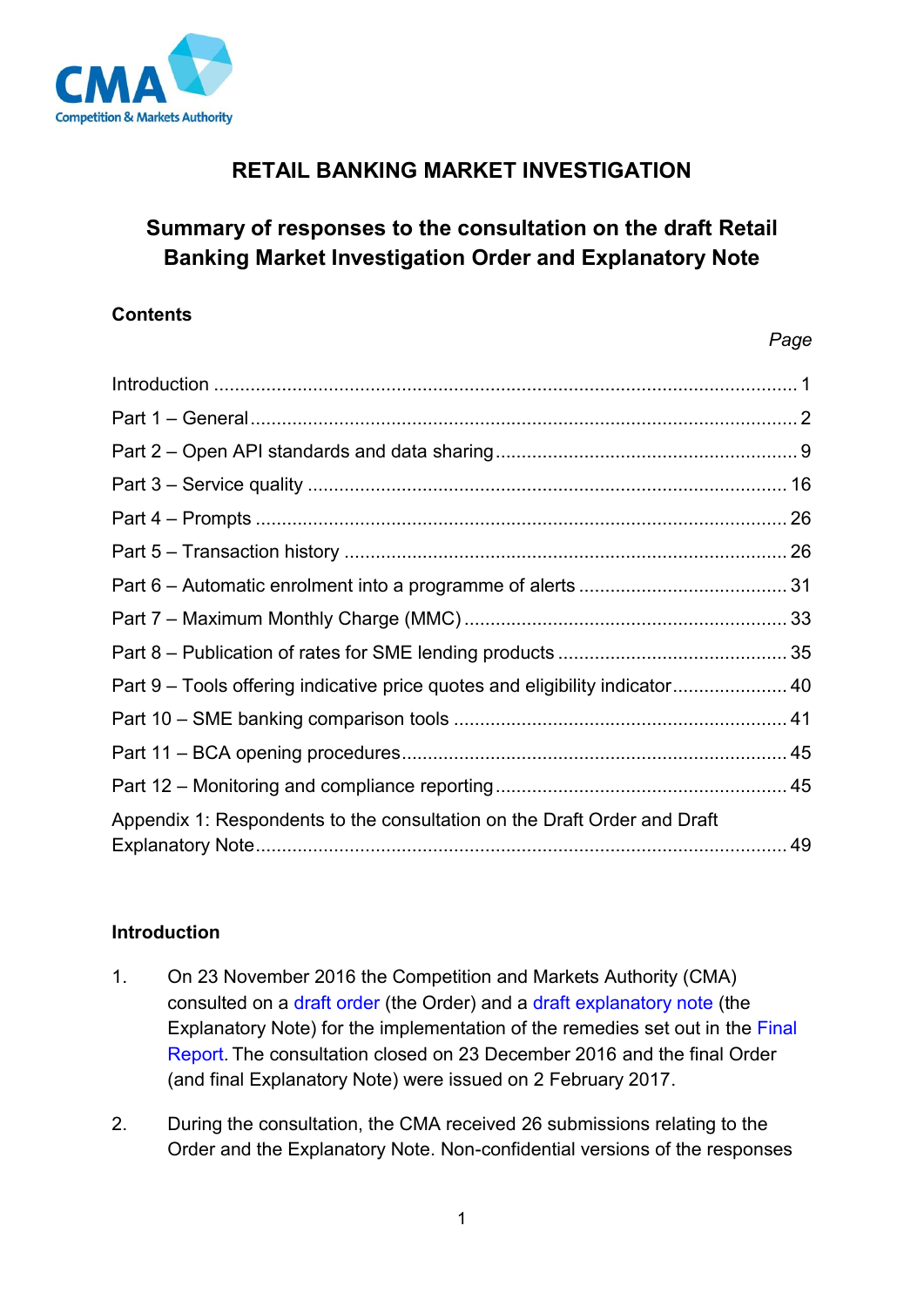# RETAIL BANKING MARKET INVESTIGATION

## Summary of responses to the consultation on the draft Retail Banking Market Investigation Order and Explanatory Note

### Contents

| | *Page* |
|---|---|
| Introduction | 1 |
| Part 1 – General | 2 |
| Part 2 – Open API standards and data sharing | 9 |
| Part 3 – Service quality | 16 |
| Part 4 – Prompts | 26 |
| Part 5 – Transaction history | 26 |
| Part 6 – Automatic enrolment into a programme of alerts | 31 |
| Part 7 – Maximum Monthly Charge (MMC) | 33 |
| Part 8 – Publication of rates for SME lending products | 35 |
| Part 9 – Tools offering indicative price quotes and eligibility indicator | 40 |
| Part 10 – SME banking comparison tools | 41 |
| Part 11 – BCA opening procedures | 45 |
| Part 12 – Monitoring and compliance reporting | 45 |
| Appendix 1: Respondents to the consultation on the Draft Order and Draft Explanatory Note | 49 |

### Introduction

1. On 23 November 2016 the Competition and Markets Authority (CMA) consulted on a draft order (the Order) and a draft explanatory note (the Explanatory Note) for the implementation of the remedies set out in the Final Report. The consultation closed on 23 December 2016 and the final Order (and final Explanatory Note) were issued on 2 February 2017.

2. During the consultation, the CMA received 26 submissions relating to the Order and the Explanatory Note. Non-confidential versions of the responses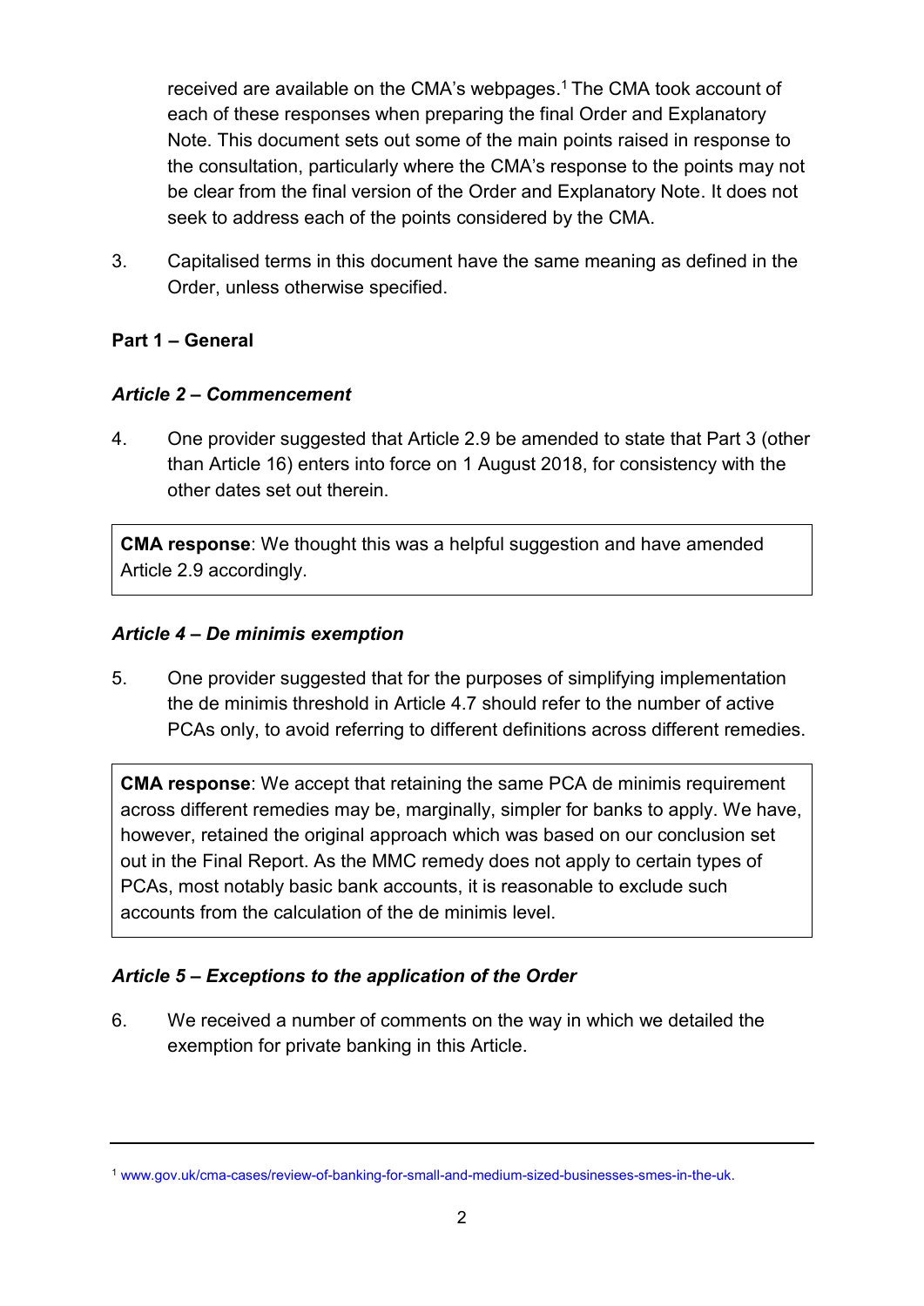received are available on the CMA's webpages.[1] The CMA took account of each of these responses when preparing the final Order and Explanatory Note. This document sets out some of the main points raised in response to the consultation, particularly where the CMA's response to the points may not be clear from the final version of the Order and Explanatory Note. It does not seek to address each of the points considered by the CMA.

3. Capitalised terms in this document have the same meaning as defined in the Order, unless otherwise specified.

## Part 1 – General

### *Article 2 – Commencement*

4. One provider suggested that Article 2.9 be amended to state that Part 3 (other than Article 16) enters into force on 1 August 2018, for consistency with the other dates set out therein.

> **CMA response**: We thought this was a helpful suggestion and have amended Article 2.9 accordingly.

### *Article 4 – De minimis exemption*

5. One provider suggested that for the purposes of simplifying implementation the de minimis threshold in Article 4.7 should refer to the number of active PCAs only, to avoid referring to different definitions across different remedies.

> **CMA response**: We accept that retaining the same PCA de minimis requirement across different remedies may be, marginally, simpler for banks to apply. We have, however, retained the original approach which was based on our conclusion set out in the Final Report. As the MMC remedy does not apply to certain types of PCAs, most notably basic bank accounts, it is reasonable to exclude such accounts from the calculation of the de minimis level.

### *Article 5 – Exceptions to the application of the Order*

6. We received a number of comments on the way in which we detailed the exemption for private banking in this Article.

---

[1] www.gov.uk/cma-cases/review-of-banking-for-small-and-medium-sized-businesses-smes-in-the-uk.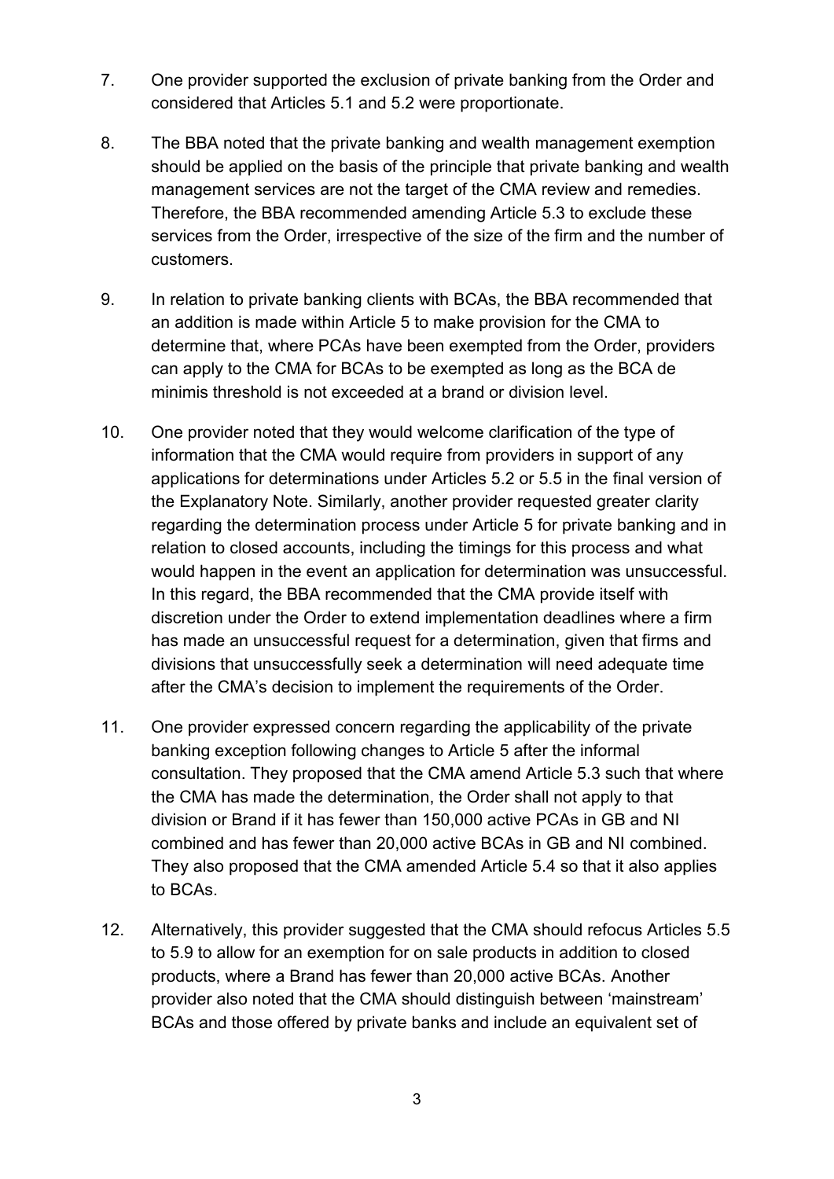7. One provider supported the exclusion of private banking from the Order and considered that Articles 5.1 and 5.2 were proportionate.

8. The BBA noted that the private banking and wealth management exemption should be applied on the basis of the principle that private banking and wealth management services are not the target of the CMA review and remedies. Therefore, the BBA recommended amending Article 5.3 to exclude these services from the Order, irrespective of the size of the firm and the number of customers.

9. In relation to private banking clients with BCAs, the BBA recommended that an addition is made within Article 5 to make provision for the CMA to determine that, where PCAs have been exempted from the Order, providers can apply to the CMA for BCAs to be exempted as long as the BCA de minimis threshold is not exceeded at a brand or division level.

10. One provider noted that they would welcome clarification of the type of information that the CMA would require from providers in support of any applications for determinations under Articles 5.2 or 5.5 in the final version of the Explanatory Note. Similarly, another provider requested greater clarity regarding the determination process under Article 5 for private banking and in relation to closed accounts, including the timings for this process and what would happen in the event an application for determination was unsuccessful. In this regard, the BBA recommended that the CMA provide itself with discretion under the Order to extend implementation deadlines where a firm has made an unsuccessful request for a determination, given that firms and divisions that unsuccessfully seek a determination will need adequate time after the CMA's decision to implement the requirements of the Order.

11. One provider expressed concern regarding the applicability of the private banking exception following changes to Article 5 after the informal consultation. They proposed that the CMA amend Article 5.3 such that where the CMA has made the determination, the Order shall not apply to that division or Brand if it has fewer than 150,000 active PCAs in GB and NI combined and has fewer than 20,000 active BCAs in GB and NI combined. They also proposed that the CMA amended Article 5.4 so that it also applies to BCAs.

12. Alternatively, this provider suggested that the CMA should refocus Articles 5.5 to 5.9 to allow for an exemption for on sale products in addition to closed products, where a Brand has fewer than 20,000 active BCAs. Another provider also noted that the CMA should distinguish between 'mainstream' BCAs and those offered by private banks and include an equivalent set of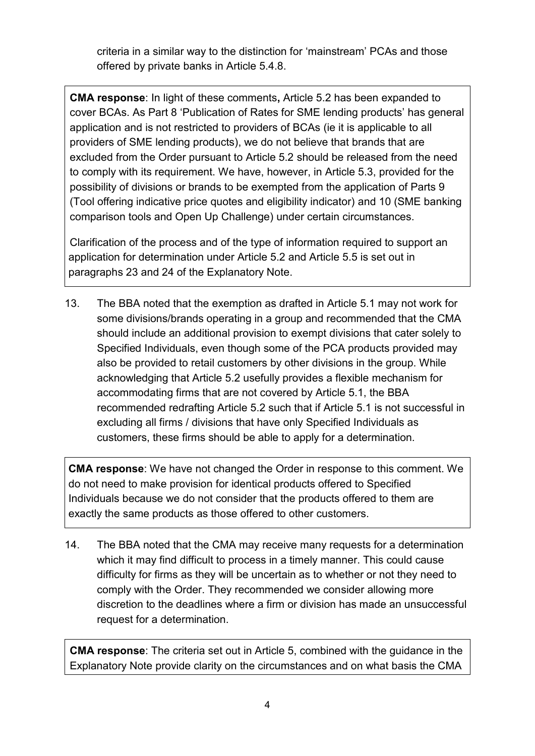criteria in a similar way to the distinction for 'mainstream' PCAs and those offered by private banks in Article 5.4.8.

> **CMA response**: In light of these comments**,** Article 5.2 has been expanded to cover BCAs. As Part 8 'Publication of Rates for SME lending products' has general application and is not restricted to providers of BCAs (ie it is applicable to all providers of SME lending products), we do not believe that brands that are excluded from the Order pursuant to Article 5.2 should be released from the need to comply with its requirement. We have, however, in Article 5.3, provided for the possibility of divisions or brands to be exempted from the application of Parts 9 (Tool offering indicative price quotes and eligibility indicator) and 10 (SME banking comparison tools and Open Up Challenge) under certain circumstances.
>
> Clarification of the process and of the type of information required to support an application for determination under Article 5.2 and Article 5.5 is set out in paragraphs 23 and 24 of the Explanatory Note.

13. The BBA noted that the exemption as drafted in Article 5.1 may not work for some divisions/brands operating in a group and recommended that the CMA should include an additional provision to exempt divisions that cater solely to Specified Individuals, even though some of the PCA products provided may also be provided to retail customers by other divisions in the group. While acknowledging that Article 5.2 usefully provides a flexible mechanism for accommodating firms that are not covered by Article 5.1, the BBA recommended redrafting Article 5.2 such that if Article 5.1 is not successful in excluding all firms / divisions that have only Specified Individuals as customers, these firms should be able to apply for a determination.

> **CMA response**: We have not changed the Order in response to this comment. We do not need to make provision for identical products offered to Specified Individuals because we do not consider that the products offered to them are exactly the same products as those offered to other customers.

14. The BBA noted that the CMA may receive many requests for a determination which it may find difficult to process in a timely manner. This could cause difficulty for firms as they will be uncertain as to whether or not they need to comply with the Order. They recommended we consider allowing more discretion to the deadlines where a firm or division has made an unsuccessful request for a determination.

> **CMA response**: The criteria set out in Article 5, combined with the guidance in the Explanatory Note provide clarity on the circumstances and on what basis the CMA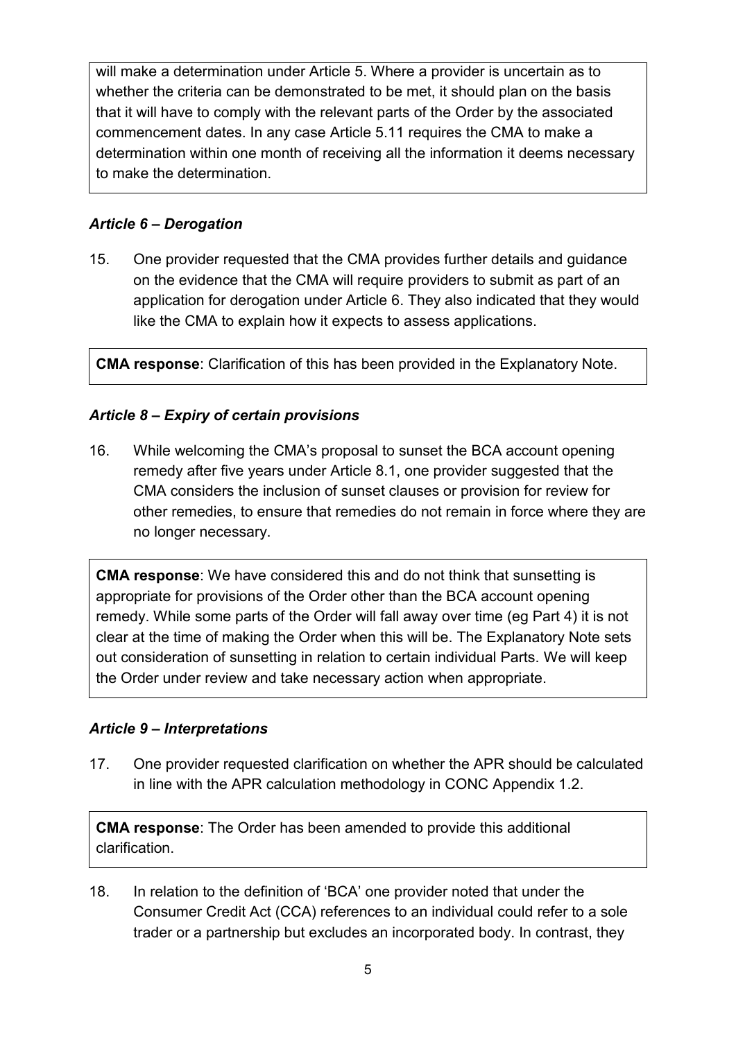will make a determination under Article 5. Where a provider is uncertain as to whether the criteria can be demonstrated to be met, it should plan on the basis that it will have to comply with the relevant parts of the Order by the associated commencement dates. In any case Article 5.11 requires the CMA to make a determination within one month of receiving all the information it deems necessary to make the determination.

### *Article 6 – Derogation*

15. One provider requested that the CMA provides further details and guidance on the evidence that the CMA will require providers to submit as part of an application for derogation under Article 6. They also indicated that they would like the CMA to explain how it expects to assess applications.

**CMA response**: Clarification of this has been provided in the Explanatory Note.

### *Article 8 – Expiry of certain provisions*

16. While welcoming the CMA's proposal to sunset the BCA account opening remedy after five years under Article 8.1, one provider suggested that the CMA considers the inclusion of sunset clauses or provision for review for other remedies, to ensure that remedies do not remain in force where they are no longer necessary.

**CMA response**: We have considered this and do not think that sunsetting is appropriate for provisions of the Order other than the BCA account opening remedy. While some parts of the Order will fall away over time (eg Part 4) it is not clear at the time of making the Order when this will be. The Explanatory Note sets out consideration of sunsetting in relation to certain individual Parts. We will keep the Order under review and take necessary action when appropriate.

### *Article 9 – Interpretations*

17. One provider requested clarification on whether the APR should be calculated in line with the APR calculation methodology in CONC Appendix 1.2.

**CMA response**: The Order has been amended to provide this additional clarification.

18. In relation to the definition of 'BCA' one provider noted that under the Consumer Credit Act (CCA) references to an individual could refer to a sole trader or a partnership but excludes an incorporated body. In contrast, they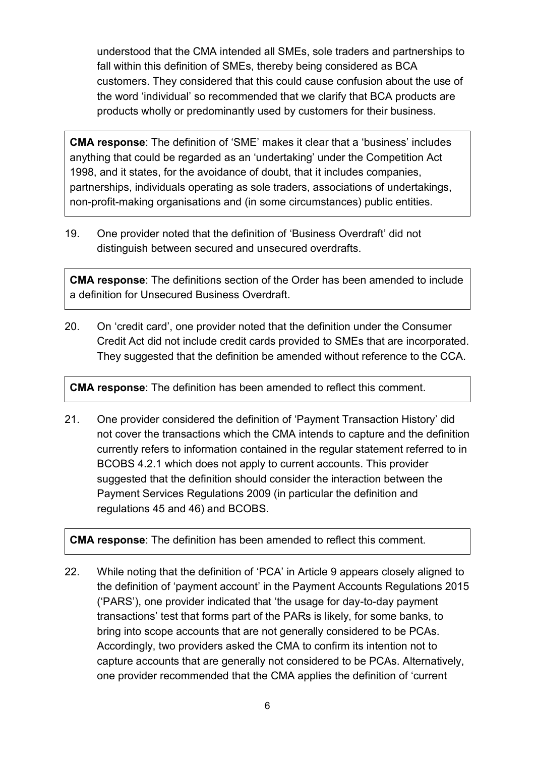understood that the CMA intended all SMEs, sole traders and partnerships to fall within this definition of SMEs, thereby being considered as BCA customers. They considered that this could cause confusion about the use of the word 'individual' so recommended that we clarify that BCA products are products wholly or predominantly used by customers for their business.

> **CMA response**: The definition of 'SME' makes it clear that a 'business' includes anything that could be regarded as an 'undertaking' under the Competition Act 1998, and it states, for the avoidance of doubt, that it includes companies, partnerships, individuals operating as sole traders, associations of undertakings, non-profit-making organisations and (in some circumstances) public entities.

19. One provider noted that the definition of 'Business Overdraft' did not distinguish between secured and unsecured overdrafts.

> **CMA response**: The definitions section of the Order has been amended to include a definition for Unsecured Business Overdraft.

20. On 'credit card', one provider noted that the definition under the Consumer Credit Act did not include credit cards provided to SMEs that are incorporated. They suggested that the definition be amended without reference to the CCA.

> **CMA response**: The definition has been amended to reflect this comment.

21. One provider considered the definition of 'Payment Transaction History' did not cover the transactions which the CMA intends to capture and the definition currently refers to information contained in the regular statement referred to in BCOBS 4.2.1 which does not apply to current accounts. This provider suggested that the definition should consider the interaction between the Payment Services Regulations 2009 (in particular the definition and regulations 45 and 46) and BCOBS.

> **CMA response**: The definition has been amended to reflect this comment.

22. While noting that the definition of 'PCA' in Article 9 appears closely aligned to the definition of 'payment account' in the Payment Accounts Regulations 2015 ('PARS'), one provider indicated that 'the usage for day-to-day payment transactions' test that forms part of the PARs is likely, for some banks, to bring into scope accounts that are not generally considered to be PCAs. Accordingly, two providers asked the CMA to confirm its intention not to capture accounts that are generally not considered to be PCAs. Alternatively, one provider recommended that the CMA applies the definition of 'current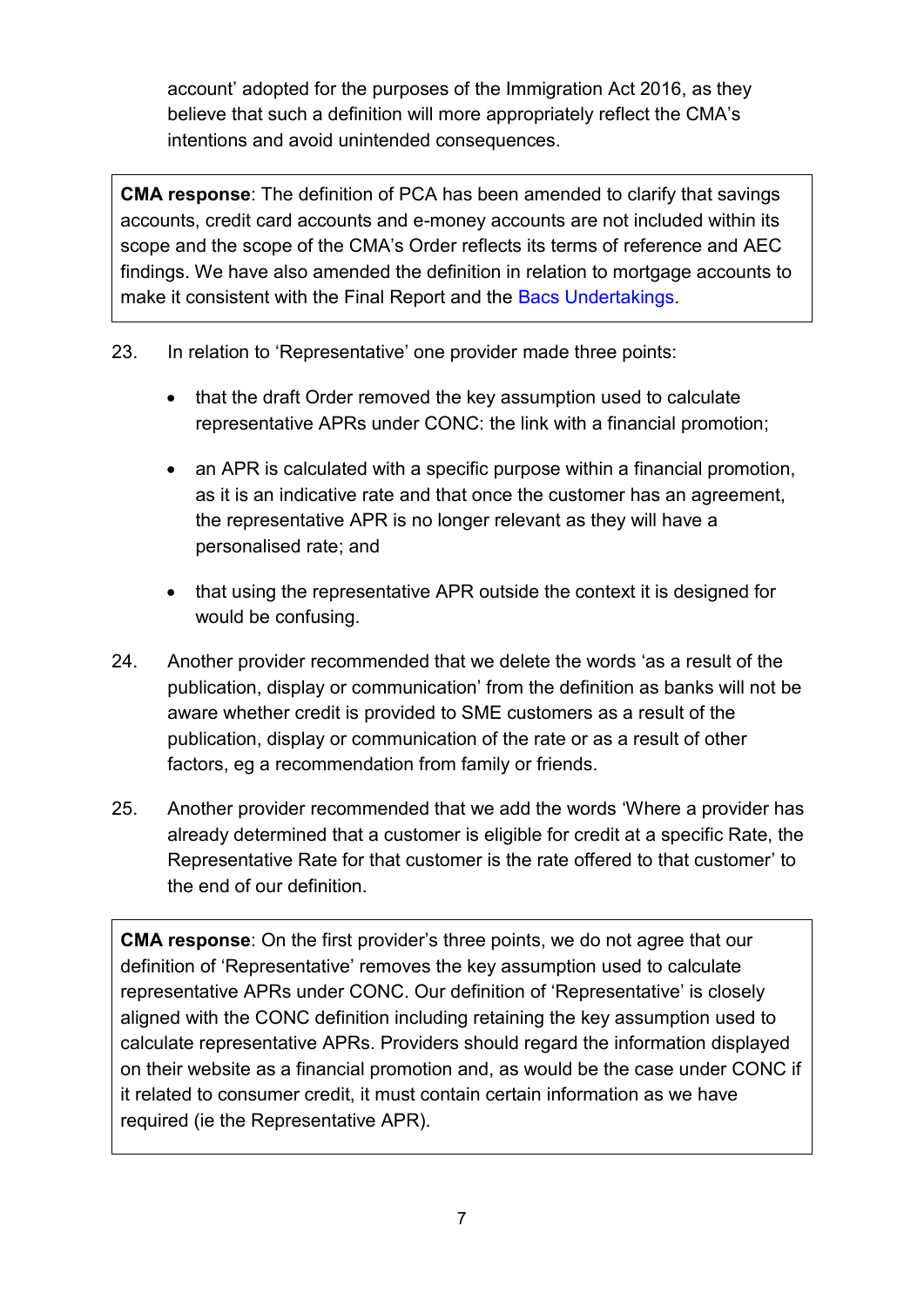account' adopted for the purposes of the Immigration Act 2016, as they believe that such a definition will more appropriately reflect the CMA's intentions and avoid unintended consequences.

> **CMA response**: The definition of PCA has been amended to clarify that savings accounts, credit card accounts and e-money accounts are not included within its scope and the scope of the CMA's Order reflects its terms of reference and AEC findings. We have also amended the definition in relation to mortgage accounts to make it consistent with the Final Report and the Bacs Undertakings.

23. In relation to 'Representative' one provider made three points:

    - that the draft Order removed the key assumption used to calculate representative APRs under CONC: the link with a financial promotion;
    - an APR is calculated with a specific purpose within a financial promotion, as it is an indicative rate and that once the customer has an agreement, the representative APR is no longer relevant as they will have a personalised rate; and
    - that using the representative APR outside the context it is designed for would be confusing.

24. Another provider recommended that we delete the words 'as a result of the publication, display or communication' from the definition as banks will not be aware whether credit is provided to SME customers as a result of the publication, display or communication of the rate or as a result of other factors, eg a recommendation from family or friends.

25. Another provider recommended that we add the words 'Where a provider has already determined that a customer is eligible for credit at a specific Rate, the Representative Rate for that customer is the rate offered to that customer' to the end of our definition.

> **CMA response**: On the first provider's three points, we do not agree that our definition of 'Representative' removes the key assumption used to calculate representative APRs under CONC. Our definition of 'Representative' is closely aligned with the CONC definition including retaining the key assumption used to calculate representative APRs. Providers should regard the information displayed on their website as a financial promotion and, as would be the case under CONC if it related to consumer credit, it must contain certain information as we have required (ie the Representative APR).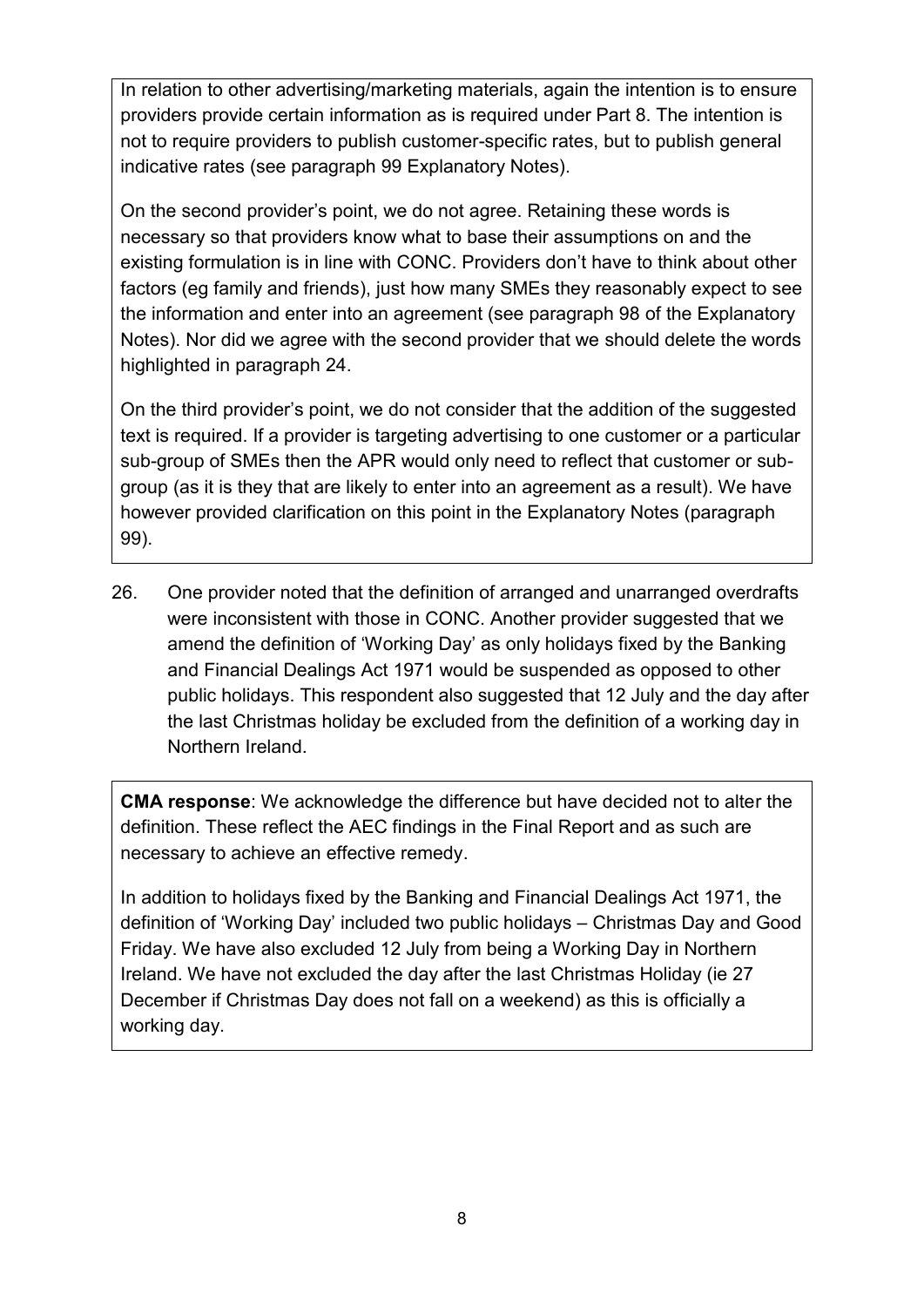In relation to other advertising/marketing materials, again the intention is to ensure providers provide certain information as is required under Part 8. The intention is not to require providers to publish customer-specific rates, but to publish general indicative rates (see paragraph 99 Explanatory Notes).

On the second provider's point, we do not agree. Retaining these words is necessary so that providers know what to base their assumptions on and the existing formulation is in line with CONC. Providers don't have to think about other factors (eg family and friends), just how many SMEs they reasonably expect to see the information and enter into an agreement (see paragraph 98 of the Explanatory Notes). Nor did we agree with the second provider that we should delete the words highlighted in paragraph 24.

On the third provider's point, we do not consider that the addition of the suggested text is required. If a provider is targeting advertising to one customer or a particular sub-group of SMEs then the APR would only need to reflect that customer or sub-group (as it is they that are likely to enter into an agreement as a result). We have however provided clarification on this point in the Explanatory Notes (paragraph 99).

26. One provider noted that the definition of arranged and unarranged overdrafts were inconsistent with those in CONC. Another provider suggested that we amend the definition of 'Working Day' as only holidays fixed by the Banking and Financial Dealings Act 1971 would be suspended as opposed to other public holidays. This respondent also suggested that 12 July and the day after the last Christmas holiday be excluded from the definition of a working day in Northern Ireland.

**CMA response**: We acknowledge the difference but have decided not to alter the definition. These reflect the AEC findings in the Final Report and as such are necessary to achieve an effective remedy.

In addition to holidays fixed by the Banking and Financial Dealings Act 1971, the definition of 'Working Day' included two public holidays – Christmas Day and Good Friday. We have also excluded 12 July from being a Working Day in Northern Ireland. We have not excluded the day after the last Christmas Holiday (ie 27 December if Christmas Day does not fall on a weekend) as this is officially a working day.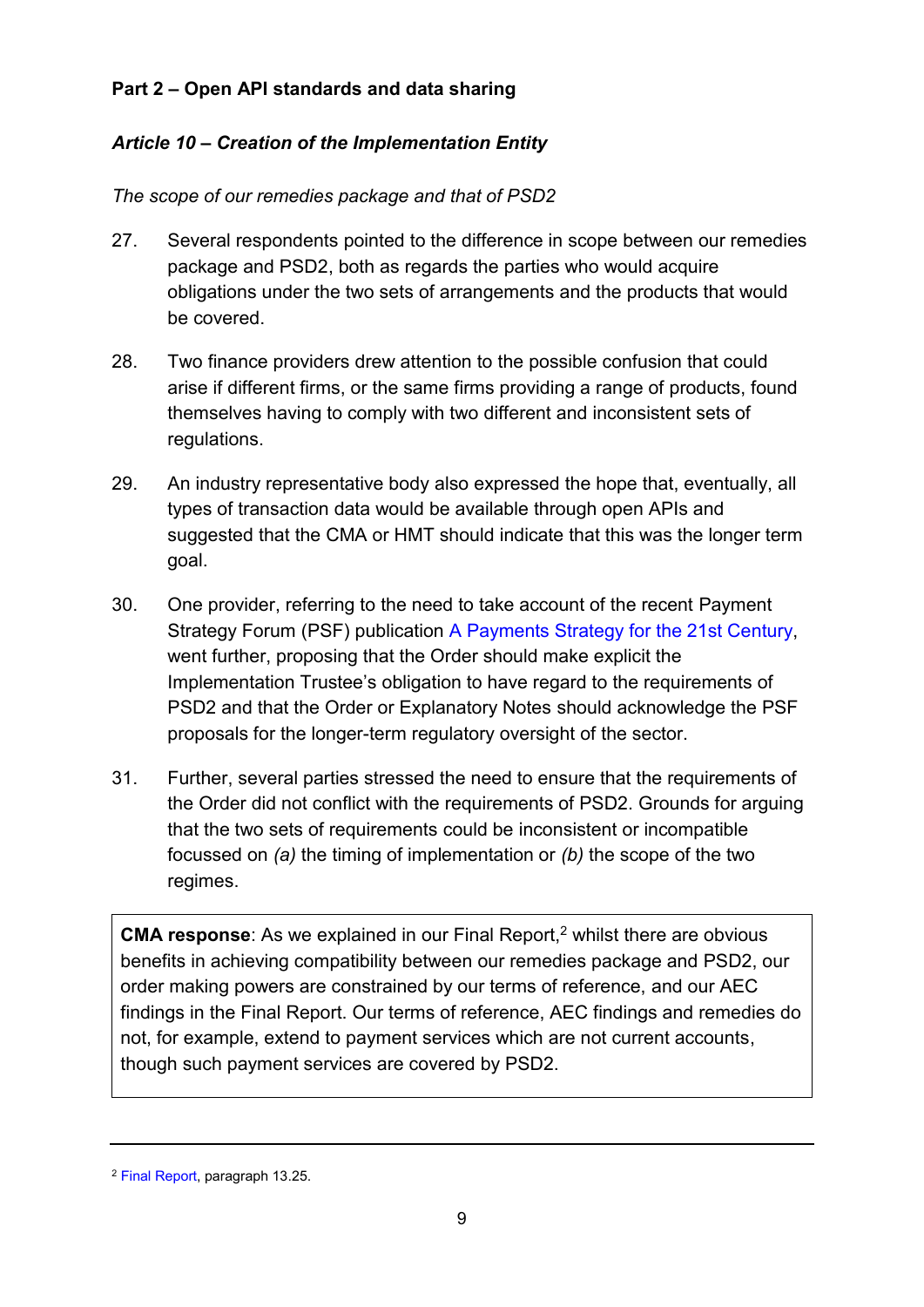**Part 2 – Open API standards and data sharing**

***Article 10 – Creation of the Implementation Entity***

*The scope of our remedies package and that of PSD2*

27. Several respondents pointed to the difference in scope between our remedies package and PSD2, both as regards the parties who would acquire obligations under the two sets of arrangements and the products that would be covered.

28. Two finance providers drew attention to the possible confusion that could arise if different firms, or the same firms providing a range of products, found themselves having to comply with two different and inconsistent sets of regulations.

29. An industry representative body also expressed the hope that, eventually, all types of transaction data would be available through open APIs and suggested that the CMA or HMT should indicate that this was the longer term goal.

30. One provider, referring to the need to take account of the recent Payment Strategy Forum (PSF) publication A Payments Strategy for the 21st Century, went further, proposing that the Order should make explicit the Implementation Trustee's obligation to have regard to the requirements of PSD2 and that the Order or Explanatory Notes should acknowledge the PSF proposals for the longer-term regulatory oversight of the sector.

31. Further, several parties stressed the need to ensure that the requirements of the Order did not conflict with the requirements of PSD2. Grounds for arguing that the two sets of requirements could be inconsistent or incompatible focussed on *(a)* the timing of implementation or *(b)* the scope of the two regimes.

> **CMA response**: As we explained in our Final Report,[2] whilst there are obvious benefits in achieving compatibility between our remedies package and PSD2, our order making powers are constrained by our terms of reference, and our AEC findings in the Final Report. Our terms of reference, AEC findings and remedies do not, for example, extend to payment services which are not current accounts, though such payment services are covered by PSD2.

---

[2] Final Report, paragraph 13.25.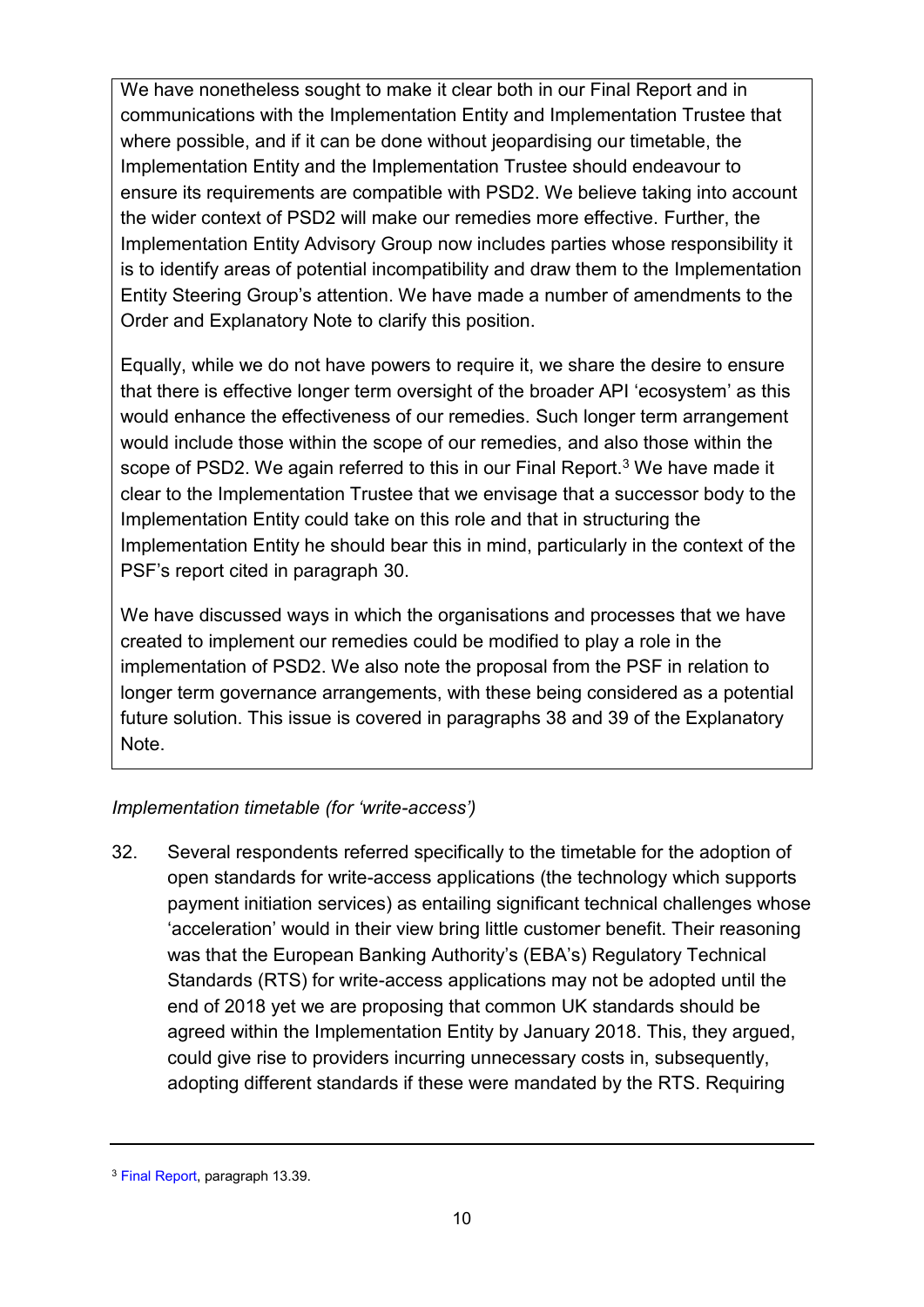We have nonetheless sought to make it clear both in our Final Report and in communications with the Implementation Entity and Implementation Trustee that where possible, and if it can be done without jeopardising our timetable, the Implementation Entity and the Implementation Trustee should endeavour to ensure its requirements are compatible with PSD2. We believe taking into account the wider context of PSD2 will make our remedies more effective. Further, the Implementation Entity Advisory Group now includes parties whose responsibility it is to identify areas of potential incompatibility and draw them to the Implementation Entity Steering Group's attention. We have made a number of amendments to the Order and Explanatory Note to clarify this position.

Equally, while we do not have powers to require it, we share the desire to ensure that there is effective longer term oversight of the broader API 'ecosystem' as this would enhance the effectiveness of our remedies. Such longer term arrangement would include those within the scope of our remedies, and also those within the scope of PSD2. We again referred to this in our Final Report.[3] We have made it clear to the Implementation Trustee that we envisage that a successor body to the Implementation Entity could take on this role and that in structuring the Implementation Entity he should bear this in mind, particularly in the context of the PSF's report cited in paragraph 30.

We have discussed ways in which the organisations and processes that we have created to implement our remedies could be modified to play a role in the implementation of PSD2. We also note the proposal from the PSF in relation to longer term governance arrangements, with these being considered as a potential future solution. This issue is covered in paragraphs 38 and 39 of the Explanatory Note.

*Implementation timetable (for 'write-access')*

32. Several respondents referred specifically to the timetable for the adoption of open standards for write-access applications (the technology which supports payment initiation services) as entailing significant technical challenges whose 'acceleration' would in their view bring little customer benefit. Their reasoning was that the European Banking Authority's (EBA's) Regulatory Technical Standards (RTS) for write-access applications may not be adopted until the end of 2018 yet we are proposing that common UK standards should be agreed within the Implementation Entity by January 2018. This, they argued, could give rise to providers incurring unnecessary costs in, subsequently, adopting different standards if these were mandated by the RTS. Requiring

[3] Final Report, paragraph 13.39.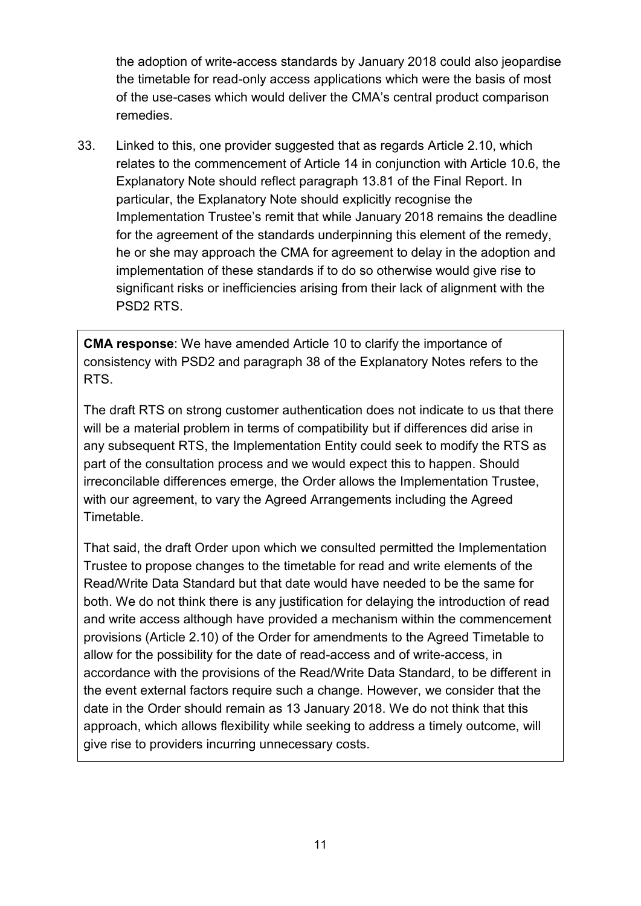the adoption of write-access standards by January 2018 could also jeopardise the timetable for read-only access applications which were the basis of most of the use-cases which would deliver the CMA's central product comparison remedies.

33. Linked to this, one provider suggested that as regards Article 2.10, which relates to the commencement of Article 14 in conjunction with Article 10.6, the Explanatory Note should reflect paragraph 13.81 of the Final Report. In particular, the Explanatory Note should explicitly recognise the Implementation Trustee's remit that while January 2018 remains the deadline for the agreement of the standards underpinning this element of the remedy, he or she may approach the CMA for agreement to delay in the adoption and implementation of these standards if to do so otherwise would give rise to significant risks or inefficiencies arising from their lack of alignment with the PSD2 RTS.

**CMA response**: We have amended Article 10 to clarify the importance of consistency with PSD2 and paragraph 38 of the Explanatory Notes refers to the RTS.

The draft RTS on strong customer authentication does not indicate to us that there will be a material problem in terms of compatibility but if differences did arise in any subsequent RTS, the Implementation Entity could seek to modify the RTS as part of the consultation process and we would expect this to happen. Should irreconcilable differences emerge, the Order allows the Implementation Trustee, with our agreement, to vary the Agreed Arrangements including the Agreed Timetable.

That said, the draft Order upon which we consulted permitted the Implementation Trustee to propose changes to the timetable for read and write elements of the Read/Write Data Standard but that date would have needed to be the same for both. We do not think there is any justification for delaying the introduction of read and write access although have provided a mechanism within the commencement provisions (Article 2.10) of the Order for amendments to the Agreed Timetable to allow for the possibility for the date of read-access and of write-access, in accordance with the provisions of the Read/Write Data Standard, to be different in the event external factors require such a change. However, we consider that the date in the Order should remain as 13 January 2018. We do not think that this approach, which allows flexibility while seeking to address a timely outcome, will give rise to providers incurring unnecessary costs.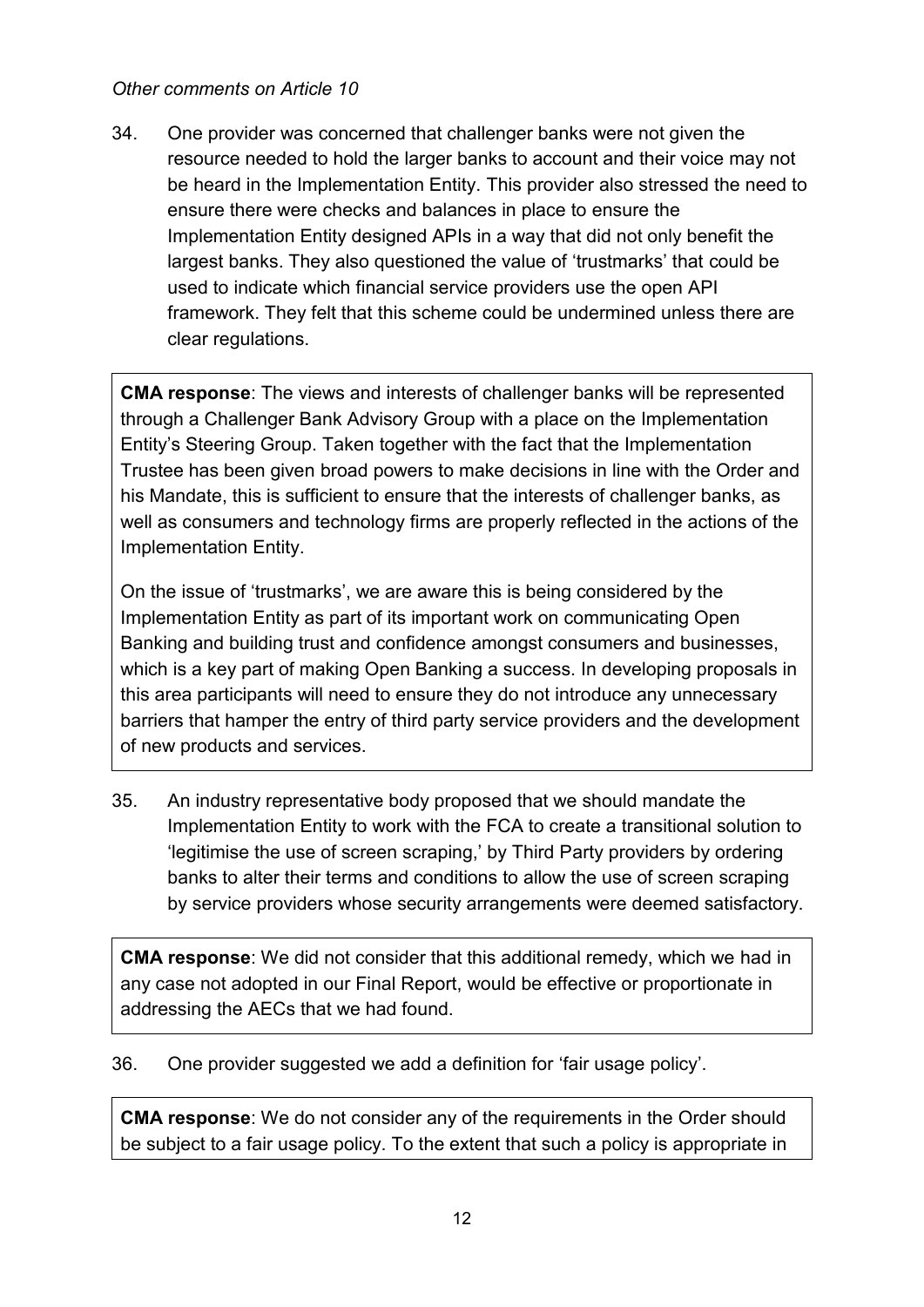*Other comments on Article 10*

34. One provider was concerned that challenger banks were not given the resource needed to hold the larger banks to account and their voice may not be heard in the Implementation Entity. This provider also stressed the need to ensure there were checks and balances in place to ensure the Implementation Entity designed APIs in a way that did not only benefit the largest banks. They also questioned the value of 'trustmarks' that could be used to indicate which financial service providers use the open API framework. They felt that this scheme could be undermined unless there are clear regulations.

**CMA response**: The views and interests of challenger banks will be represented through a Challenger Bank Advisory Group with a place on the Implementation Entity's Steering Group. Taken together with the fact that the Implementation Trustee has been given broad powers to make decisions in line with the Order and his Mandate, this is sufficient to ensure that the interests of challenger banks, as well as consumers and technology firms are properly reflected in the actions of the Implementation Entity.

On the issue of 'trustmarks', we are aware this is being considered by the Implementation Entity as part of its important work on communicating Open Banking and building trust and confidence amongst consumers and businesses, which is a key part of making Open Banking a success. In developing proposals in this area participants will need to ensure they do not introduce any unnecessary barriers that hamper the entry of third party service providers and the development of new products and services.

35. An industry representative body proposed that we should mandate the Implementation Entity to work with the FCA to create a transitional solution to 'legitimise the use of screen scraping,' by Third Party providers by ordering banks to alter their terms and conditions to allow the use of screen scraping by service providers whose security arrangements were deemed satisfactory.

**CMA response**: We did not consider that this additional remedy, which we had in any case not adopted in our Final Report, would be effective or proportionate in addressing the AECs that we had found.

36. One provider suggested we add a definition for 'fair usage policy'.

**CMA response**: We do not consider any of the requirements in the Order should be subject to a fair usage policy. To the extent that such a policy is appropriate in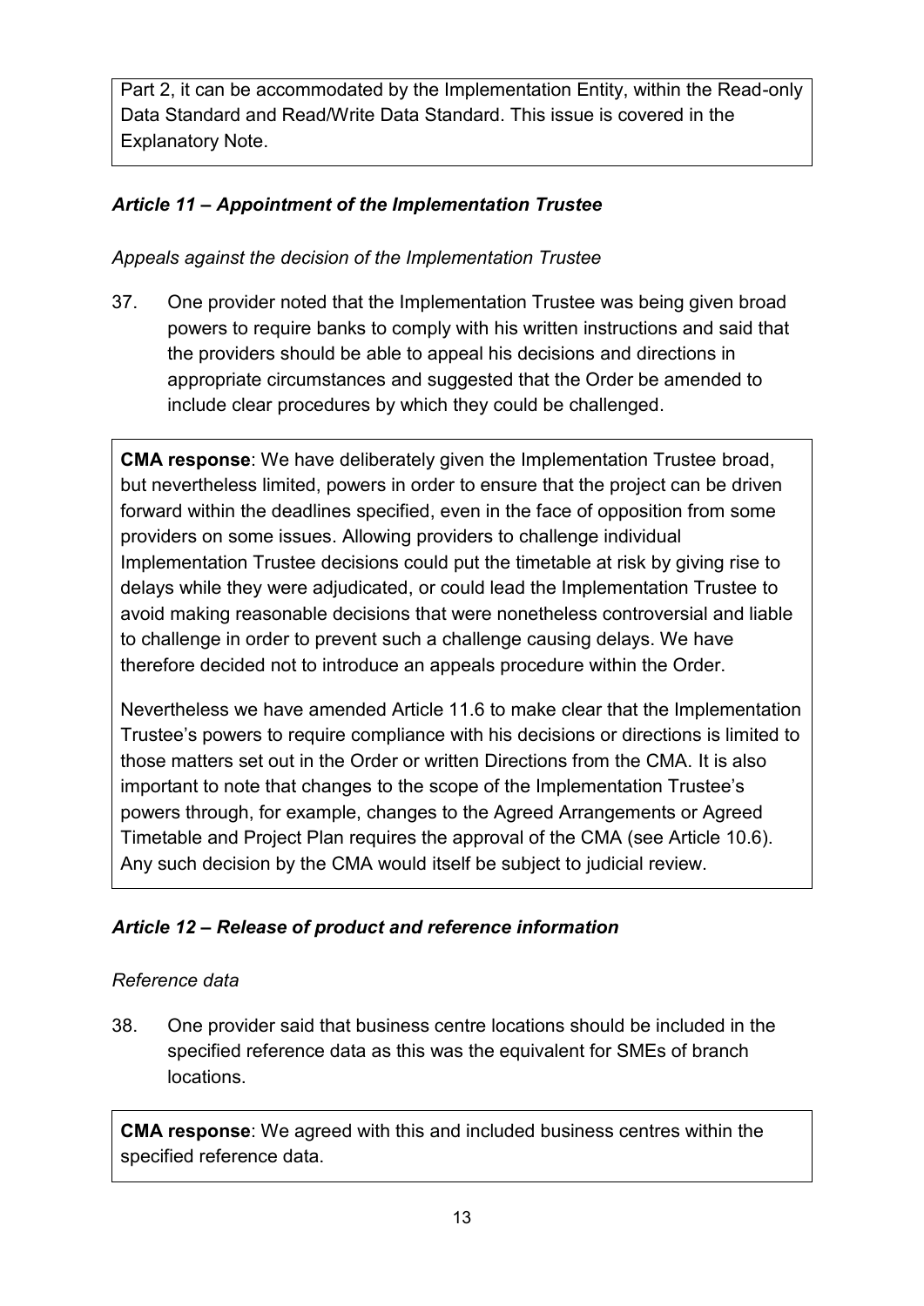Part 2, it can be accommodated by the Implementation Entity, within the Read-only Data Standard and Read/Write Data Standard. This issue is covered in the Explanatory Note.

### *Article 11 – Appointment of the Implementation Trustee*

*Appeals against the decision of the Implementation Trustee*

37. One provider noted that the Implementation Trustee was being given broad powers to require banks to comply with his written instructions and said that the providers should be able to appeal his decisions and directions in appropriate circumstances and suggested that the Order be amended to include clear procedures by which they could be challenged.

**CMA response**: We have deliberately given the Implementation Trustee broad, but nevertheless limited, powers in order to ensure that the project can be driven forward within the deadlines specified, even in the face of opposition from some providers on some issues. Allowing providers to challenge individual Implementation Trustee decisions could put the timetable at risk by giving rise to delays while they were adjudicated, or could lead the Implementation Trustee to avoid making reasonable decisions that were nonetheless controversial and liable to challenge in order to prevent such a challenge causing delays. We have therefore decided not to introduce an appeals procedure within the Order.

Nevertheless we have amended Article 11.6 to make clear that the Implementation Trustee's powers to require compliance with his decisions or directions is limited to those matters set out in the Order or written Directions from the CMA. It is also important to note that changes to the scope of the Implementation Trustee's powers through, for example, changes to the Agreed Arrangements or Agreed Timetable and Project Plan requires the approval of the CMA (see Article 10.6). Any such decision by the CMA would itself be subject to judicial review.

### *Article 12 – Release of product and reference information*

*Reference data*

38. One provider said that business centre locations should be included in the specified reference data as this was the equivalent for SMEs of branch locations.

**CMA response**: We agreed with this and included business centres within the specified reference data.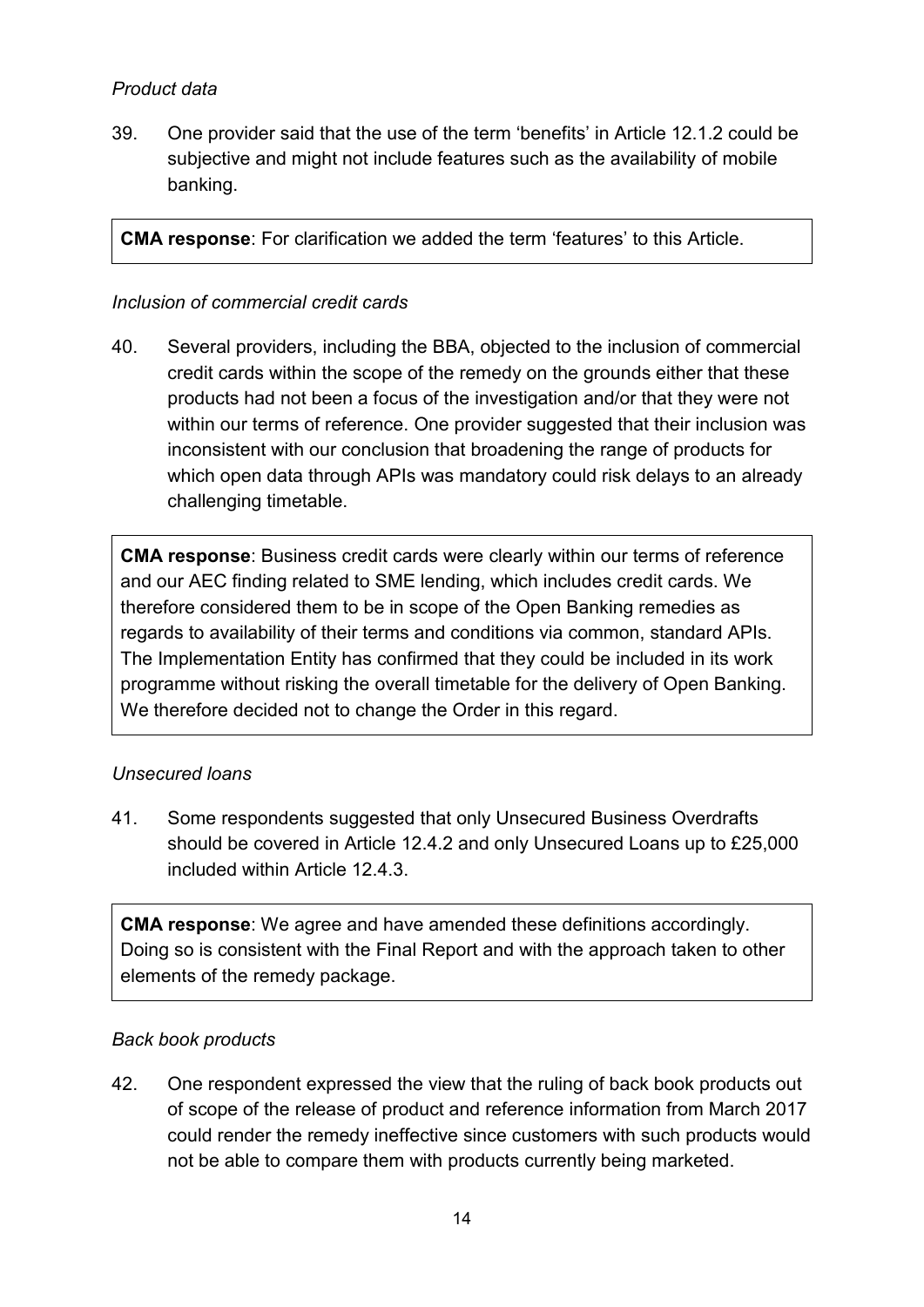*Product data*

39. One provider said that the use of the term 'benefits' in Article 12.1.2 could be subjective and might not include features such as the availability of mobile banking.

> **CMA response**: For clarification we added the term 'features' to this Article.

*Inclusion of commercial credit cards*

40. Several providers, including the BBA, objected to the inclusion of commercial credit cards within the scope of the remedy on the grounds either that these products had not been a focus of the investigation and/or that they were not within our terms of reference. One provider suggested that their inclusion was inconsistent with our conclusion that broadening the range of products for which open data through APIs was mandatory could risk delays to an already challenging timetable.

> **CMA response**: Business credit cards were clearly within our terms of reference and our AEC finding related to SME lending, which includes credit cards. We therefore considered them to be in scope of the Open Banking remedies as regards to availability of their terms and conditions via common, standard APIs. The Implementation Entity has confirmed that they could be included in its work programme without risking the overall timetable for the delivery of Open Banking. We therefore decided not to change the Order in this regard.

*Unsecured loans*

41. Some respondents suggested that only Unsecured Business Overdrafts should be covered in Article 12.4.2 and only Unsecured Loans up to £25,000 included within Article 12.4.3.

> **CMA response**: We agree and have amended these definitions accordingly. Doing so is consistent with the Final Report and with the approach taken to other elements of the remedy package.

*Back book products*

42. One respondent expressed the view that the ruling of back book products out of scope of the release of product and reference information from March 2017 could render the remedy ineffective since customers with such products would not be able to compare them with products currently being marketed.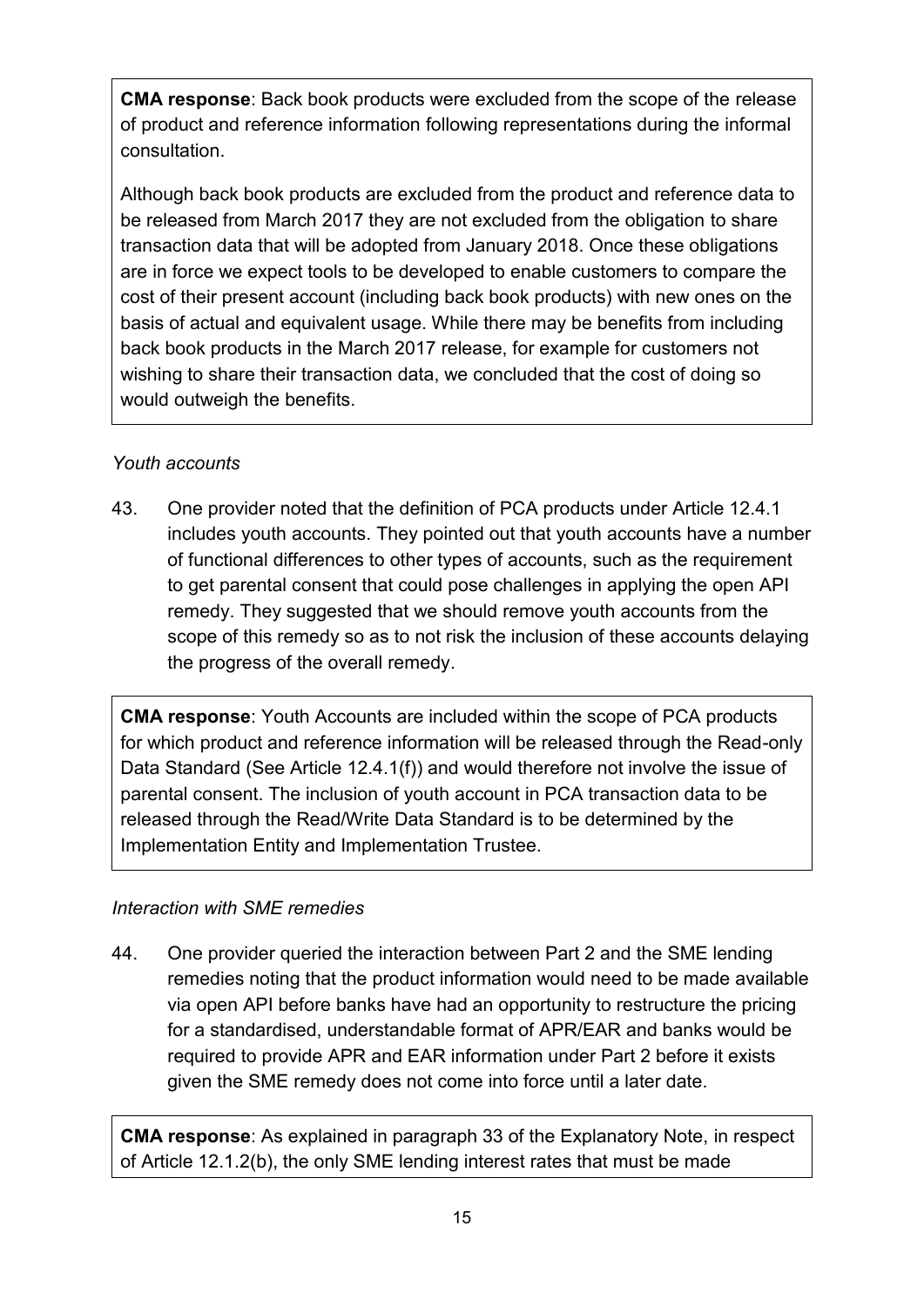**CMA response**: Back book products were excluded from the scope of the release of product and reference information following representations during the informal consultation.

Although back book products are excluded from the product and reference data to be released from March 2017 they are not excluded from the obligation to share transaction data that will be adopted from January 2018. Once these obligations are in force we expect tools to be developed to enable customers to compare the cost of their present account (including back book products) with new ones on the basis of actual and equivalent usage. While there may be benefits from including back book products in the March 2017 release, for example for customers not wishing to share their transaction data, we concluded that the cost of doing so would outweigh the benefits.

*Youth accounts*

43. One provider noted that the definition of PCA products under Article 12.4.1 includes youth accounts. They pointed out that youth accounts have a number of functional differences to other types of accounts, such as the requirement to get parental consent that could pose challenges in applying the open API remedy. They suggested that we should remove youth accounts from the scope of this remedy so as to not risk the inclusion of these accounts delaying the progress of the overall remedy.

**CMA response**: Youth Accounts are included within the scope of PCA products for which product and reference information will be released through the Read-only Data Standard (See Article 12.4.1(f)) and would therefore not involve the issue of parental consent. The inclusion of youth account in PCA transaction data to be released through the Read/Write Data Standard is to be determined by the Implementation Entity and Implementation Trustee.

*Interaction with SME remedies*

44. One provider queried the interaction between Part 2 and the SME lending remedies noting that the product information would need to be made available via open API before banks have had an opportunity to restructure the pricing for a standardised, understandable format of APR/EAR and banks would be required to provide APR and EAR information under Part 2 before it exists given the SME remedy does not come into force until a later date.

**CMA response**: As explained in paragraph 33 of the Explanatory Note, in respect of Article 12.1.2(b), the only SME lending interest rates that must be made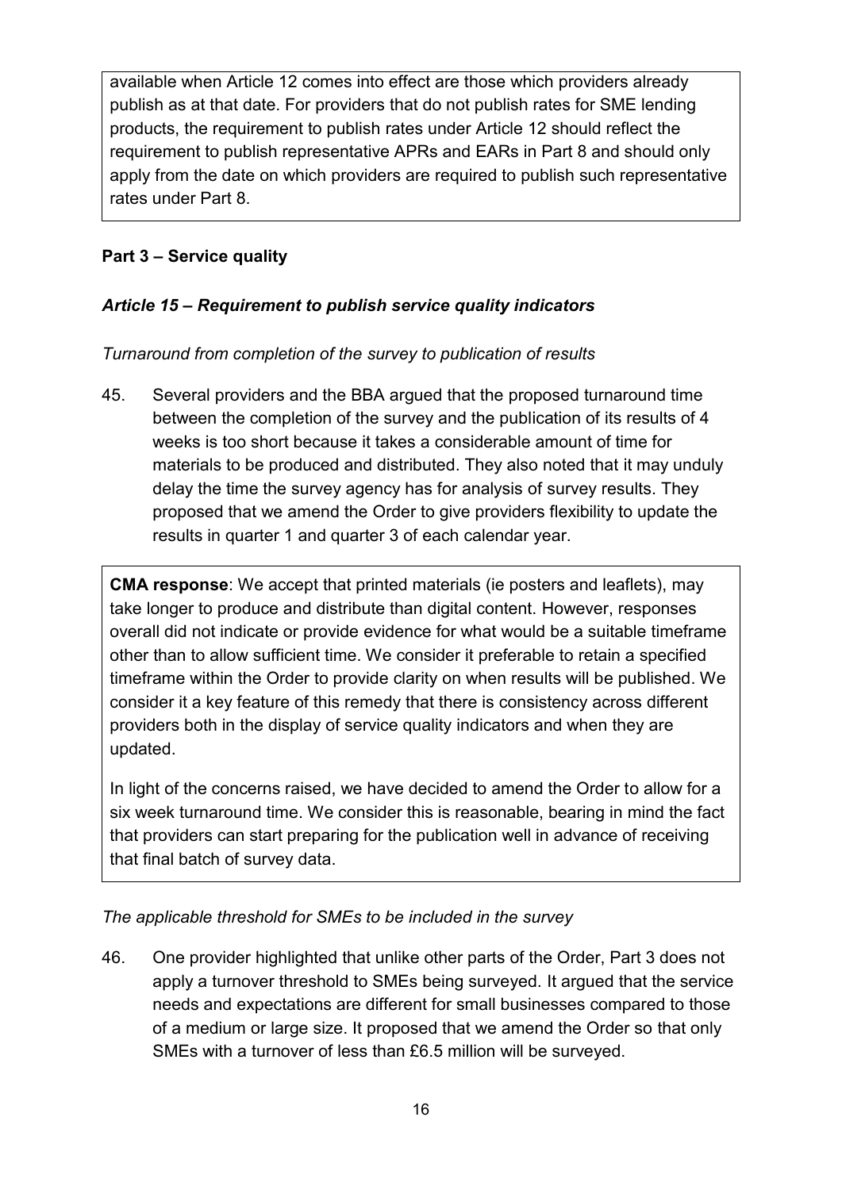available when Article 12 comes into effect are those which providers already publish as at that date. For providers that do not publish rates for SME lending products, the requirement to publish rates under Article 12 should reflect the requirement to publish representative APRs and EARs in Part 8 and should only apply from the date on which providers are required to publish such representative rates under Part 8.

## Part 3 – Service quality

### *Article 15 – Requirement to publish service quality indicators*

*Turnaround from completion of the survey to publication of results*

45. Several providers and the BBA argued that the proposed turnaround time between the completion of the survey and the publication of its results of 4 weeks is too short because it takes a considerable amount of time for materials to be produced and distributed. They also noted that it may unduly delay the time the survey agency has for analysis of survey results. They proposed that we amend the Order to give providers flexibility to update the results in quarter 1 and quarter 3 of each calendar year.

**CMA response**: We accept that printed materials (ie posters and leaflets), may take longer to produce and distribute than digital content. However, responses overall did not indicate or provide evidence for what would be a suitable timeframe other than to allow sufficient time. We consider it preferable to retain a specified timeframe within the Order to provide clarity on when results will be published. We consider it a key feature of this remedy that there is consistency across different providers both in the display of service quality indicators and when they are updated.

In light of the concerns raised, we have decided to amend the Order to allow for a six week turnaround time. We consider this is reasonable, bearing in mind the fact that providers can start preparing for the publication well in advance of receiving that final batch of survey data.

*The applicable threshold for SMEs to be included in the survey*

46. One provider highlighted that unlike other parts of the Order, Part 3 does not apply a turnover threshold to SMEs being surveyed. It argued that the service needs and expectations are different for small businesses compared to those of a medium or large size. It proposed that we amend the Order so that only SMEs with a turnover of less than £6.5 million will be surveyed.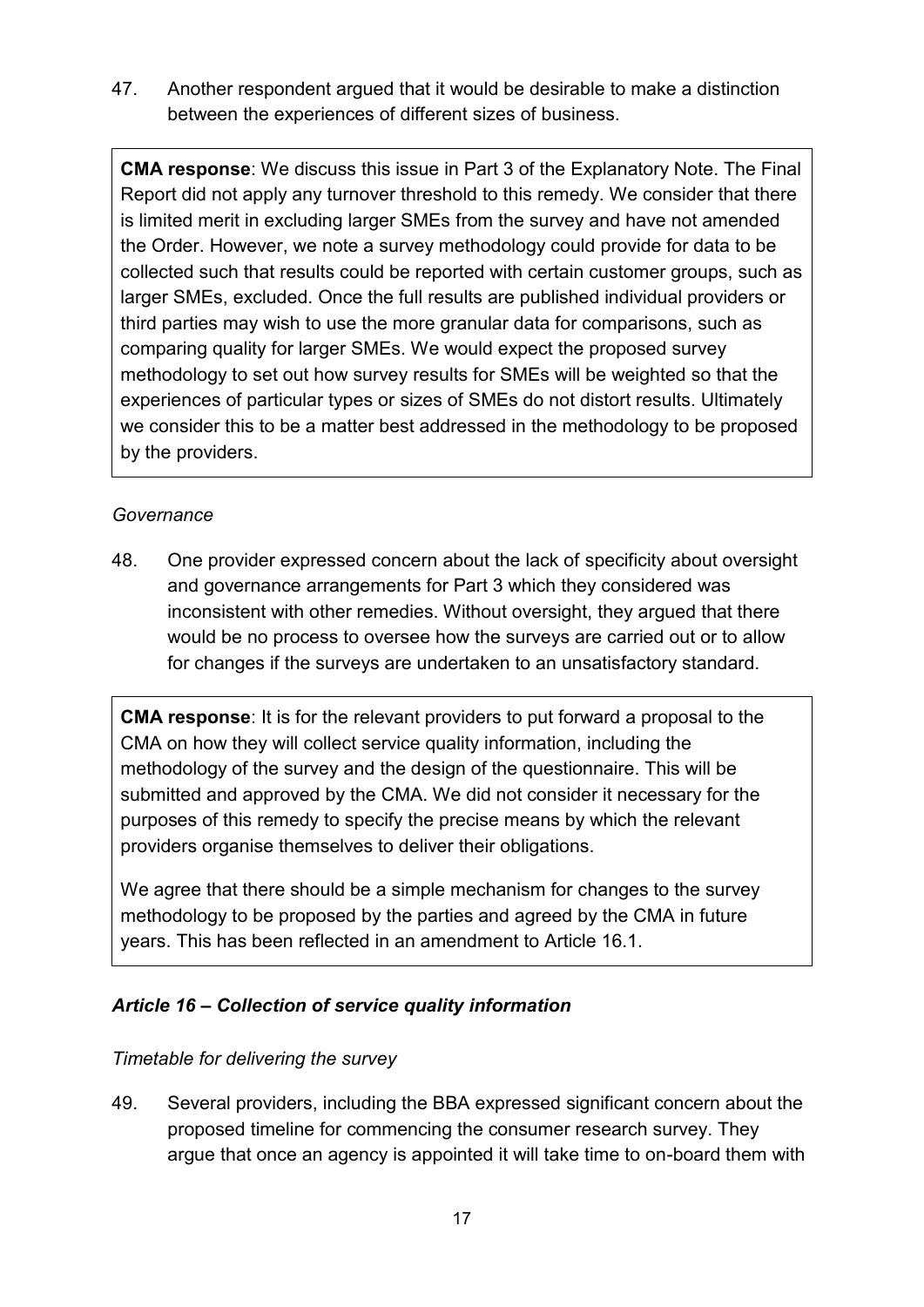47. Another respondent argued that it would be desirable to make a distinction between the experiences of different sizes of business.

> **CMA response**: We discuss this issue in Part 3 of the Explanatory Note. The Final Report did not apply any turnover threshold to this remedy. We consider that there is limited merit in excluding larger SMEs from the survey and have not amended the Order. However, we note a survey methodology could provide for data to be collected such that results could be reported with certain customer groups, such as larger SMEs, excluded. Once the full results are published individual providers or third parties may wish to use the more granular data for comparisons, such as comparing quality for larger SMEs. We would expect the proposed survey methodology to set out how survey results for SMEs will be weighted so that the experiences of particular types or sizes of SMEs do not distort results. Ultimately we consider this to be a matter best addressed in the methodology to be proposed by the providers.

*Governance*

48. One provider expressed concern about the lack of specificity about oversight and governance arrangements for Part 3 which they considered was inconsistent with other remedies. Without oversight, they argued that there would be no process to oversee how the surveys are carried out or to allow for changes if the surveys are undertaken to an unsatisfactory standard.

> **CMA response**: It is for the relevant providers to put forward a proposal to the CMA on how they will collect service quality information, including the methodology of the survey and the design of the questionnaire. This will be submitted and approved by the CMA. We did not consider it necessary for the purposes of this remedy to specify the precise means by which the relevant providers organise themselves to deliver their obligations.
>
> We agree that there should be a simple mechanism for changes to the survey methodology to be proposed by the parties and agreed by the CMA in future years. This has been reflected in an amendment to Article 16.1.

### *Article 16 – Collection of service quality information*

*Timetable for delivering the survey*

49. Several providers, including the BBA expressed significant concern about the proposed timeline for commencing the consumer research survey. They argue that once an agency is appointed it will take time to on-board them with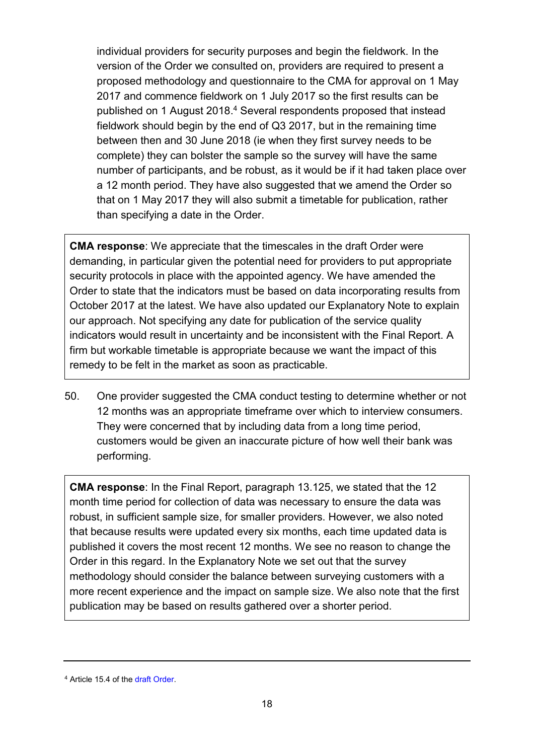individual providers for security purposes and begin the fieldwork. In the version of the Order we consulted on, providers are required to present a proposed methodology and questionnaire to the CMA for approval on 1 May 2017 and commence fieldwork on 1 July 2017 so the first results can be published on 1 August 2018.[4] Several respondents proposed that instead fieldwork should begin by the end of Q3 2017, but in the remaining time between then and 30 June 2018 (ie when they first survey needs to be complete) they can bolster the sample so the survey will have the same number of participants, and be robust, as it would be if it had taken place over a 12 month period. They have also suggested that we amend the Order so that on 1 May 2017 they will also submit a timetable for publication, rather than specifying a date in the Order.

> **CMA response**: We appreciate that the timescales in the draft Order were demanding, in particular given the potential need for providers to put appropriate security protocols in place with the appointed agency. We have amended the Order to state that the indicators must be based on data incorporating results from October 2017 at the latest. We have also updated our Explanatory Note to explain our approach. Not specifying any date for publication of the service quality indicators would result in uncertainty and be inconsistent with the Final Report. A firm but workable timetable is appropriate because we want the impact of this remedy to be felt in the market as soon as practicable.

50. One provider suggested the CMA conduct testing to determine whether or not 12 months was an appropriate timeframe over which to interview consumers. They were concerned that by including data from a long time period, customers would be given an inaccurate picture of how well their bank was performing.

> **CMA response**: In the Final Report, paragraph 13.125, we stated that the 12 month time period for collection of data was necessary to ensure the data was robust, in sufficient sample size, for smaller providers. However, we also noted that because results were updated every six months, each time updated data is published it covers the most recent 12 months. We see no reason to change the Order in this regard. In the Explanatory Note we set out that the survey methodology should consider the balance between surveying customers with a more recent experience and the impact on sample size. We also note that the first publication may be based on results gathered over a shorter period.

---

[4] Article 15.4 of the draft Order.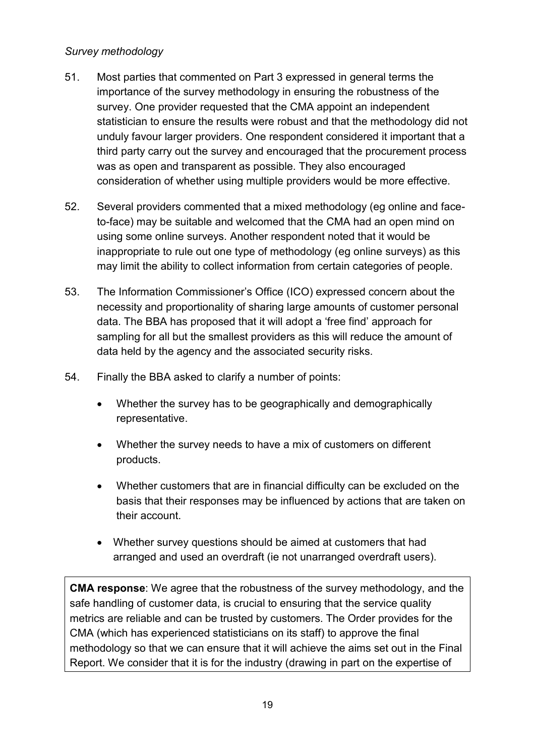*Survey methodology*

51. Most parties that commented on Part 3 expressed in general terms the importance of the survey methodology in ensuring the robustness of the survey. One provider requested that the CMA appoint an independent statistician to ensure the results were robust and that the methodology did not unduly favour larger providers. One respondent considered it important that a third party carry out the survey and encouraged that the procurement process was as open and transparent as possible. They also encouraged consideration of whether using multiple providers would be more effective.

52. Several providers commented that a mixed methodology (eg online and face-to-face) may be suitable and welcomed that the CMA had an open mind on using some online surveys. Another respondent noted that it would be inappropriate to rule out one type of methodology (eg online surveys) as this may limit the ability to collect information from certain categories of people.

53. The Information Commissioner's Office (ICO) expressed concern about the necessity and proportionality of sharing large amounts of customer personal data. The BBA has proposed that it will adopt a 'free find' approach for sampling for all but the smallest providers as this will reduce the amount of data held by the agency and the associated security risks.

54. Finally the BBA asked to clarify a number of points:

    - Whether the survey has to be geographically and demographically representative.
    - Whether the survey needs to have a mix of customers on different products.
    - Whether customers that are in financial difficulty can be excluded on the basis that their responses may be influenced by actions that are taken on their account.
    - Whether survey questions should be aimed at customers that had arranged and used an overdraft (ie not unarranged overdraft users).

**CMA response**: We agree that the robustness of the survey methodology, and the safe handling of customer data, is crucial to ensuring that the service quality metrics are reliable and can be trusted by customers. The Order provides for the CMA (which has experienced statisticians on its staff) to approve the final methodology so that we can ensure that it will achieve the aims set out in the Final Report. We consider that it is for the industry (drawing in part on the expertise of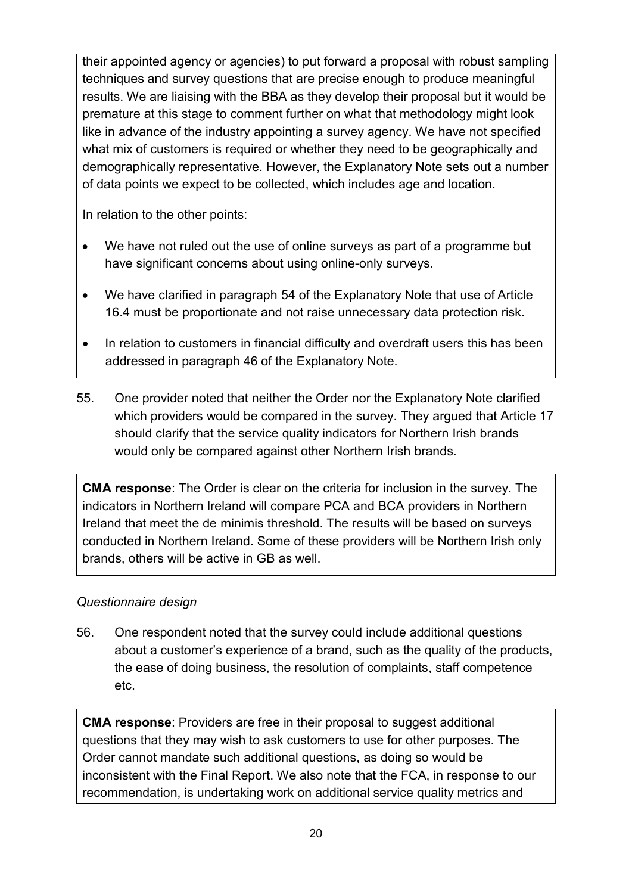their appointed agency or agencies) to put forward a proposal with robust sampling techniques and survey questions that are precise enough to produce meaningful results. We are liaising with the BBA as they develop their proposal but it would be premature at this stage to comment further on what that methodology might look like in advance of the industry appointing a survey agency. We have not specified what mix of customers is required or whether they need to be geographically and demographically representative. However, the Explanatory Note sets out a number of data points we expect to be collected, which includes age and location.

In relation to the other points:

- We have not ruled out the use of online surveys as part of a programme but have significant concerns about using online-only surveys.
- We have clarified in paragraph 54 of the Explanatory Note that use of Article 16.4 must be proportionate and not raise unnecessary data protection risk.
- In relation to customers in financial difficulty and overdraft users this has been addressed in paragraph 46 of the Explanatory Note.

55. One provider noted that neither the Order nor the Explanatory Note clarified which providers would be compared in the survey. They argued that Article 17 should clarify that the service quality indicators for Northern Irish brands would only be compared against other Northern Irish brands.

**CMA response**: The Order is clear on the criteria for inclusion in the survey. The indicators in Northern Ireland will compare PCA and BCA providers in Northern Ireland that meet the de minimis threshold. The results will be based on surveys conducted in Northern Ireland. Some of these providers will be Northern Irish only brands, others will be active in GB as well.

*Questionnaire design*

56. One respondent noted that the survey could include additional questions about a customer's experience of a brand, such as the quality of the products, the ease of doing business, the resolution of complaints, staff competence etc.

**CMA response**: Providers are free in their proposal to suggest additional questions that they may wish to ask customers to use for other purposes. The Order cannot mandate such additional questions, as doing so would be inconsistent with the Final Report. We also note that the FCA, in response to our recommendation, is undertaking work on additional service quality metrics and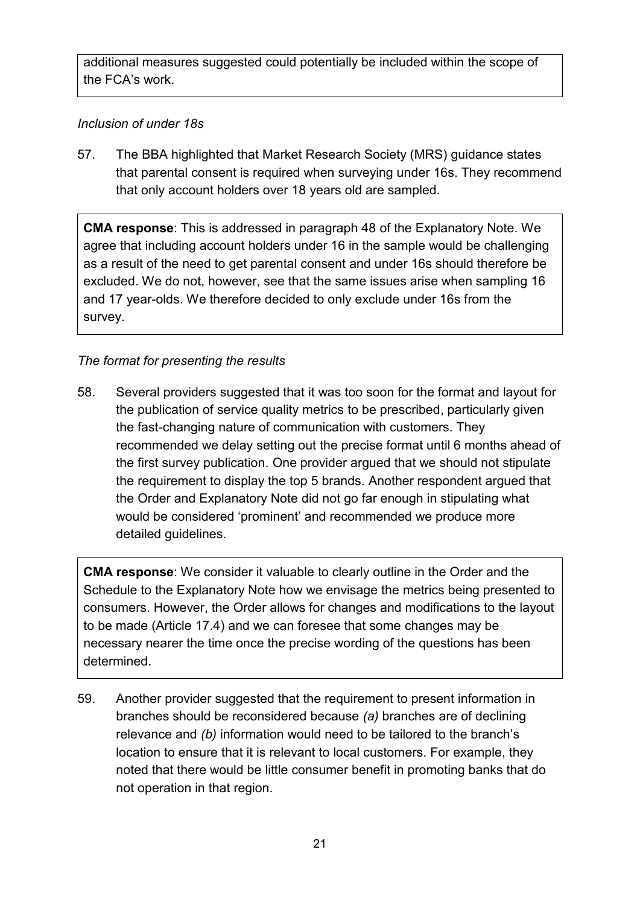additional measures suggested could potentially be included within the scope of the FCA's work.

*Inclusion of under 18s*

57. The BBA highlighted that Market Research Society (MRS) guidance states that parental consent is required when surveying under 16s. They recommend that only account holders over 18 years old are sampled.

**CMA response**: This is addressed in paragraph 48 of the Explanatory Note. We agree that including account holders under 16 in the sample would be challenging as a result of the need to get parental consent and under 16s should therefore be excluded. We do not, however, see that the same issues arise when sampling 16 and 17 year-olds. We therefore decided to only exclude under 16s from the survey.

*The format for presenting the results*

58. Several providers suggested that it was too soon for the format and layout for the publication of service quality metrics to be prescribed, particularly given the fast-changing nature of communication with customers. They recommended we delay setting out the precise format until 6 months ahead of the first survey publication. One provider argued that we should not stipulate the requirement to display the top 5 brands. Another respondent argued that the Order and Explanatory Note did not go far enough in stipulating what would be considered 'prominent' and recommended we produce more detailed guidelines.

**CMA response**: We consider it valuable to clearly outline in the Order and the Schedule to the Explanatory Note how we envisage the metrics being presented to consumers. However, the Order allows for changes and modifications to the layout to be made (Article 17.4) and we can foresee that some changes may be necessary nearer the time once the precise wording of the questions has been determined.

59. Another provider suggested that the requirement to present information in branches should be reconsidered because *(a)* branches are of declining relevance and *(b)* information would need to be tailored to the branch's location to ensure that it is relevant to local customers. For example, they noted that there would be little consumer benefit in promoting banks that do not operation in that region.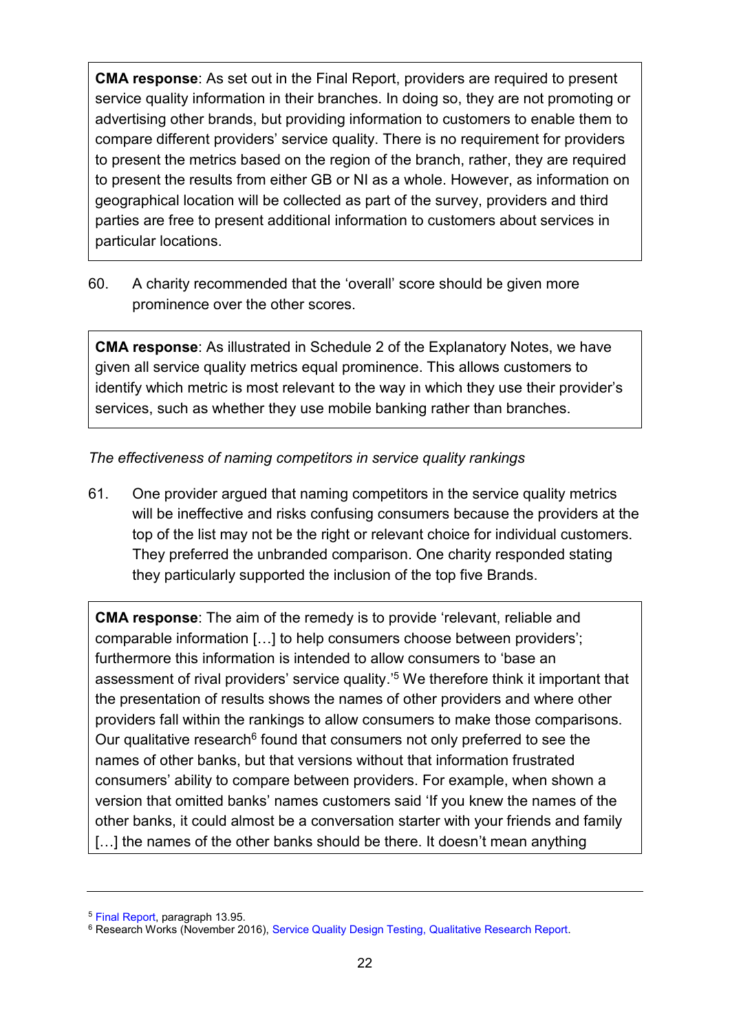**CMA response**: As set out in the Final Report, providers are required to present service quality information in their branches. In doing so, they are not promoting or advertising other brands, but providing information to customers to enable them to compare different providers' service quality. There is no requirement for providers to present the metrics based on the region of the branch, rather, they are required to present the results from either GB or NI as a whole. However, as information on geographical location will be collected as part of the survey, providers and third parties are free to present additional information to customers about services in particular locations.

60. A charity recommended that the 'overall' score should be given more prominence over the other scores.

**CMA response**: As illustrated in Schedule 2 of the Explanatory Notes, we have given all service quality metrics equal prominence. This allows customers to identify which metric is most relevant to the way in which they use their provider's services, such as whether they use mobile banking rather than branches.

*The effectiveness of naming competitors in service quality rankings*

61. One provider argued that naming competitors in the service quality metrics will be ineffective and risks confusing consumers because the providers at the top of the list may not be the right or relevant choice for individual customers. They preferred the unbranded comparison. One charity responded stating they particularly supported the inclusion of the top five Brands.

**CMA response**: The aim of the remedy is to provide 'relevant, reliable and comparable information […] to help consumers choose between providers'; furthermore this information is intended to allow consumers to 'base an assessment of rival providers' service quality.'[5] We therefore think it important that the presentation of results shows the names of other providers and where other providers fall within the rankings to allow consumers to make those comparisons. Our qualitative research[6] found that consumers not only preferred to see the names of other banks, but that versions without that information frustrated consumers' ability to compare between providers. For example, when shown a version that omitted banks' names customers said 'If you knew the names of the other banks, it could almost be a conversation starter with your friends and family […] the names of the other banks should be there. It doesn't mean anything

[5] Final Report, paragraph 13.95.

[6] Research Works (November 2016), Service Quality Design Testing, Qualitative Research Report.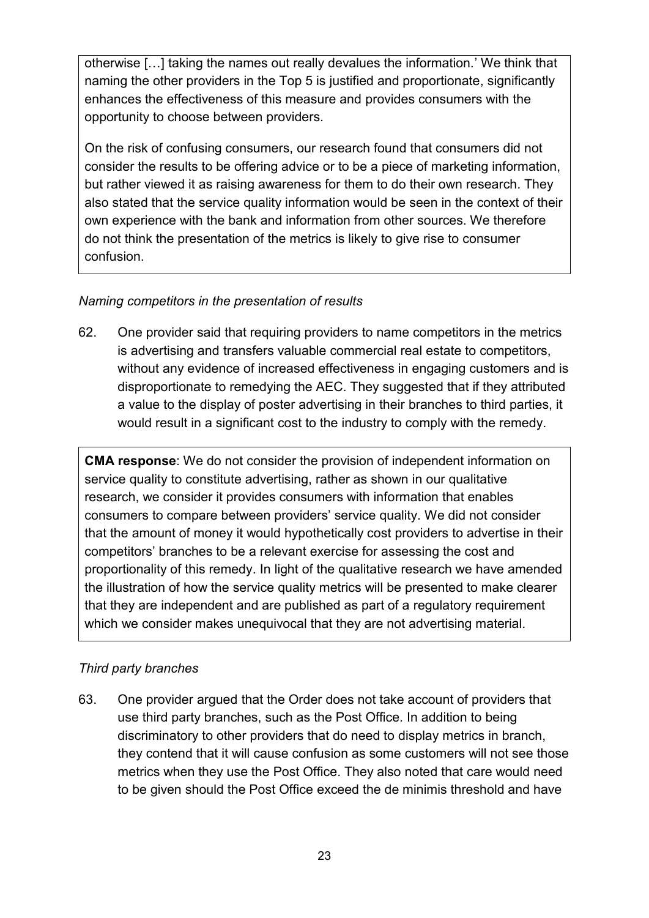otherwise […] taking the names out really devalues the information.' We think that naming the other providers in the Top 5 is justified and proportionate, significantly enhances the effectiveness of this measure and provides consumers with the opportunity to choose between providers.

On the risk of confusing consumers, our research found that consumers did not consider the results to be offering advice or to be a piece of marketing information, but rather viewed it as raising awareness for them to do their own research. They also stated that the service quality information would be seen in the context of their own experience with the bank and information from other sources. We therefore do not think the presentation of the metrics is likely to give rise to consumer confusion.

*Naming competitors in the presentation of results*

62. One provider said that requiring providers to name competitors in the metrics is advertising and transfers valuable commercial real estate to competitors, without any evidence of increased effectiveness in engaging customers and is disproportionate to remedying the AEC. They suggested that if they attributed a value to the display of poster advertising in their branches to third parties, it would result in a significant cost to the industry to comply with the remedy.

**CMA response**: We do not consider the provision of independent information on service quality to constitute advertising, rather as shown in our qualitative research, we consider it provides consumers with information that enables consumers to compare between providers' service quality. We did not consider that the amount of money it would hypothetically cost providers to advertise in their competitors' branches to be a relevant exercise for assessing the cost and proportionality of this remedy. In light of the qualitative research we have amended the illustration of how the service quality metrics will be presented to make clearer that they are independent and are published as part of a regulatory requirement which we consider makes unequivocal that they are not advertising material.

*Third party branches*

63. One provider argued that the Order does not take account of providers that use third party branches, such as the Post Office. In addition to being discriminatory to other providers that do need to display metrics in branch, they contend that it will cause confusion as some customers will not see those metrics when they use the Post Office. They also noted that care would need to be given should the Post Office exceed the de minimis threshold and have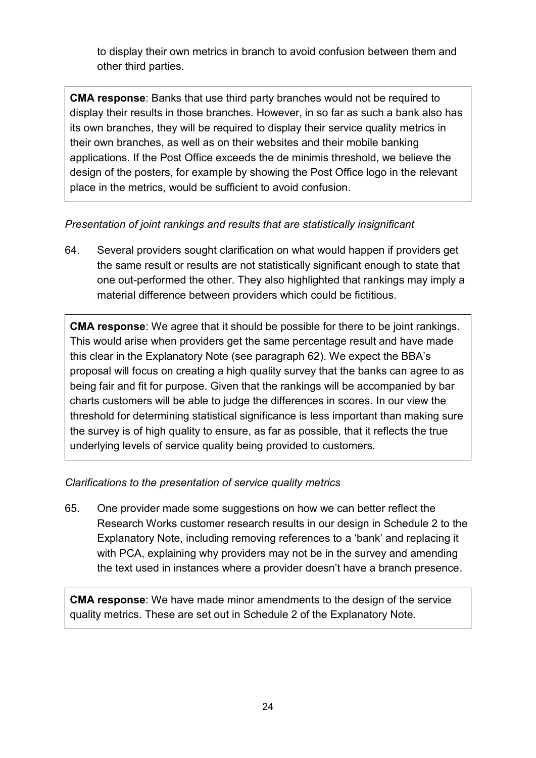to display their own metrics in branch to avoid confusion between them and other third parties.

> **CMA response**: Banks that use third party branches would not be required to display their results in those branches. However, in so far as such a bank also has its own branches, they will be required to display their service quality metrics in their own branches, as well as on their websites and their mobile banking applications. If the Post Office exceeds the de minimis threshold, we believe the design of the posters, for example by showing the Post Office logo in the relevant place in the metrics, would be sufficient to avoid confusion.

*Presentation of joint rankings and results that are statistically insignificant*

64. Several providers sought clarification on what would happen if providers get the same result or results are not statistically significant enough to state that one out-performed the other. They also highlighted that rankings may imply a material difference between providers which could be fictitious.

> **CMA response**: We agree that it should be possible for there to be joint rankings. This would arise when providers get the same percentage result and have made this clear in the Explanatory Note (see paragraph 62). We expect the BBA's proposal will focus on creating a high quality survey that the banks can agree to as being fair and fit for purpose. Given that the rankings will be accompanied by bar charts customers will be able to judge the differences in scores. In our view the threshold for determining statistical significance is less important than making sure the survey is of high quality to ensure, as far as possible, that it reflects the true underlying levels of service quality being provided to customers.

*Clarifications to the presentation of service quality metrics*

65. One provider made some suggestions on how we can better reflect the Research Works customer research results in our design in Schedule 2 to the Explanatory Note, including removing references to a 'bank' and replacing it with PCA, explaining why providers may not be in the survey and amending the text used in instances where a provider doesn't have a branch presence.

> **CMA response**: We have made minor amendments to the design of the service quality metrics. These are set out in Schedule 2 of the Explanatory Note.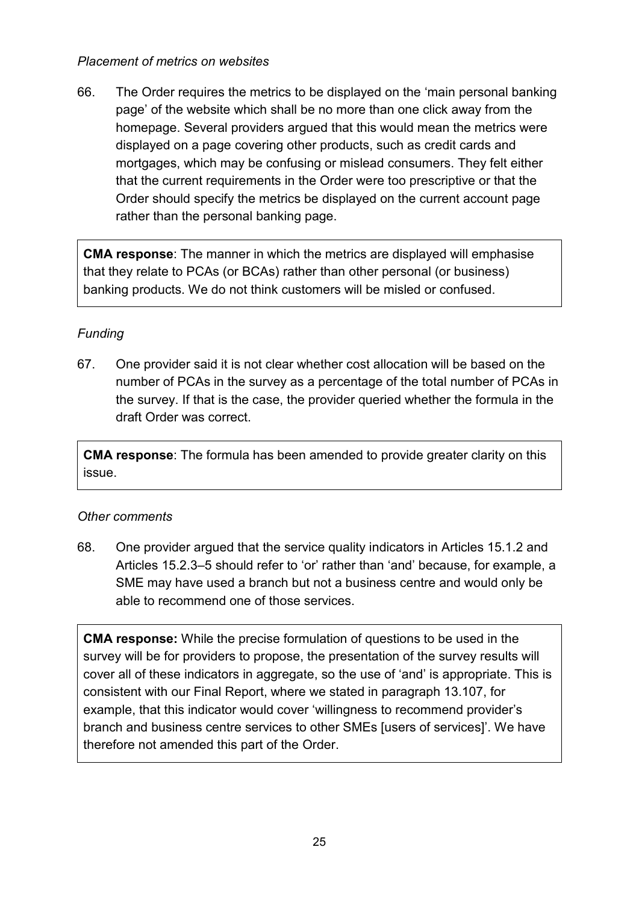*Placement of metrics on websites*

66. The Order requires the metrics to be displayed on the 'main personal banking page' of the website which shall be no more than one click away from the homepage. Several providers argued that this would mean the metrics were displayed on a page covering other products, such as credit cards and mortgages, which may be confusing or mislead consumers. They felt either that the current requirements in the Order were too prescriptive or that the Order should specify the metrics be displayed on the current account page rather than the personal banking page.

> **CMA response**: The manner in which the metrics are displayed will emphasise that they relate to PCAs (or BCAs) rather than other personal (or business) banking products. We do not think customers will be misled or confused.

*Funding*

67. One provider said it is not clear whether cost allocation will be based on the number of PCAs in the survey as a percentage of the total number of PCAs in the survey. If that is the case, the provider queried whether the formula in the draft Order was correct.

> **CMA response**: The formula has been amended to provide greater clarity on this issue.

*Other comments*

68. One provider argued that the service quality indicators in Articles 15.1.2 and Articles 15.2.3–5 should refer to 'or' rather than 'and' because, for example, a SME may have used a branch but not a business centre and would only be able to recommend one of those services.

> **CMA response:** While the precise formulation of questions to be used in the survey will be for providers to propose, the presentation of the survey results will cover all of these indicators in aggregate, so the use of 'and' is appropriate. This is consistent with our Final Report, where we stated in paragraph 13.107, for example, that this indicator would cover 'willingness to recommend provider's branch and business centre services to other SMEs [users of services]'. We have therefore not amended this part of the Order.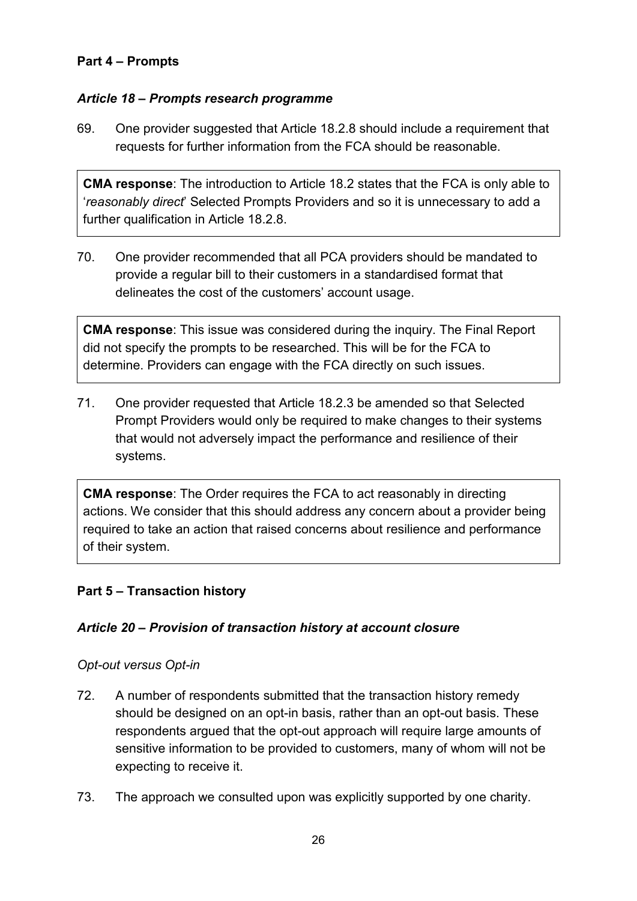**Part 4 – Prompts**

***Article 18 – Prompts research programme***

69. One provider suggested that Article 18.2.8 should include a requirement that requests for further information from the FCA should be reasonable.

> **CMA response**: The introduction to Article 18.2 states that the FCA is only able to '*reasonably direct*' Selected Prompts Providers and so it is unnecessary to add a further qualification in Article 18.2.8.

70. One provider recommended that all PCA providers should be mandated to provide a regular bill to their customers in a standardised format that delineates the cost of the customers' account usage.

> **CMA response**: This issue was considered during the inquiry. The Final Report did not specify the prompts to be researched. This will be for the FCA to determine. Providers can engage with the FCA directly on such issues.

71. One provider requested that Article 18.2.3 be amended so that Selected Prompt Providers would only be required to make changes to their systems that would not adversely impact the performance and resilience of their systems.

> **CMA response**: The Order requires the FCA to act reasonably in directing actions. We consider that this should address any concern about a provider being required to take an action that raised concerns about resilience and performance of their system.

**Part 5 – Transaction history**

***Article 20 – Provision of transaction history at account closure***

*Opt-out versus Opt-in*

72. A number of respondents submitted that the transaction history remedy should be designed on an opt-in basis, rather than an opt-out basis. These respondents argued that the opt-out approach will require large amounts of sensitive information to be provided to customers, many of whom will not be expecting to receive it.

73. The approach we consulted upon was explicitly supported by one charity.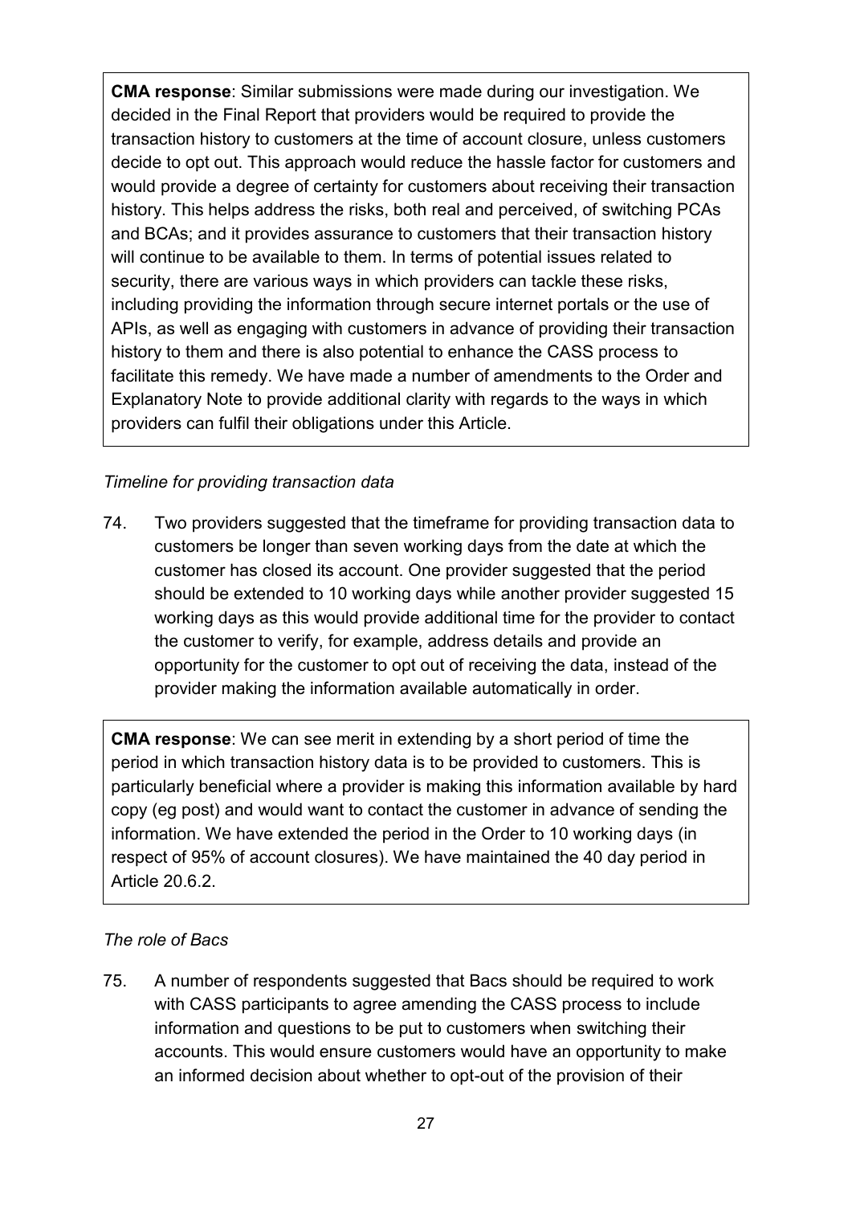**CMA response**: Similar submissions were made during our investigation. We decided in the Final Report that providers would be required to provide the transaction history to customers at the time of account closure, unless customers decide to opt out. This approach would reduce the hassle factor for customers and would provide a degree of certainty for customers about receiving their transaction history. This helps address the risks, both real and perceived, of switching PCAs and BCAs; and it provides assurance to customers that their transaction history will continue to be available to them. In terms of potential issues related to security, there are various ways in which providers can tackle these risks, including providing the information through secure internet portals or the use of APIs, as well as engaging with customers in advance of providing their transaction history to them and there is also potential to enhance the CASS process to facilitate this remedy. We have made a number of amendments to the Order and Explanatory Note to provide additional clarity with regards to the ways in which providers can fulfil their obligations under this Article.

*Timeline for providing transaction data*

74. Two providers suggested that the timeframe for providing transaction data to customers be longer than seven working days from the date at which the customer has closed its account. One provider suggested that the period should be extended to 10 working days while another provider suggested 15 working days as this would provide additional time for the provider to contact the customer to verify, for example, address details and provide an opportunity for the customer to opt out of receiving the data, instead of the provider making the information available automatically in order.

**CMA response**: We can see merit in extending by a short period of time the period in which transaction history data is to be provided to customers. This is particularly beneficial where a provider is making this information available by hard copy (eg post) and would want to contact the customer in advance of sending the information. We have extended the period in the Order to 10 working days (in respect of 95% of account closures). We have maintained the 40 day period in Article 20.6.2.

*The role of Bacs*

75. A number of respondents suggested that Bacs should be required to work with CASS participants to agree amending the CASS process to include information and questions to be put to customers when switching their accounts. This would ensure customers would have an opportunity to make an informed decision about whether to opt-out of the provision of their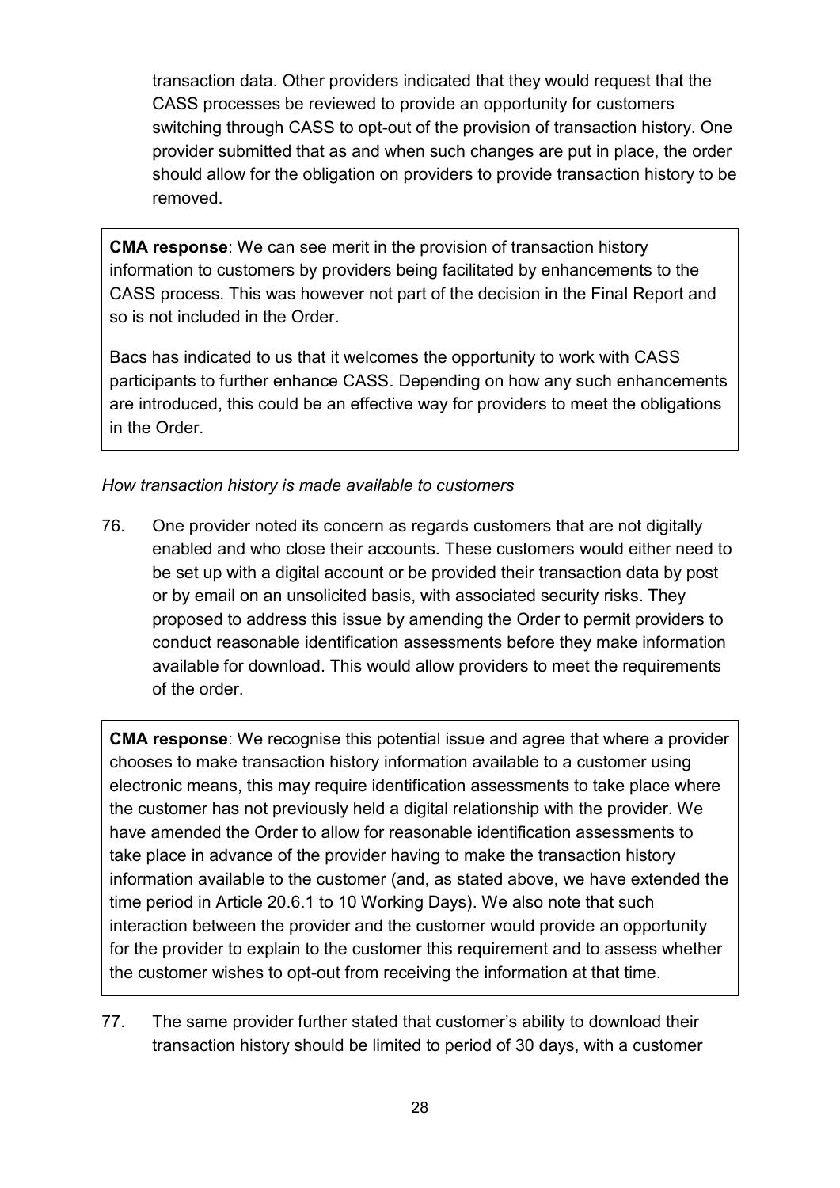transaction data. Other providers indicated that they would request that the CASS processes be reviewed to provide an opportunity for customers switching through CASS to opt-out of the provision of transaction history. One provider submitted that as and when such changes are put in place, the order should allow for the obligation on providers to provide transaction history to be removed.

> **CMA response**: We can see merit in the provision of transaction history information to customers by providers being facilitated by enhancements to the CASS process. This was however not part of the decision in the Final Report and so is not included in the Order.
>
> Bacs has indicated to us that it welcomes the opportunity to work with CASS participants to further enhance CASS. Depending on how any such enhancements are introduced, this could be an effective way for providers to meet the obligations in the Order.

*How transaction history is made available to customers*

76. One provider noted its concern as regards customers that are not digitally enabled and who close their accounts. These customers would either need to be set up with a digital account or be provided their transaction data by post or by email on an unsolicited basis, with associated security risks. They proposed to address this issue by amending the Order to permit providers to conduct reasonable identification assessments before they make information available for download. This would allow providers to meet the requirements of the order.

> **CMA response**: We recognise this potential issue and agree that where a provider chooses to make transaction history information available to a customer using electronic means, this may require identification assessments to take place where the customer has not previously held a digital relationship with the provider. We have amended the Order to allow for reasonable identification assessments to take place in advance of the provider having to make the transaction history information available to the customer (and, as stated above, we have extended the time period in Article 20.6.1 to 10 Working Days). We also note that such interaction between the provider and the customer would provide an opportunity for the provider to explain to the customer this requirement and to assess whether the customer wishes to opt-out from receiving the information at that time.

77. The same provider further stated that customer's ability to download their transaction history should be limited to period of 30 days, with a customer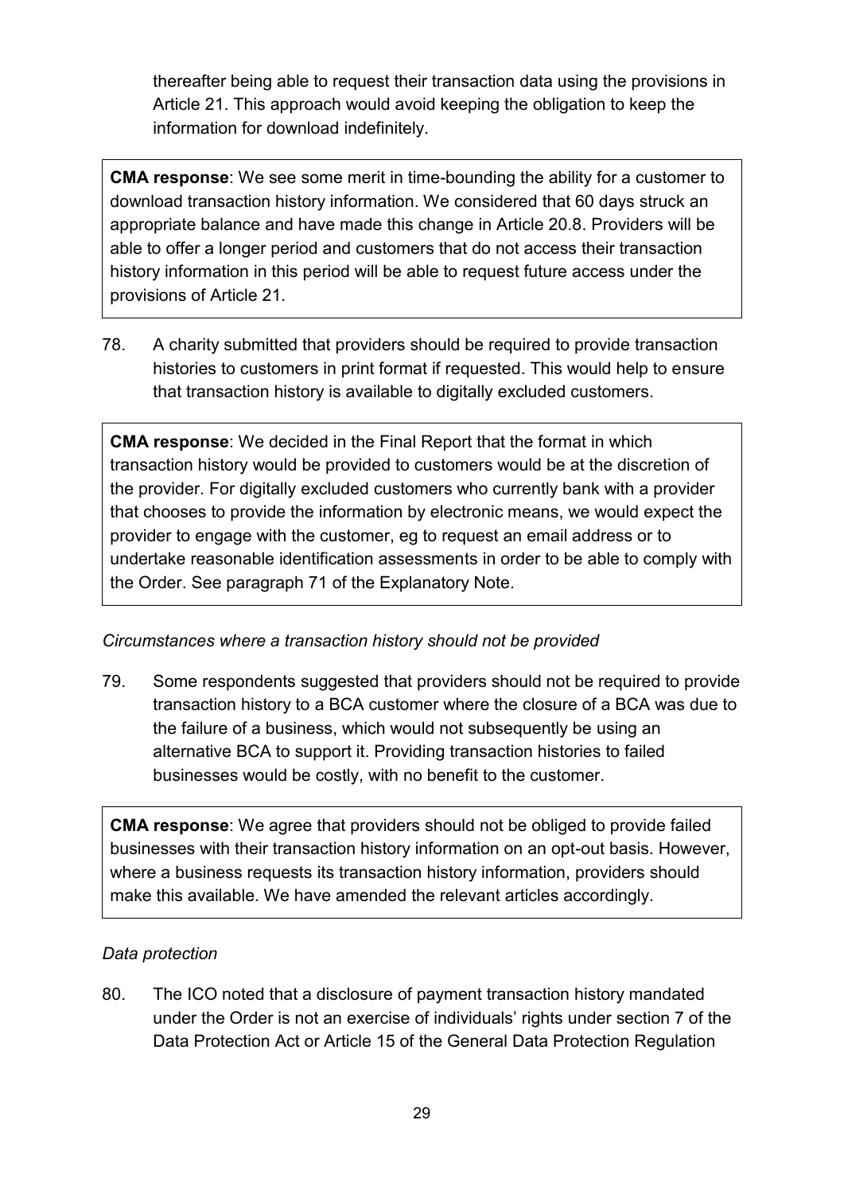thereafter being able to request their transaction data using the provisions in Article 21. This approach would avoid keeping the obligation to keep the information for download indefinitely.

> **CMA response**: We see some merit in time-bounding the ability for a customer to download transaction history information. We considered that 60 days struck an appropriate balance and have made this change in Article 20.8. Providers will be able to offer a longer period and customers that do not access their transaction history information in this period will be able to request future access under the provisions of Article 21.

78. A charity submitted that providers should be required to provide transaction histories to customers in print format if requested. This would help to ensure that transaction history is available to digitally excluded customers.

> **CMA response**: We decided in the Final Report that the format in which transaction history would be provided to customers would be at the discretion of the provider. For digitally excluded customers who currently bank with a provider that chooses to provide the information by electronic means, we would expect the provider to engage with the customer, eg to request an email address or to undertake reasonable identification assessments in order to be able to comply with the Order. See paragraph 71 of the Explanatory Note.

*Circumstances where a transaction history should not be provided*

79. Some respondents suggested that providers should not be required to provide transaction history to a BCA customer where the closure of a BCA was due to the failure of a business, which would not subsequently be using an alternative BCA to support it. Providing transaction histories to failed businesses would be costly, with no benefit to the customer.

> **CMA response**: We agree that providers should not be obliged to provide failed businesses with their transaction history information on an opt-out basis. However, where a business requests its transaction history information, providers should make this available. We have amended the relevant articles accordingly.

*Data protection*

80. The ICO noted that a disclosure of payment transaction history mandated under the Order is not an exercise of individuals' rights under section 7 of the Data Protection Act or Article 15 of the General Data Protection Regulation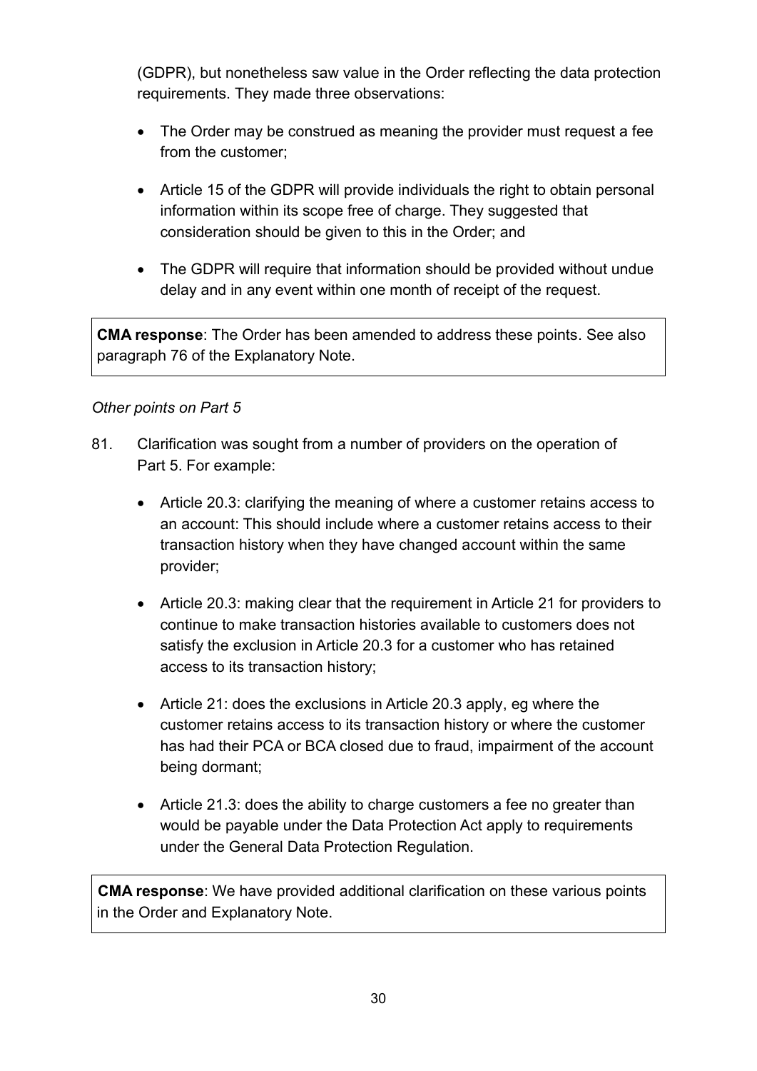(GDPR), but nonetheless saw value in the Order reflecting the data protection requirements. They made three observations:

- The Order may be construed as meaning the provider must request a fee from the customer;
- Article 15 of the GDPR will provide individuals the right to obtain personal information within its scope free of charge. They suggested that consideration should be given to this in the Order; and
- The GDPR will require that information should be provided without undue delay and in any event within one month of receipt of the request.

**CMA response**: The Order has been amended to address these points. See also paragraph 76 of the Explanatory Note.

*Other points on Part 5*

81. Clarification was sought from a number of providers on the operation of Part 5. For example:

    - Article 20.3: clarifying the meaning of where a customer retains access to an account: This should include where a customer retains access to their transaction history when they have changed account within the same provider;
    - Article 20.3: making clear that the requirement in Article 21 for providers to continue to make transaction histories available to customers does not satisfy the exclusion in Article 20.3 for a customer who has retained access to its transaction history;
    - Article 21: does the exclusions in Article 20.3 apply, eg where the customer retains access to its transaction history or where the customer has had their PCA or BCA closed due to fraud, impairment of the account being dormant;
    - Article 21.3: does the ability to charge customers a fee no greater than would be payable under the Data Protection Act apply to requirements under the General Data Protection Regulation.

**CMA response**: We have provided additional clarification on these various points in the Order and Explanatory Note.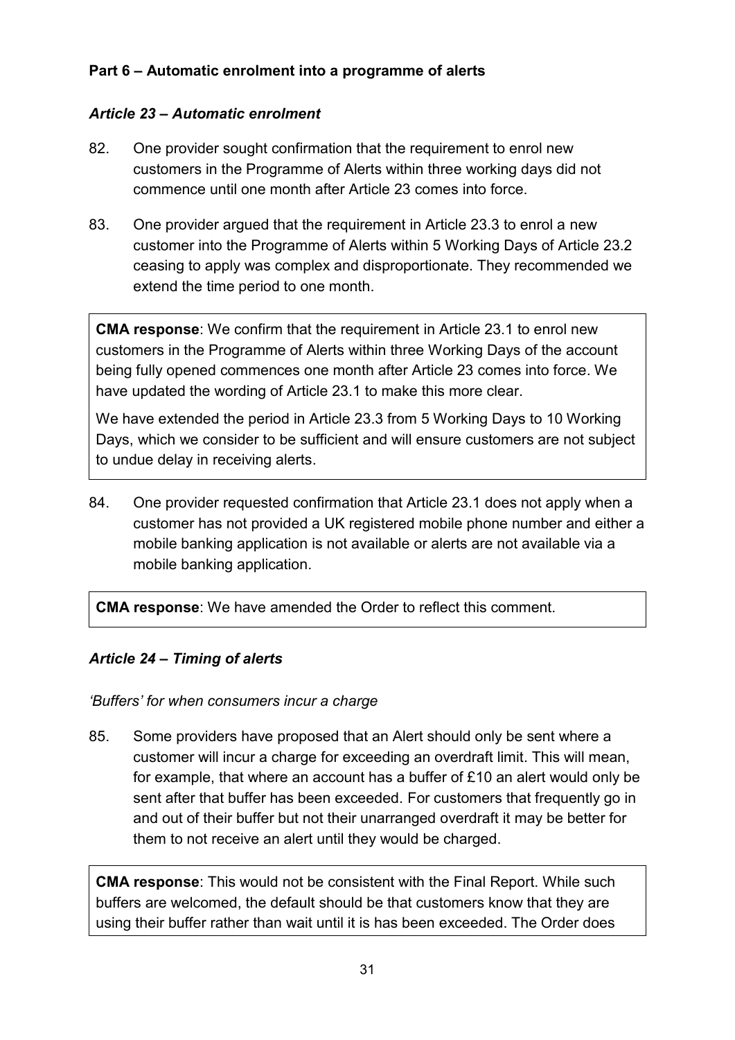## Part 6 – Automatic enrolment into a programme of alerts

### *Article 23 – Automatic enrolment*

82. One provider sought confirmation that the requirement to enrol new customers in the Programme of Alerts within three working days did not commence until one month after Article 23 comes into force.

83. One provider argued that the requirement in Article 23.3 to enrol a new customer into the Programme of Alerts within 5 Working Days of Article 23.2 ceasing to apply was complex and disproportionate. They recommended we extend the time period to one month.

> **CMA response**: We confirm that the requirement in Article 23.1 to enrol new customers in the Programme of Alerts within three Working Days of the account being fully opened commences one month after Article 23 comes into force. We have updated the wording of Article 23.1 to make this more clear.
>
> We have extended the period in Article 23.3 from 5 Working Days to 10 Working Days, which we consider to be sufficient and will ensure customers are not subject to undue delay in receiving alerts.

84. One provider requested confirmation that Article 23.1 does not apply when a customer has not provided a UK registered mobile phone number and either a mobile banking application is not available or alerts are not available via a mobile banking application.

> **CMA response**: We have amended the Order to reflect this comment.

### *Article 24 – Timing of alerts*

*'Buffers' for when consumers incur a charge*

85. Some providers have proposed that an Alert should only be sent where a customer will incur a charge for exceeding an overdraft limit. This will mean, for example, that where an account has a buffer of £10 an alert would only be sent after that buffer has been exceeded. For customers that frequently go in and out of their buffer but not their unarranged overdraft it may be better for them to not receive an alert until they would be charged.

> **CMA response**: This would not be consistent with the Final Report. While such buffers are welcomed, the default should be that customers know that they are using their buffer rather than wait until it is has been exceeded. The Order does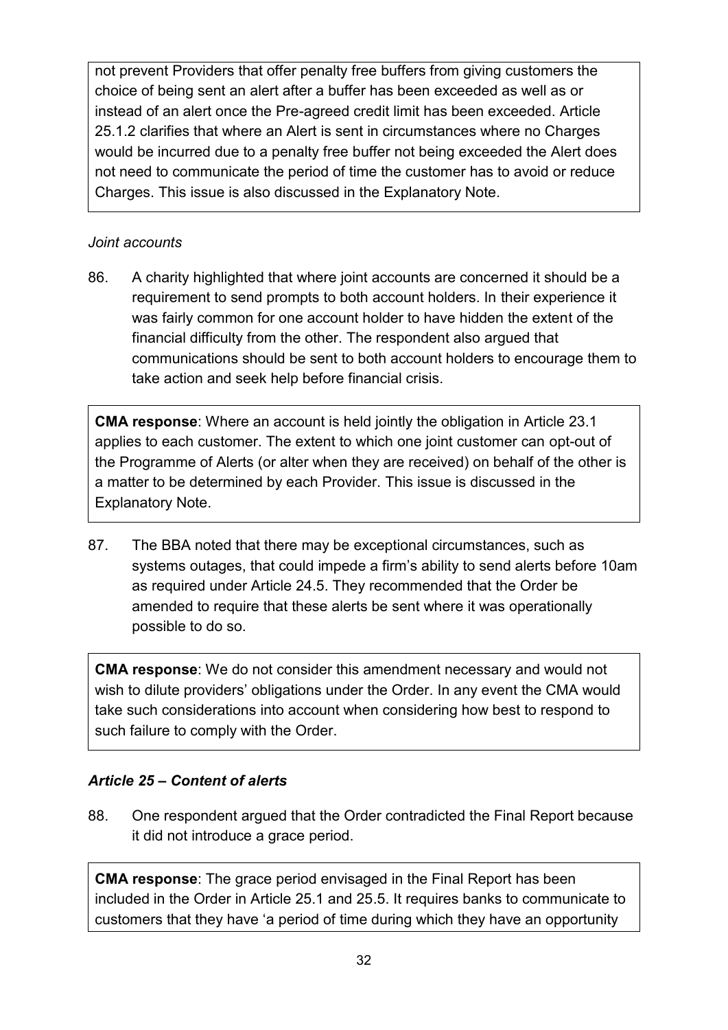not prevent Providers that offer penalty free buffers from giving customers the choice of being sent an alert after a buffer has been exceeded as well as or instead of an alert once the Pre-agreed credit limit has been exceeded. Article 25.1.2 clarifies that where an Alert is sent in circumstances where no Charges would be incurred due to a penalty free buffer not being exceeded the Alert does not need to communicate the period of time the customer has to avoid or reduce Charges. This issue is also discussed in the Explanatory Note.

*Joint accounts*

86. A charity highlighted that where joint accounts are concerned it should be a requirement to send prompts to both account holders. In their experience it was fairly common for one account holder to have hidden the extent of the financial difficulty from the other. The respondent also argued that communications should be sent to both account holders to encourage them to take action and seek help before financial crisis.

**CMA response**: Where an account is held jointly the obligation in Article 23.1 applies to each customer. The extent to which one joint customer can opt-out of the Programme of Alerts (or alter when they are received) on behalf of the other is a matter to be determined by each Provider. This issue is discussed in the Explanatory Note.

87. The BBA noted that there may be exceptional circumstances, such as systems outages, that could impede a firm's ability to send alerts before 10am as required under Article 24.5. They recommended that the Order be amended to require that these alerts be sent where it was operationally possible to do so.

**CMA response**: We do not consider this amendment necessary and would not wish to dilute providers' obligations under the Order. In any event the CMA would take such considerations into account when considering how best to respond to such failure to comply with the Order.

### *Article 25 – Content of alerts*

88. One respondent argued that the Order contradicted the Final Report because it did not introduce a grace period.

**CMA response**: The grace period envisaged in the Final Report has been included in the Order in Article 25.1 and 25.5. It requires banks to communicate to customers that they have 'a period of time during which they have an opportunity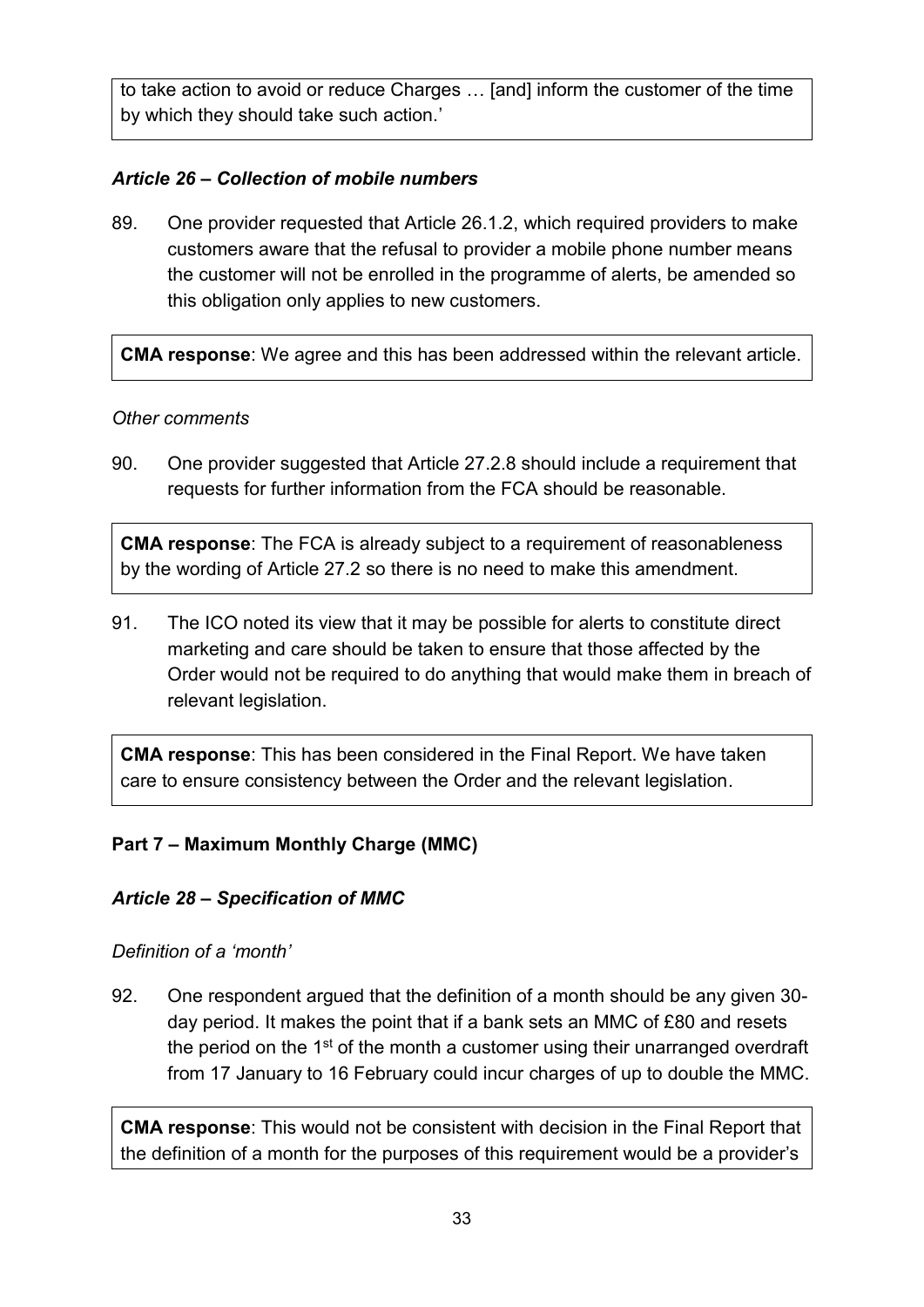to take action to avoid or reduce Charges … [and] inform the customer of the time by which they should take such action.'

### *Article 26 – Collection of mobile numbers*

89. One provider requested that Article 26.1.2, which required providers to make customers aware that the refusal to provider a mobile phone number means the customer will not be enrolled in the programme of alerts, be amended so this obligation only applies to new customers.

**CMA response**: We agree and this has been addressed within the relevant article.

*Other comments*

90. One provider suggested that Article 27.2.8 should include a requirement that requests for further information from the FCA should be reasonable.

**CMA response**: The FCA is already subject to a requirement of reasonableness by the wording of Article 27.2 so there is no need to make this amendment.

91. The ICO noted its view that it may be possible for alerts to constitute direct marketing and care should be taken to ensure that those affected by the Order would not be required to do anything that would make them in breach of relevant legislation.

**CMA response**: This has been considered in the Final Report. We have taken care to ensure consistency between the Order and the relevant legislation.

## Part 7 – Maximum Monthly Charge (MMC)

### *Article 28 – Specification of MMC*

*Definition of a 'month'*

92. One respondent argued that the definition of a month should be any given 30-day period. It makes the point that if a bank sets an MMC of £80 and resets the period on the 1st of the month a customer using their unarranged overdraft from 17 January to 16 February could incur charges of up to double the MMC.

**CMA response**: This would not be consistent with decision in the Final Report that the definition of a month for the purposes of this requirement would be a provider's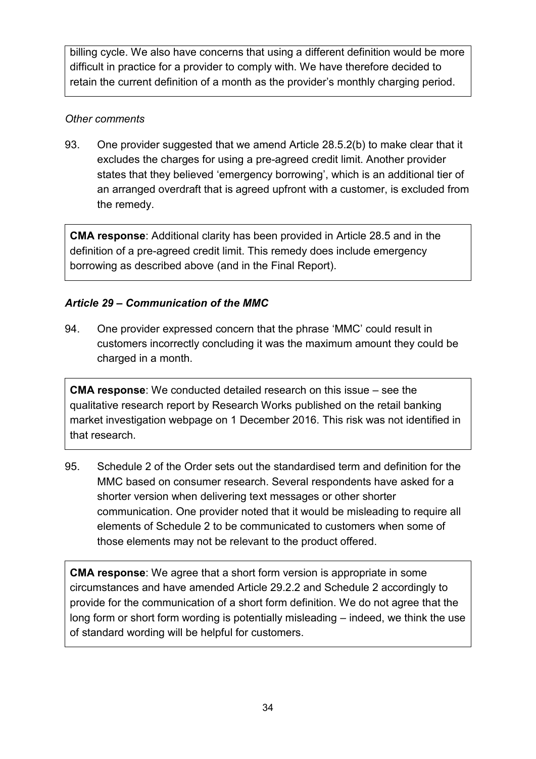billing cycle. We also have concerns that using a different definition would be more difficult in practice for a provider to comply with. We have therefore decided to retain the current definition of a month as the provider's monthly charging period.

*Other comments*

93. One provider suggested that we amend Article 28.5.2(b) to make clear that it excludes the charges for using a pre-agreed credit limit. Another provider states that they believed 'emergency borrowing', which is an additional tier of an arranged overdraft that is agreed upfront with a customer, is excluded from the remedy.

**CMA response**: Additional clarity has been provided in Article 28.5 and in the definition of a pre-agreed credit limit. This remedy does include emergency borrowing as described above (and in the Final Report).

### *Article 29 – Communication of the MMC*

94. One provider expressed concern that the phrase 'MMC' could result in customers incorrectly concluding it was the maximum amount they could be charged in a month.

**CMA response**: We conducted detailed research on this issue – see the qualitative research report by Research Works published on the retail banking market investigation webpage on 1 December 2016. This risk was not identified in that research.

95. Schedule 2 of the Order sets out the standardised term and definition for the MMC based on consumer research. Several respondents have asked for a shorter version when delivering text messages or other shorter communication. One provider noted that it would be misleading to require all elements of Schedule 2 to be communicated to customers when some of those elements may not be relevant to the product offered.

**CMA response**: We agree that a short form version is appropriate in some circumstances and have amended Article 29.2.2 and Schedule 2 accordingly to provide for the communication of a short form definition. We do not agree that the long form or short form wording is potentially misleading – indeed, we think the use of standard wording will be helpful for customers.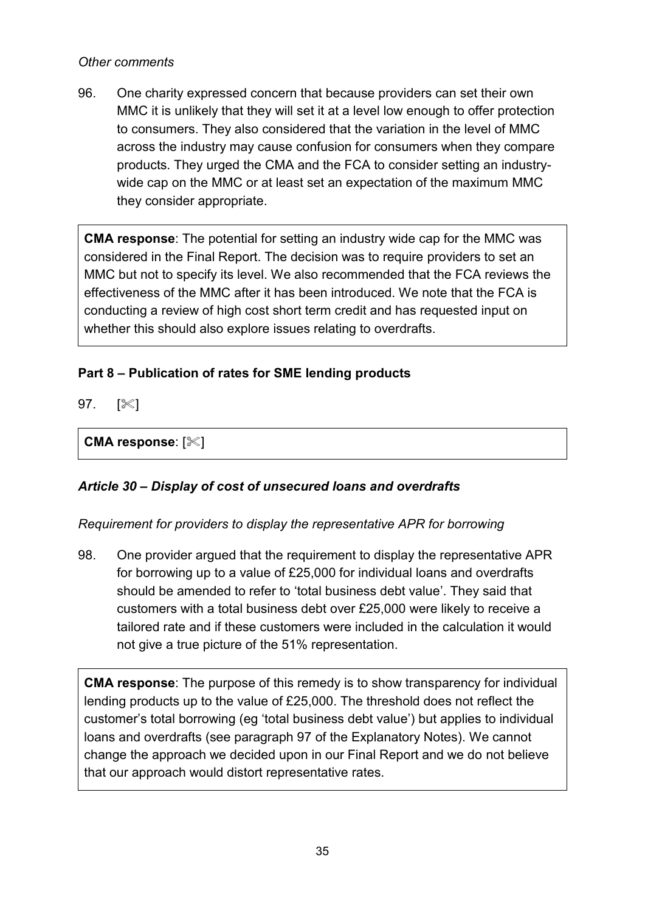*Other comments*

96. One charity expressed concern that because providers can set their own MMC it is unlikely that they will set it at a level low enough to offer protection to consumers. They also considered that the variation in the level of MMC across the industry may cause confusion for consumers when they compare products. They urged the CMA and the FCA to consider setting an industry-wide cap on the MMC or at least set an expectation of the maximum MMC they consider appropriate.

> **CMA response**: The potential for setting an industry wide cap for the MMC was considered in the Final Report. The decision was to require providers to set an MMC but not to specify its level. We also recommended that the FCA reviews the effectiveness of the MMC after it has been introduced. We note that the FCA is conducting a review of high cost short term credit and has requested input on whether this should also explore issues relating to overdrafts.

## Part 8 – Publication of rates for SME lending products

97. [✂]

> **CMA response**: [✂]

### *Article 30 – Display of cost of unsecured loans and overdrafts*

*Requirement for providers to display the representative APR for borrowing*

98. One provider argued that the requirement to display the representative APR for borrowing up to a value of £25,000 for individual loans and overdrafts should be amended to refer to 'total business debt value'. They said that customers with a total business debt over £25,000 were likely to receive a tailored rate and if these customers were included in the calculation it would not give a true picture of the 51% representation.

> **CMA response**: The purpose of this remedy is to show transparency for individual lending products up to the value of £25,000. The threshold does not reflect the customer's total borrowing (eg 'total business debt value') but applies to individual loans and overdrafts (see paragraph 97 of the Explanatory Notes). We cannot change the approach we decided upon in our Final Report and we do not believe that our approach would distort representative rates.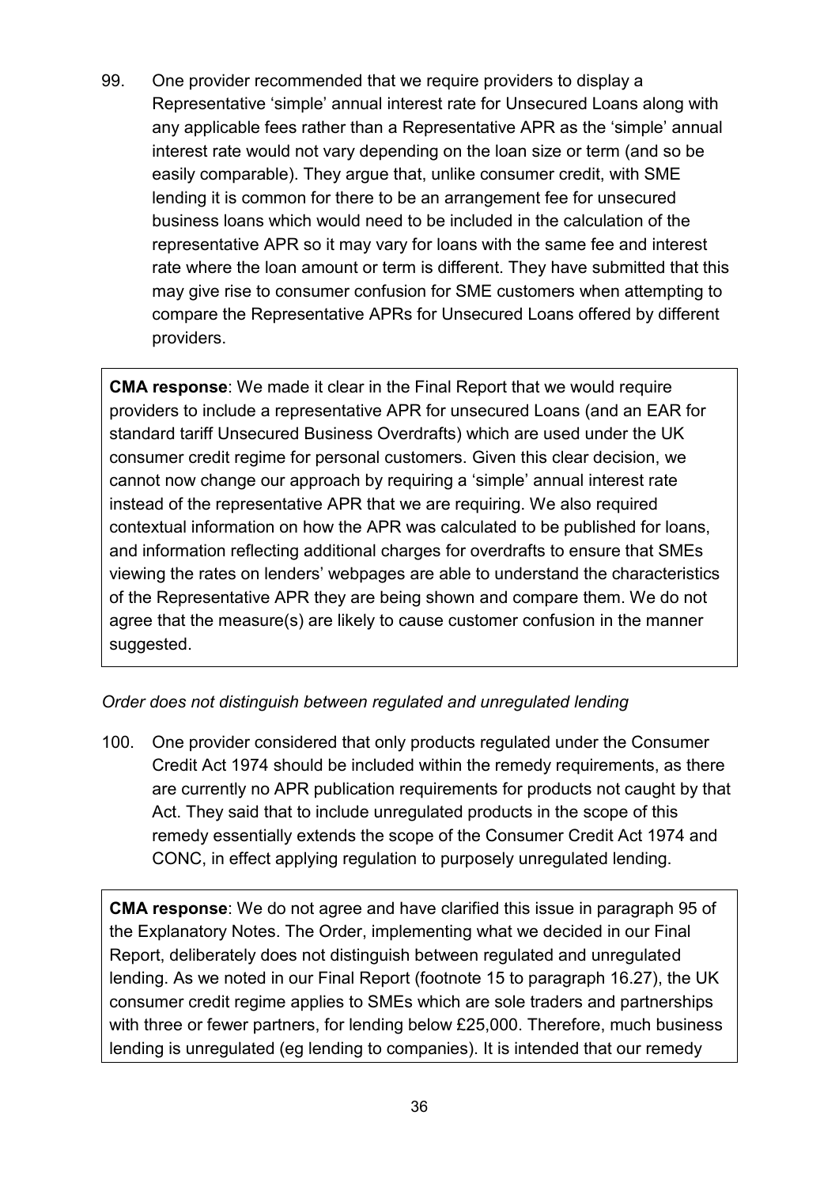99. One provider recommended that we require providers to display a Representative 'simple' annual interest rate for Unsecured Loans along with any applicable fees rather than a Representative APR as the 'simple' annual interest rate would not vary depending on the loan size or term (and so be easily comparable). They argue that, unlike consumer credit, with SME lending it is common for there to be an arrangement fee for unsecured business loans which would need to be included in the calculation of the representative APR so it may vary for loans with the same fee and interest rate where the loan amount or term is different. They have submitted that this may give rise to consumer confusion for SME customers when attempting to compare the Representative APRs for Unsecured Loans offered by different providers.

> **CMA response**: We made it clear in the Final Report that we would require providers to include a representative APR for unsecured Loans (and an EAR for standard tariff Unsecured Business Overdrafts) which are used under the UK consumer credit regime for personal customers. Given this clear decision, we cannot now change our approach by requiring a 'simple' annual interest rate instead of the representative APR that we are requiring. We also required contextual information on how the APR was calculated to be published for loans, and information reflecting additional charges for overdrafts to ensure that SMEs viewing the rates on lenders' webpages are able to understand the characteristics of the Representative APR they are being shown and compare them. We do not agree that the measure(s) are likely to cause customer confusion in the manner suggested.

*Order does not distinguish between regulated and unregulated lending*

100. One provider considered that only products regulated under the Consumer Credit Act 1974 should be included within the remedy requirements, as there are currently no APR publication requirements for products not caught by that Act. They said that to include unregulated products in the scope of this remedy essentially extends the scope of the Consumer Credit Act 1974 and CONC, in effect applying regulation to purposely unregulated lending.

> **CMA response**: We do not agree and have clarified this issue in paragraph 95 of the Explanatory Notes. The Order, implementing what we decided in our Final Report, deliberately does not distinguish between regulated and unregulated lending. As we noted in our Final Report (footnote 15 to paragraph 16.27), the UK consumer credit regime applies to SMEs which are sole traders and partnerships with three or fewer partners, for lending below £25,000. Therefore, much business lending is unregulated (eg lending to companies). It is intended that our remedy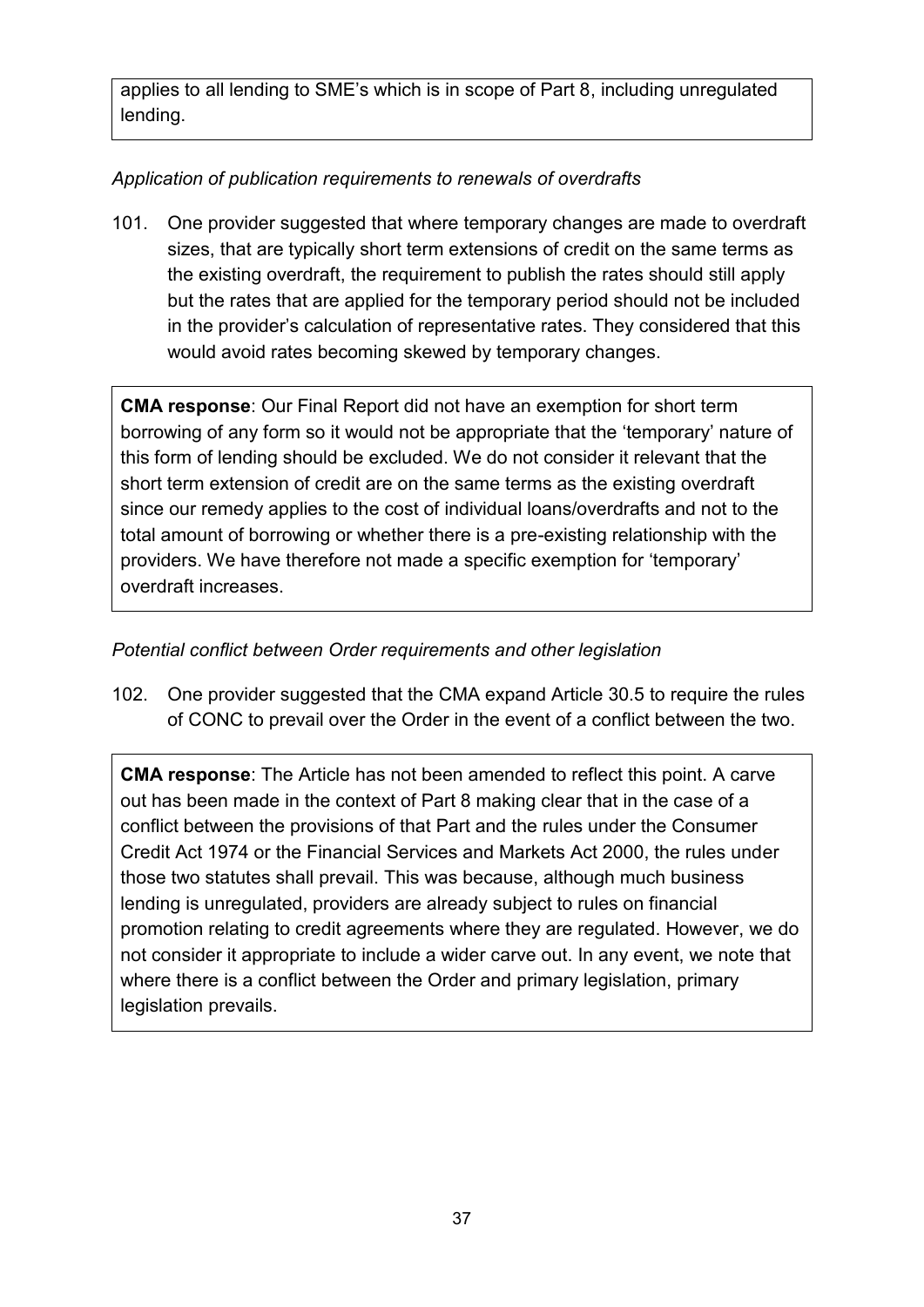applies to all lending to SME's which is in scope of Part 8, including unregulated lending.

*Application of publication requirements to renewals of overdrafts*

101. One provider suggested that where temporary changes are made to overdraft sizes, that are typically short term extensions of credit on the same terms as the existing overdraft, the requirement to publish the rates should still apply but the rates that are applied for the temporary period should not be included in the provider's calculation of representative rates. They considered that this would avoid rates becoming skewed by temporary changes.

**CMA response**: Our Final Report did not have an exemption for short term borrowing of any form so it would not be appropriate that the 'temporary' nature of this form of lending should be excluded. We do not consider it relevant that the short term extension of credit are on the same terms as the existing overdraft since our remedy applies to the cost of individual loans/overdrafts and not to the total amount of borrowing or whether there is a pre-existing relationship with the providers. We have therefore not made a specific exemption for 'temporary' overdraft increases.

*Potential conflict between Order requirements and other legislation*

102. One provider suggested that the CMA expand Article 30.5 to require the rules of CONC to prevail over the Order in the event of a conflict between the two.

**CMA response**: The Article has not been amended to reflect this point. A carve out has been made in the context of Part 8 making clear that in the case of a conflict between the provisions of that Part and the rules under the Consumer Credit Act 1974 or the Financial Services and Markets Act 2000, the rules under those two statutes shall prevail. This was because, although much business lending is unregulated, providers are already subject to rules on financial promotion relating to credit agreements where they are regulated. However, we do not consider it appropriate to include a wider carve out. In any event, we note that where there is a conflict between the Order and primary legislation, primary legislation prevails.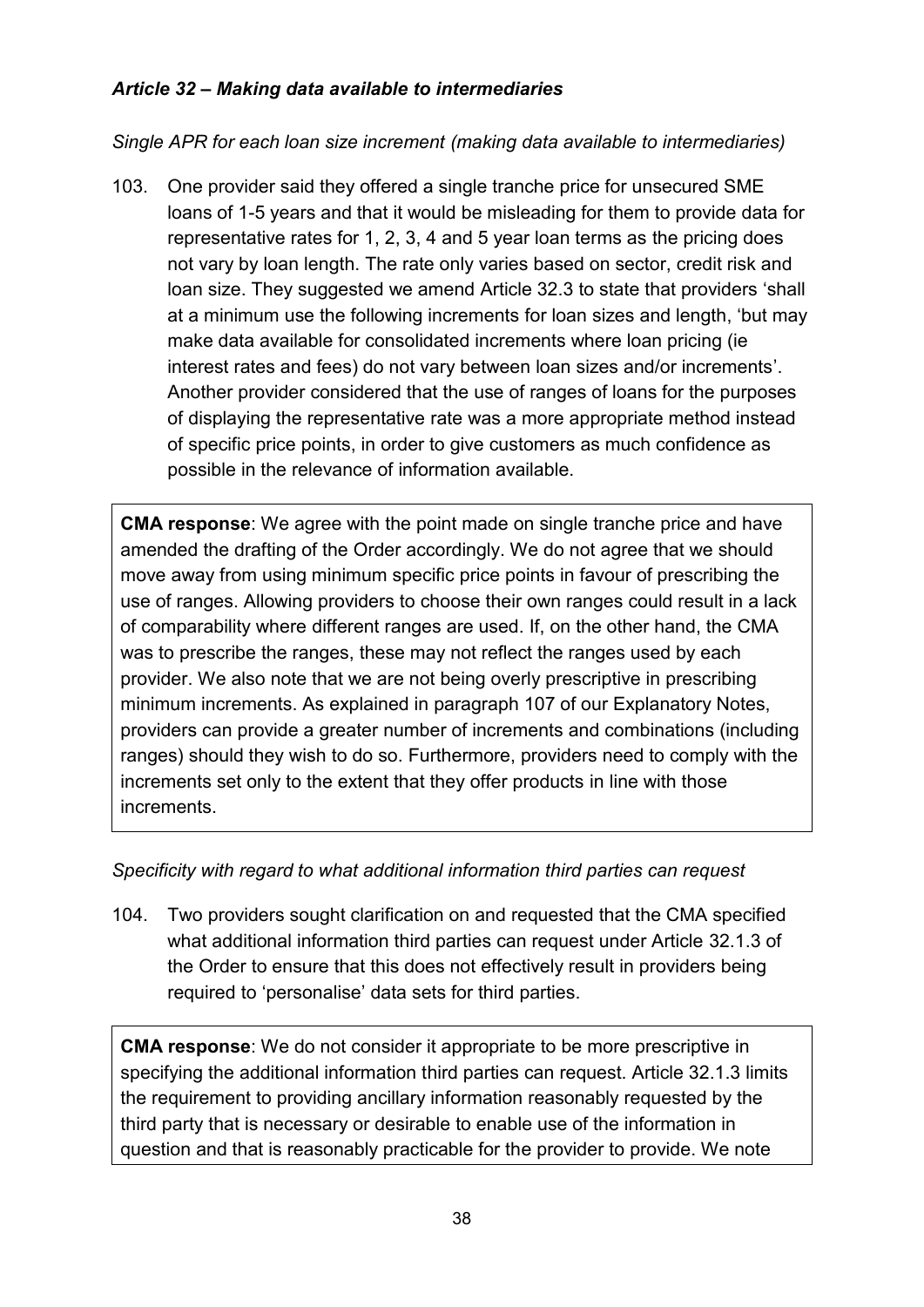### *Article 32 – Making data available to intermediaries*

*Single APR for each loan size increment (making data available to intermediaries)*

103. One provider said they offered a single tranche price for unsecured SME loans of 1-5 years and that it would be misleading for them to provide data for representative rates for 1, 2, 3, 4 and 5 year loan terms as the pricing does not vary by loan length. The rate only varies based on sector, credit risk and loan size. They suggested we amend Article 32.3 to state that providers 'shall at a minimum use the following increments for loan sizes and length, 'but may make data available for consolidated increments where loan pricing (ie interest rates and fees) do not vary between loan sizes and/or increments'. Another provider considered that the use of ranges of loans for the purposes of displaying the representative rate was a more appropriate method instead of specific price points, in order to give customers as much confidence as possible in the relevance of information available.

> **CMA response**: We agree with the point made on single tranche price and have amended the drafting of the Order accordingly. We do not agree that we should move away from using minimum specific price points in favour of prescribing the use of ranges. Allowing providers to choose their own ranges could result in a lack of comparability where different ranges are used. If, on the other hand, the CMA was to prescribe the ranges, these may not reflect the ranges used by each provider. We also note that we are not being overly prescriptive in prescribing minimum increments. As explained in paragraph 107 of our Explanatory Notes, providers can provide a greater number of increments and combinations (including ranges) should they wish to do so. Furthermore, providers need to comply with the increments set only to the extent that they offer products in line with those increments.

*Specificity with regard to what additional information third parties can request*

104. Two providers sought clarification on and requested that the CMA specified what additional information third parties can request under Article 32.1.3 of the Order to ensure that this does not effectively result in providers being required to 'personalise' data sets for third parties.

> **CMA response**: We do not consider it appropriate to be more prescriptive in specifying the additional information third parties can request. Article 32.1.3 limits the requirement to providing ancillary information reasonably requested by the third party that is necessary or desirable to enable use of the information in question and that is reasonably practicable for the provider to provide. We note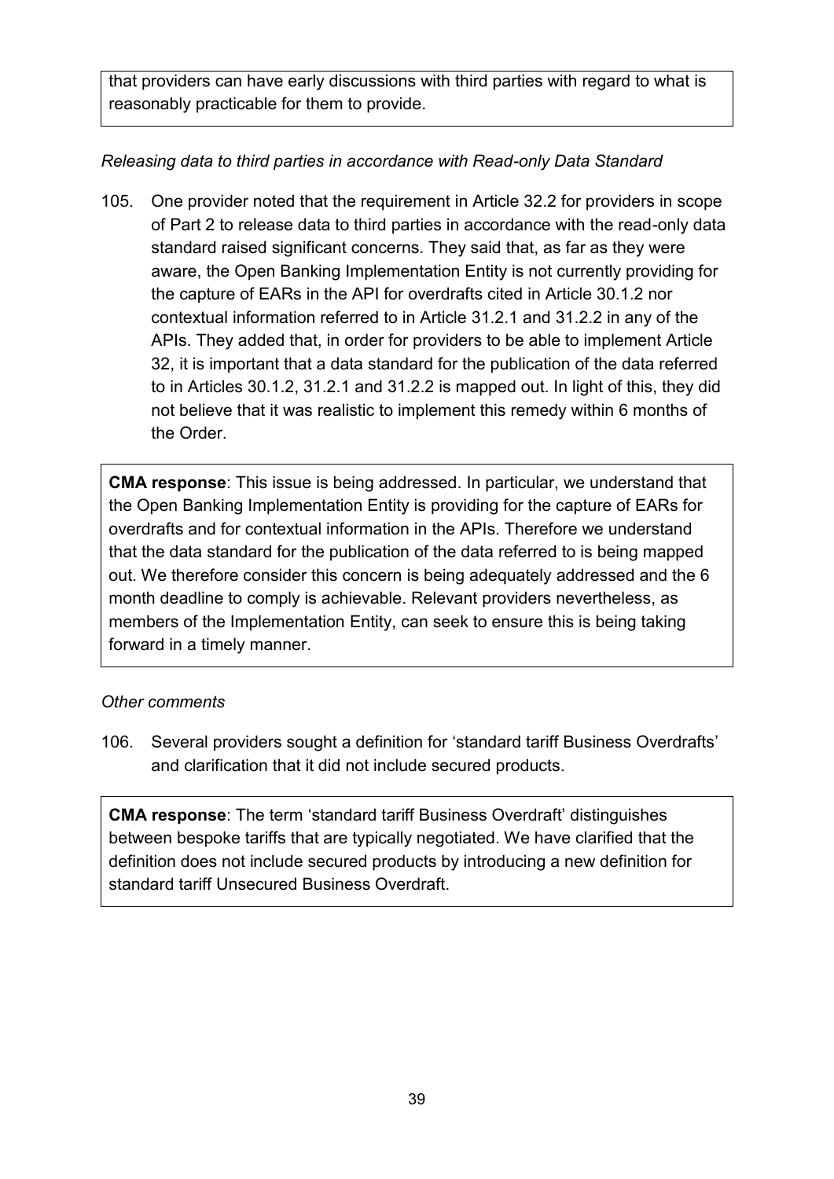that providers can have early discussions with third parties with regard to what is reasonably practicable for them to provide.

*Releasing data to third parties in accordance with Read-only Data Standard*

105. One provider noted that the requirement in Article 32.2 for providers in scope of Part 2 to release data to third parties in accordance with the read-only data standard raised significant concerns. They said that, as far as they were aware, the Open Banking Implementation Entity is not currently providing for the capture of EARs in the API for overdrafts cited in Article 30.1.2 nor contextual information referred to in Article 31.2.1 and 31.2.2 in any of the APIs. They added that, in order for providers to be able to implement Article 32, it is important that a data standard for the publication of the data referred to in Articles 30.1.2, 31.2.1 and 31.2.2 is mapped out. In light of this, they did not believe that it was realistic to implement this remedy within 6 months of the Order.

**CMA response**: This issue is being addressed. In particular, we understand that the Open Banking Implementation Entity is providing for the capture of EARs for overdrafts and for contextual information in the APIs. Therefore we understand that the data standard for the publication of the data referred to is being mapped out. We therefore consider this concern is being adequately addressed and the 6 month deadline to comply is achievable. Relevant providers nevertheless, as members of the Implementation Entity, can seek to ensure this is being taking forward in a timely manner.

*Other comments*

106. Several providers sought a definition for 'standard tariff Business Overdrafts' and clarification that it did not include secured products.

**CMA response**: The term 'standard tariff Business Overdraft' distinguishes between bespoke tariffs that are typically negotiated. We have clarified that the definition does not include secured products by introducing a new definition for standard tariff Unsecured Business Overdraft.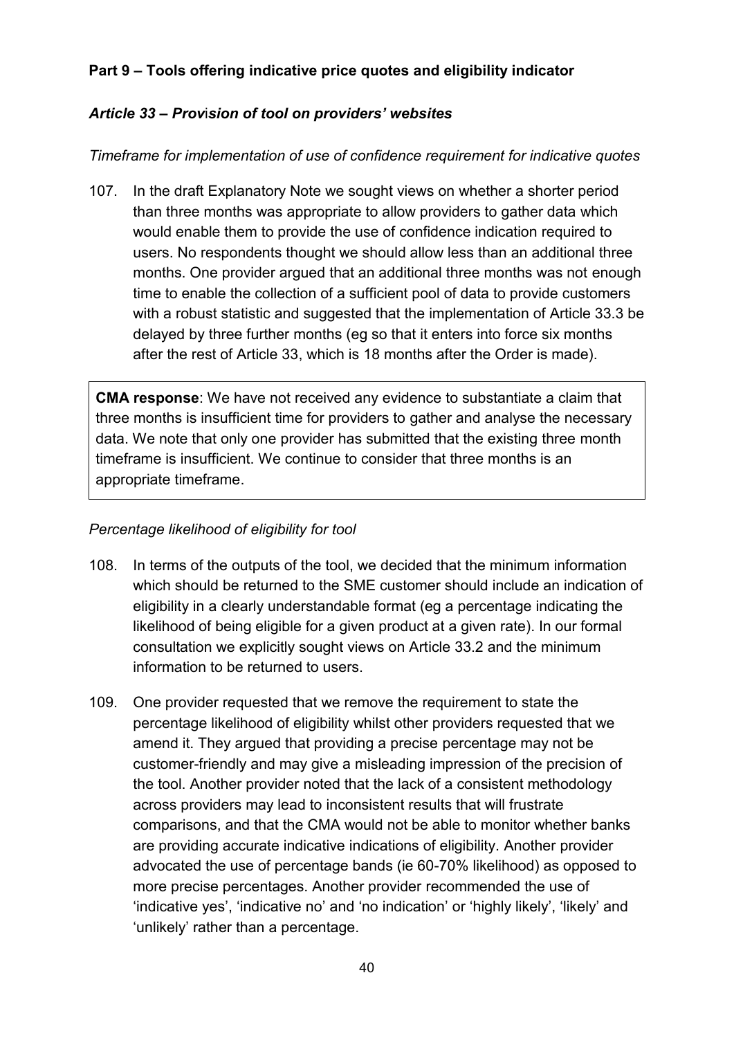## Part 9 – Tools offering indicative price quotes and eligibility indicator

### *Article 33 – Provision of tool on providers' websites*

*Timeframe for implementation of use of confidence requirement for indicative quotes*

107. In the draft Explanatory Note we sought views on whether a shorter period than three months was appropriate to allow providers to gather data which would enable them to provide the use of confidence indication required to users. No respondents thought we should allow less than an additional three months. One provider argued that an additional three months was not enough time to enable the collection of a sufficient pool of data to provide customers with a robust statistic and suggested that the implementation of Article 33.3 be delayed by three further months (eg so that it enters into force six months after the rest of Article 33, which is 18 months after the Order is made).

> **CMA response**: We have not received any evidence to substantiate a claim that three months is insufficient time for providers to gather and analyse the necessary data. We note that only one provider has submitted that the existing three month timeframe is insufficient. We continue to consider that three months is an appropriate timeframe.

*Percentage likelihood of eligibility for tool*

108. In terms of the outputs of the tool, we decided that the minimum information which should be returned to the SME customer should include an indication of eligibility in a clearly understandable format (eg a percentage indicating the likelihood of being eligible for a given product at a given rate). In our formal consultation we explicitly sought views on Article 33.2 and the minimum information to be returned to users.

109. One provider requested that we remove the requirement to state the percentage likelihood of eligibility whilst other providers requested that we amend it. They argued that providing a precise percentage may not be customer-friendly and may give a misleading impression of the precision of the tool. Another provider noted that the lack of a consistent methodology across providers may lead to inconsistent results that will frustrate comparisons, and that the CMA would not be able to monitor whether banks are providing accurate indicative indications of eligibility. Another provider advocated the use of percentage bands (ie 60-70% likelihood) as opposed to more precise percentages. Another provider recommended the use of 'indicative yes', 'indicative no' and 'no indication' or 'highly likely', 'likely' and 'unlikely' rather than a percentage.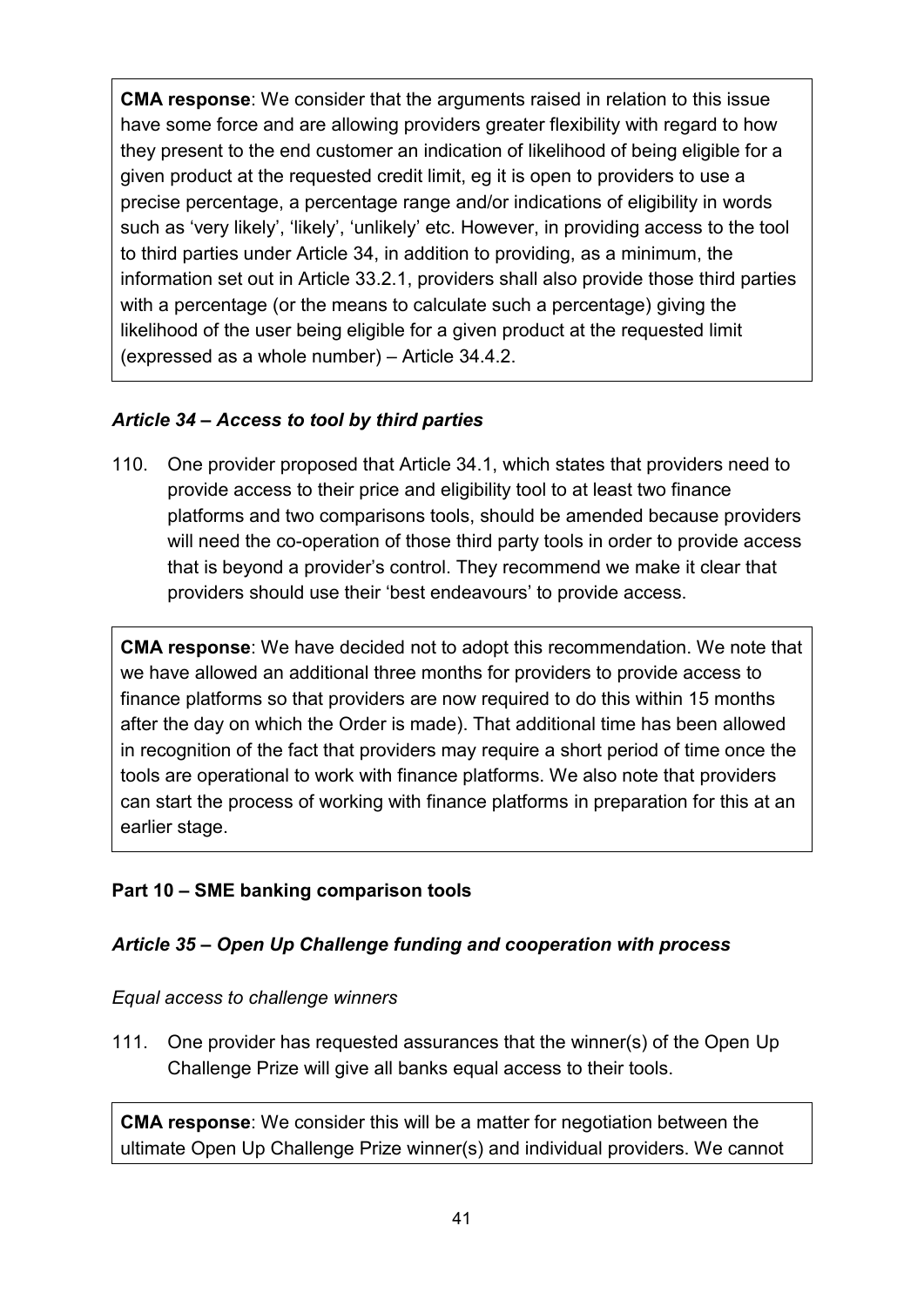**CMA response**: We consider that the arguments raised in relation to this issue have some force and are allowing providers greater flexibility with regard to how they present to the end customer an indication of likelihood of being eligible for a given product at the requested credit limit, eg it is open to providers to use a precise percentage, a percentage range and/or indications of eligibility in words such as 'very likely', 'likely', 'unlikely' etc. However, in providing access to the tool to third parties under Article 34, in addition to providing, as a minimum, the information set out in Article 33.2.1, providers shall also provide those third parties with a percentage (or the means to calculate such a percentage) giving the likelihood of the user being eligible for a given product at the requested limit (expressed as a whole number) – Article 34.4.2.

### *Article 34 – Access to tool by third parties*

110. One provider proposed that Article 34.1, which states that providers need to provide access to their price and eligibility tool to at least two finance platforms and two comparisons tools, should be amended because providers will need the co-operation of those third party tools in order to provide access that is beyond a provider's control. They recommend we make it clear that providers should use their 'best endeavours' to provide access.

**CMA response**: We have decided not to adopt this recommendation. We note that we have allowed an additional three months for providers to provide access to finance platforms so that providers are now required to do this within 15 months after the day on which the Order is made). That additional time has been allowed in recognition of the fact that providers may require a short period of time once the tools are operational to work with finance platforms. We also note that providers can start the process of working with finance platforms in preparation for this at an earlier stage.

## Part 10 – SME banking comparison tools

### *Article 35 – Open Up Challenge funding and cooperation with process*

*Equal access to challenge winners*

111. One provider has requested assurances that the winner(s) of the Open Up Challenge Prize will give all banks equal access to their tools.

**CMA response**: We consider this will be a matter for negotiation between the ultimate Open Up Challenge Prize winner(s) and individual providers. We cannot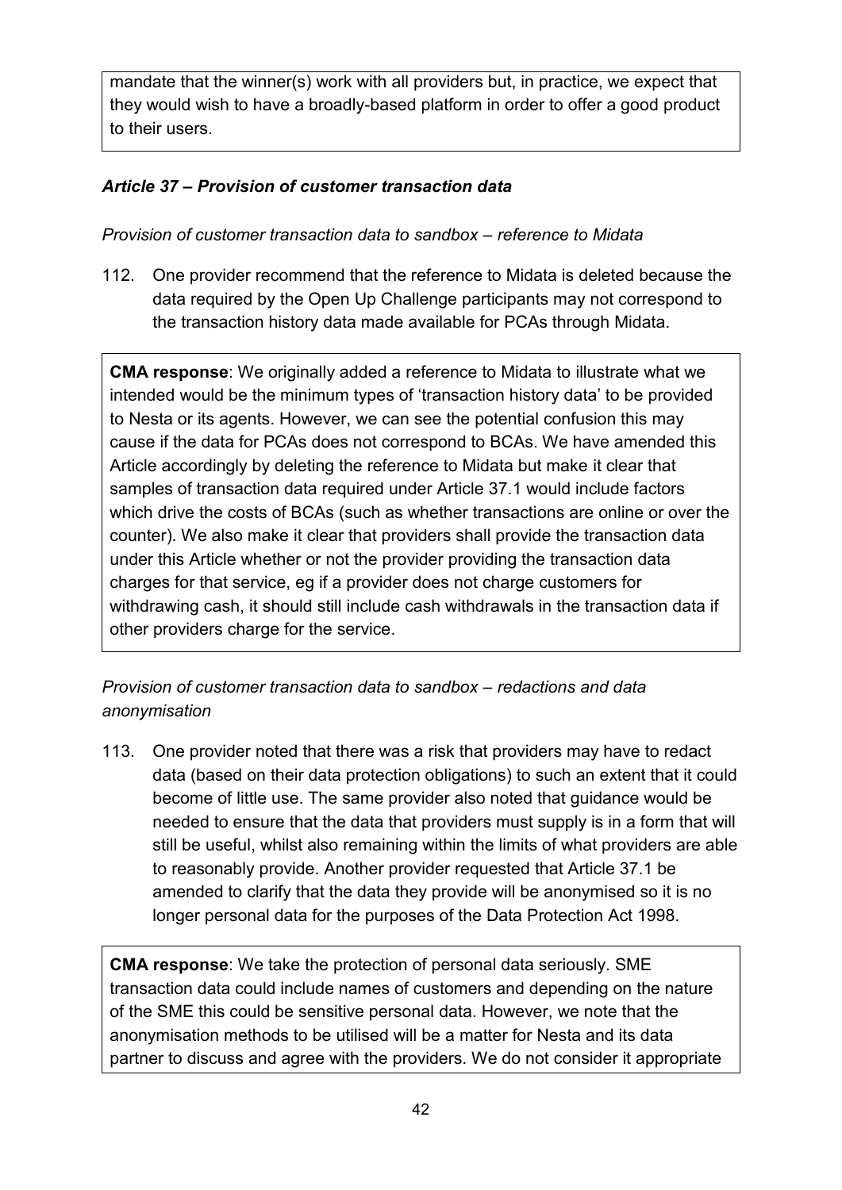mandate that the winner(s) work with all providers but, in practice, we expect that they would wish to have a broadly-based platform in order to offer a good product to their users.

### *Article 37 – Provision of customer transaction data*

*Provision of customer transaction data to sandbox – reference to Midata*

112. One provider recommend that the reference to Midata is deleted because the data required by the Open Up Challenge participants may not correspond to the transaction history data made available for PCAs through Midata.

**CMA response**: We originally added a reference to Midata to illustrate what we intended would be the minimum types of 'transaction history data' to be provided to Nesta or its agents. However, we can see the potential confusion this may cause if the data for PCAs does not correspond to BCAs. We have amended this Article accordingly by deleting the reference to Midata but make it clear that samples of transaction data required under Article 37.1 would include factors which drive the costs of BCAs (such as whether transactions are online or over the counter). We also make it clear that providers shall provide the transaction data under this Article whether or not the provider providing the transaction data charges for that service, eg if a provider does not charge customers for withdrawing cash, it should still include cash withdrawals in the transaction data if other providers charge for the service.

*Provision of customer transaction data to sandbox – redactions and data anonymisation*

113. One provider noted that there was a risk that providers may have to redact data (based on their data protection obligations) to such an extent that it could become of little use. The same provider also noted that guidance would be needed to ensure that the data that providers must supply is in a form that will still be useful, whilst also remaining within the limits of what providers are able to reasonably provide. Another provider requested that Article 37.1 be amended to clarify that the data they provide will be anonymised so it is no longer personal data for the purposes of the Data Protection Act 1998.

**CMA response**: We take the protection of personal data seriously. SME transaction data could include names of customers and depending on the nature of the SME this could be sensitive personal data. However, we note that the anonymisation methods to be utilised will be a matter for Nesta and its data partner to discuss and agree with the providers. We do not consider it appropriate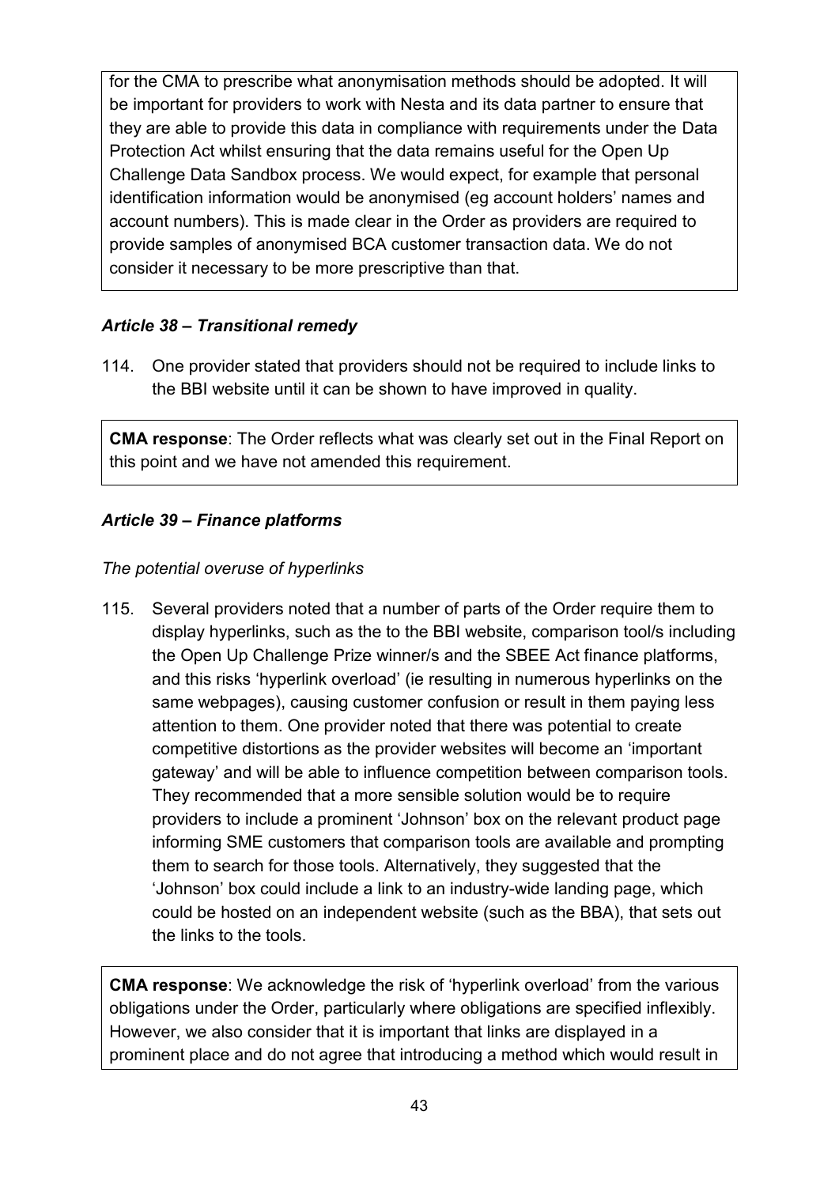for the CMA to prescribe what anonymisation methods should be adopted. It will be important for providers to work with Nesta and its data partner to ensure that they are able to provide this data in compliance with requirements under the Data Protection Act whilst ensuring that the data remains useful for the Open Up Challenge Data Sandbox process. We would expect, for example that personal identification information would be anonymised (eg account holders' names and account numbers). This is made clear in the Order as providers are required to provide samples of anonymised BCA customer transaction data. We do not consider it necessary to be more prescriptive than that.

### *Article 38 – Transitional remedy*

114. One provider stated that providers should not be required to include links to the BBI website until it can be shown to have improved in quality.

**CMA response**: The Order reflects what was clearly set out in the Final Report on this point and we have not amended this requirement.

### *Article 39 – Finance platforms*

*The potential overuse of hyperlinks*

115. Several providers noted that a number of parts of the Order require them to display hyperlinks, such as the to the BBI website, comparison tool/s including the Open Up Challenge Prize winner/s and the SBEE Act finance platforms, and this risks 'hyperlink overload' (ie resulting in numerous hyperlinks on the same webpages), causing customer confusion or result in them paying less attention to them. One provider noted that there was potential to create competitive distortions as the provider websites will become an 'important gateway' and will be able to influence competition between comparison tools. They recommended that a more sensible solution would be to require providers to include a prominent 'Johnson' box on the relevant product page informing SME customers that comparison tools are available and prompting them to search for those tools. Alternatively, they suggested that the 'Johnson' box could include a link to an industry-wide landing page, which could be hosted on an independent website (such as the BBA), that sets out the links to the tools.

**CMA response**: We acknowledge the risk of 'hyperlink overload' from the various obligations under the Order, particularly where obligations are specified inflexibly. However, we also consider that it is important that links are displayed in a prominent place and do not agree that introducing a method which would result in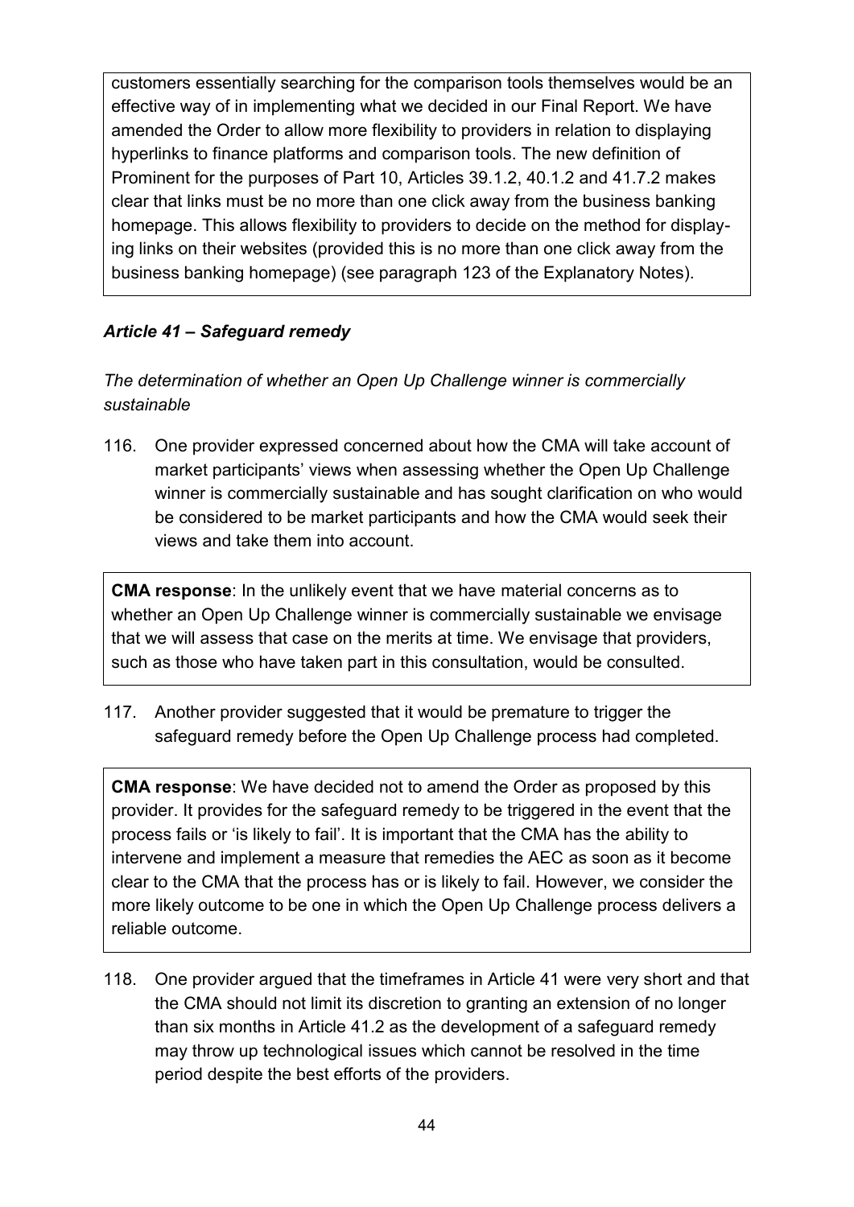customers essentially searching for the comparison tools themselves would be an effective way of in implementing what we decided in our Final Report. We have amended the Order to allow more flexibility to providers in relation to displaying hyperlinks to finance platforms and comparison tools. The new definition of Prominent for the purposes of Part 10, Articles 39.1.2, 40.1.2 and 41.7.2 makes clear that links must be no more than one click away from the business banking homepage. This allows flexibility to providers to decide on the method for displaying links on their websites (provided this is no more than one click away from the business banking homepage) (see paragraph 123 of the Explanatory Notes).

### *Article 41 – Safeguard remedy*

*The determination of whether an Open Up Challenge winner is commercially sustainable*

116. One provider expressed concerned about how the CMA will take account of market participants' views when assessing whether the Open Up Challenge winner is commercially sustainable and has sought clarification on who would be considered to be market participants and how the CMA would seek their views and take them into account.

**CMA response**: In the unlikely event that we have material concerns as to whether an Open Up Challenge winner is commercially sustainable we envisage that we will assess that case on the merits at time. We envisage that providers, such as those who have taken part in this consultation, would be consulted.

117. Another provider suggested that it would be premature to trigger the safeguard remedy before the Open Up Challenge process had completed.

**CMA response**: We have decided not to amend the Order as proposed by this provider. It provides for the safeguard remedy to be triggered in the event that the process fails or 'is likely to fail'. It is important that the CMA has the ability to intervene and implement a measure that remedies the AEC as soon as it become clear to the CMA that the process has or is likely to fail. However, we consider the more likely outcome to be one in which the Open Up Challenge process delivers a reliable outcome.

118. One provider argued that the timeframes in Article 41 were very short and that the CMA should not limit its discretion to granting an extension of no longer than six months in Article 41.2 as the development of a safeguard remedy may throw up technological issues which cannot be resolved in the time period despite the best efforts of the providers.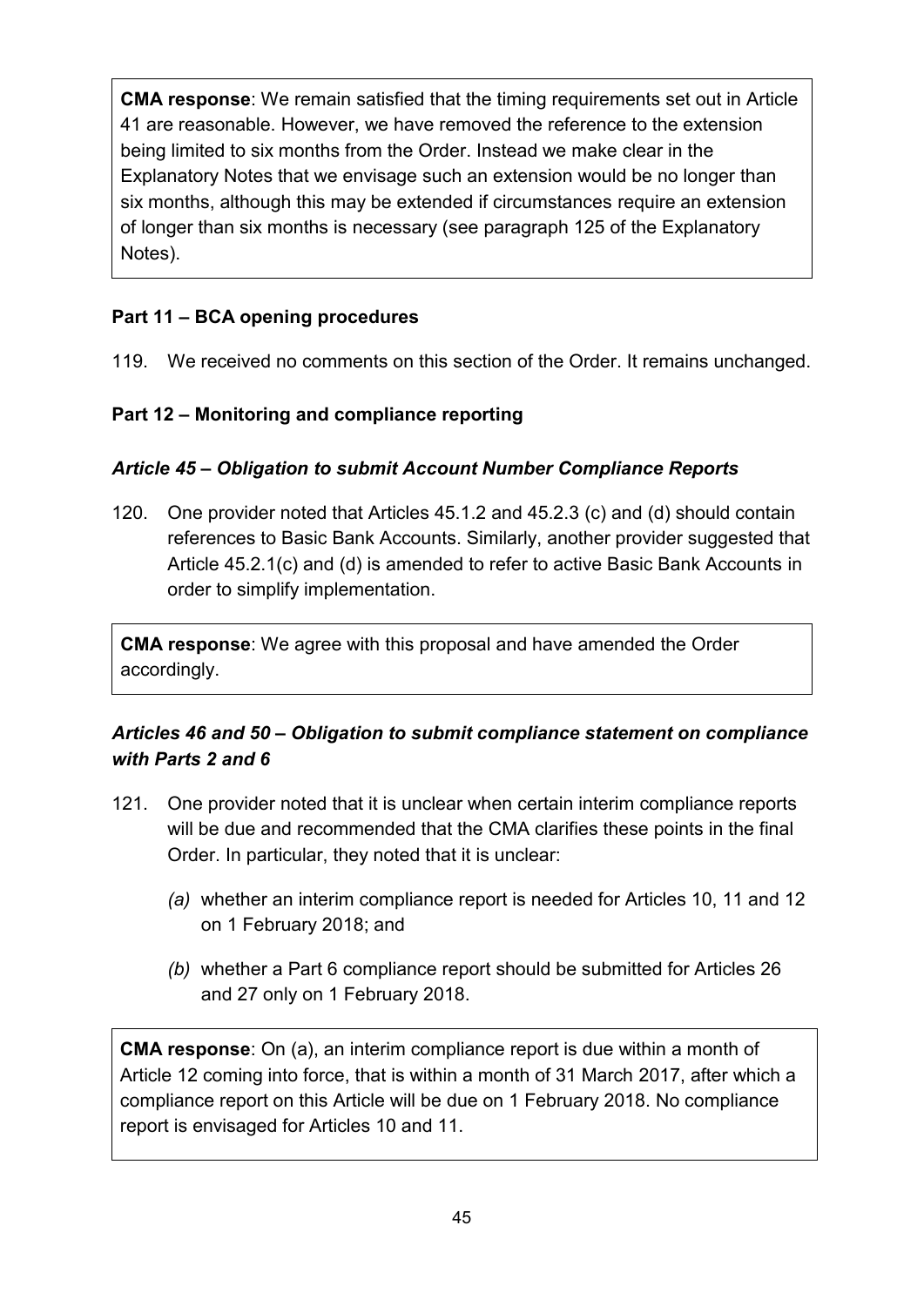**CMA response**: We remain satisfied that the timing requirements set out in Article 41 are reasonable. However, we have removed the reference to the extension being limited to six months from the Order. Instead we make clear in the Explanatory Notes that we envisage such an extension would be no longer than six months, although this may be extended if circumstances require an extension of longer than six months is necessary (see paragraph 125 of the Explanatory Notes).

### Part 11 – BCA opening procedures

119. We received no comments on this section of the Order. It remains unchanged.

### Part 12 – Monitoring and compliance reporting

#### *Article 45 – Obligation to submit Account Number Compliance Reports*

120. One provider noted that Articles 45.1.2 and 45.2.3 (c) and (d) should contain references to Basic Bank Accounts. Similarly, another provider suggested that Article 45.2.1(c) and (d) is amended to refer to active Basic Bank Accounts in order to simplify implementation.

**CMA response**: We agree with this proposal and have amended the Order accordingly.

#### *Articles 46 and 50 – Obligation to submit compliance statement on compliance with Parts 2 and 6*

121. One provider noted that it is unclear when certain interim compliance reports will be due and recommended that the CMA clarifies these points in the final Order. In particular, they noted that it is unclear:

   *(a)* whether an interim compliance report is needed for Articles 10, 11 and 12 on 1 February 2018; and

   *(b)* whether a Part 6 compliance report should be submitted for Articles 26 and 27 only on 1 February 2018.

**CMA response**: On (a), an interim compliance report is due within a month of Article 12 coming into force, that is within a month of 31 March 2017, after which a compliance report on this Article will be due on 1 February 2018. No compliance report is envisaged for Articles 10 and 11.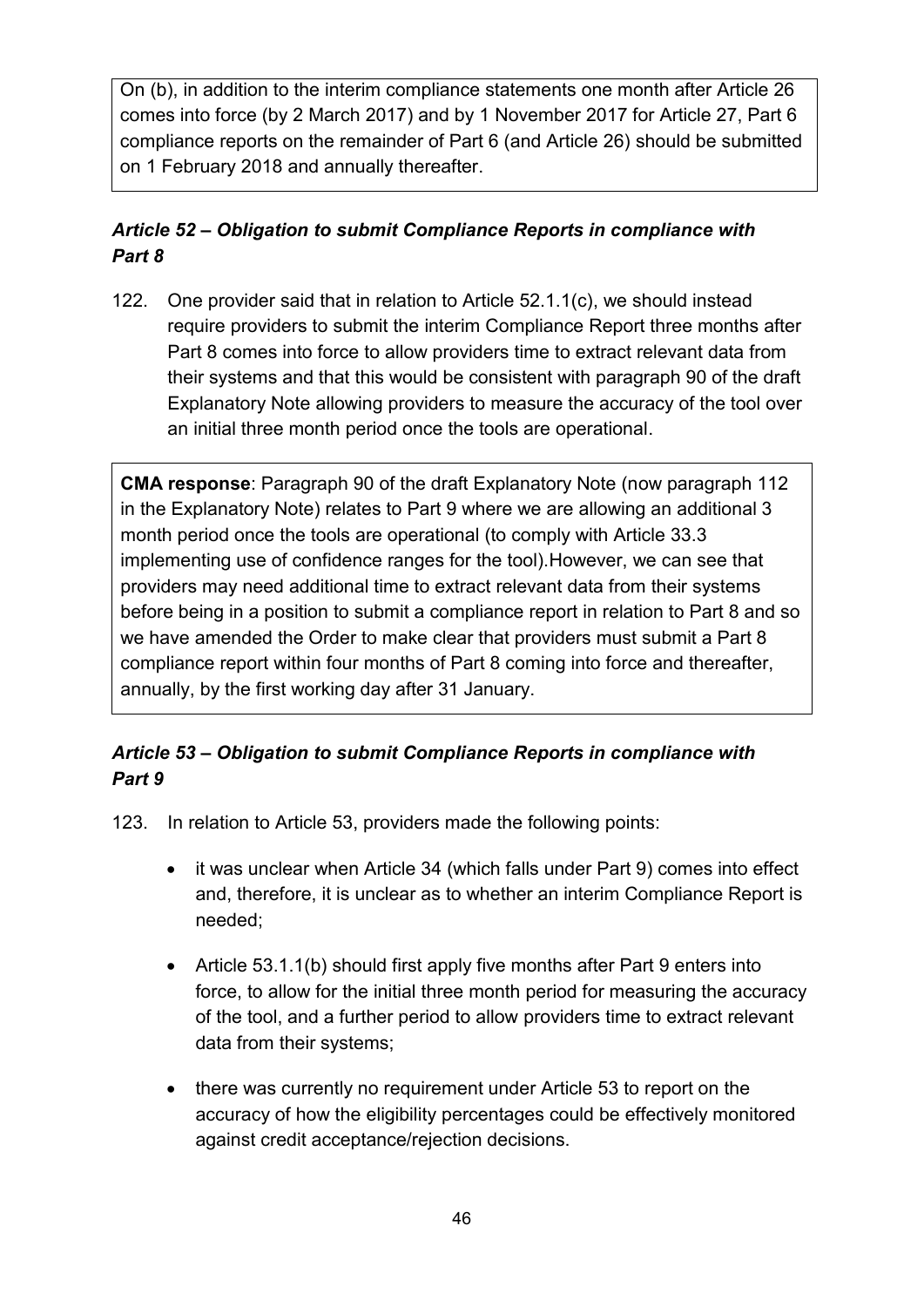On (b), in addition to the interim compliance statements one month after Article 26 comes into force (by 2 March 2017) and by 1 November 2017 for Article 27, Part 6 compliance reports on the remainder of Part 6 (and Article 26) should be submitted on 1 February 2018 and annually thereafter.

### *Article 52 – Obligation to submit Compliance Reports in compliance with Part 8*

122. One provider said that in relation to Article 52.1.1(c), we should instead require providers to submit the interim Compliance Report three months after Part 8 comes into force to allow providers time to extract relevant data from their systems and that this would be consistent with paragraph 90 of the draft Explanatory Note allowing providers to measure the accuracy of the tool over an initial three month period once the tools are operational.

**CMA response**: Paragraph 90 of the draft Explanatory Note (now paragraph 112 in the Explanatory Note) relates to Part 9 where we are allowing an additional 3 month period once the tools are operational (to comply with Article 33.3 implementing use of confidence ranges for the tool).However, we can see that providers may need additional time to extract relevant data from their systems before being in a position to submit a compliance report in relation to Part 8 and so we have amended the Order to make clear that providers must submit a Part 8 compliance report within four months of Part 8 coming into force and thereafter, annually, by the first working day after 31 January.

### *Article 53 – Obligation to submit Compliance Reports in compliance with Part 9*

123. In relation to Article 53, providers made the following points:

- it was unclear when Article 34 (which falls under Part 9) comes into effect and, therefore, it is unclear as to whether an interim Compliance Report is needed;
- Article 53.1.1(b) should first apply five months after Part 9 enters into force, to allow for the initial three month period for measuring the accuracy of the tool, and a further period to allow providers time to extract relevant data from their systems;
- there was currently no requirement under Article 53 to report on the accuracy of how the eligibility percentages could be effectively monitored against credit acceptance/rejection decisions.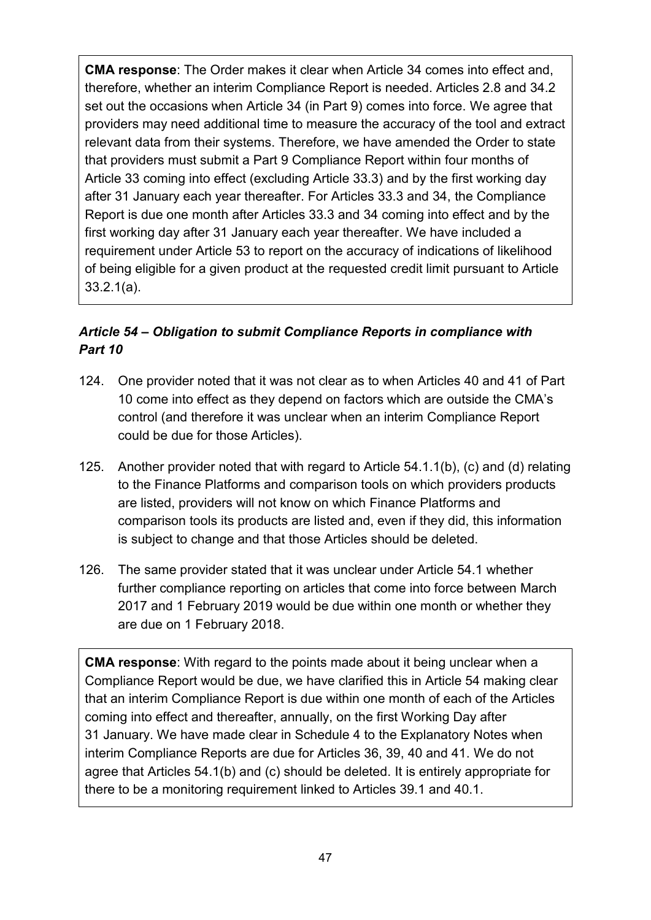**CMA response**: The Order makes it clear when Article 34 comes into effect and, therefore, whether an interim Compliance Report is needed. Articles 2.8 and 34.2 set out the occasions when Article 34 (in Part 9) comes into force. We agree that providers may need additional time to measure the accuracy of the tool and extract relevant data from their systems. Therefore, we have amended the Order to state that providers must submit a Part 9 Compliance Report within four months of Article 33 coming into effect (excluding Article 33.3) and by the first working day after 31 January each year thereafter. For Articles 33.3 and 34, the Compliance Report is due one month after Articles 33.3 and 34 coming into effect and by the first working day after 31 January each year thereafter. We have included a requirement under Article 53 to report on the accuracy of indications of likelihood of being eligible for a given product at the requested credit limit pursuant to Article 33.2.1(a).

### *Article 54 – Obligation to submit Compliance Reports in compliance with Part 10*

124. One provider noted that it was not clear as to when Articles 40 and 41 of Part 10 come into effect as they depend on factors which are outside the CMA's control (and therefore it was unclear when an interim Compliance Report could be due for those Articles).

125. Another provider noted that with regard to Article 54.1.1(b), (c) and (d) relating to the Finance Platforms and comparison tools on which providers products are listed, providers will not know on which Finance Platforms and comparison tools its products are listed and, even if they did, this information is subject to change and that those Articles should be deleted.

126. The same provider stated that it was unclear under Article 54.1 whether further compliance reporting on articles that come into force between March 2017 and 1 February 2019 would be due within one month or whether they are due on 1 February 2018.

**CMA response**: With regard to the points made about it being unclear when a Compliance Report would be due, we have clarified this in Article 54 making clear that an interim Compliance Report is due within one month of each of the Articles coming into effect and thereafter, annually, on the first Working Day after 31 January. We have made clear in Schedule 4 to the Explanatory Notes when interim Compliance Reports are due for Articles 36, 39, 40 and 41. We do not agree that Articles 54.1(b) and (c) should be deleted. It is entirely appropriate for there to be a monitoring requirement linked to Articles 39.1 and 40.1.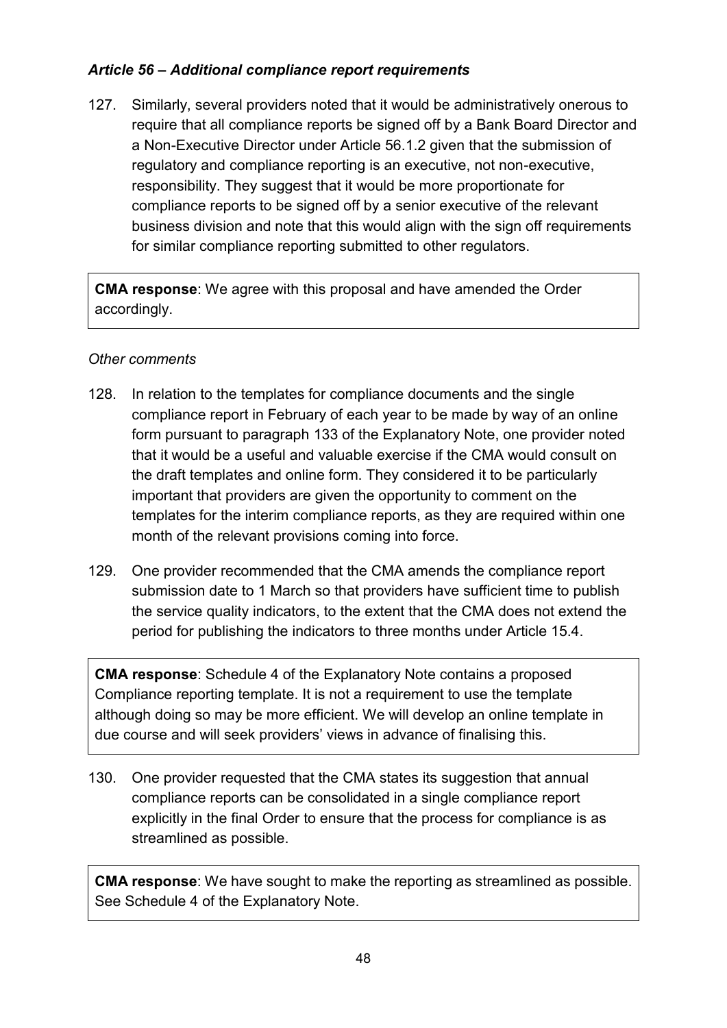### *Article 56 – Additional compliance report requirements*

127. Similarly, several providers noted that it would be administratively onerous to require that all compliance reports be signed off by a Bank Board Director and a Non-Executive Director under Article 56.1.2 given that the submission of regulatory and compliance reporting is an executive, not non-executive, responsibility. They suggest that it would be more proportionate for compliance reports to be signed off by a senior executive of the relevant business division and note that this would align with the sign off requirements for similar compliance reporting submitted to other regulators.

> **CMA response**: We agree with this proposal and have amended the Order accordingly.

*Other comments*

128. In relation to the templates for compliance documents and the single compliance report in February of each year to be made by way of an online form pursuant to paragraph 133 of the Explanatory Note, one provider noted that it would be a useful and valuable exercise if the CMA would consult on the draft templates and online form. They considered it to be particularly important that providers are given the opportunity to comment on the templates for the interim compliance reports, as they are required within one month of the relevant provisions coming into force.

129. One provider recommended that the CMA amends the compliance report submission date to 1 March so that providers have sufficient time to publish the service quality indicators, to the extent that the CMA does not extend the period for publishing the indicators to three months under Article 15.4.

> **CMA response**: Schedule 4 of the Explanatory Note contains a proposed Compliance reporting template. It is not a requirement to use the template although doing so may be more efficient. We will develop an online template in due course and will seek providers' views in advance of finalising this.

130. One provider requested that the CMA states its suggestion that annual compliance reports can be consolidated in a single compliance report explicitly in the final Order to ensure that the process for compliance is as streamlined as possible.

> **CMA response**: We have sought to make the reporting as streamlined as possible. See Schedule 4 of the Explanatory Note.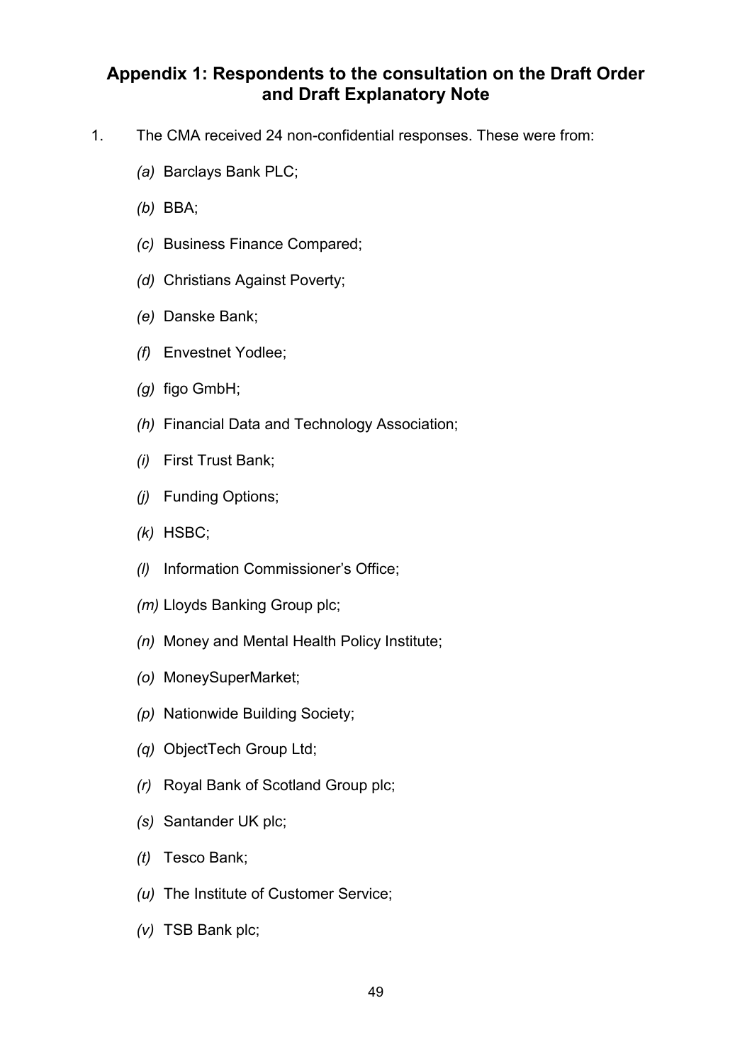## Appendix 1: Respondents to the consultation on the Draft Order and Draft Explanatory Note

1. The CMA received 24 non-confidential responses. These were from:

   *(a)* Barclays Bank PLC;

   *(b)* BBA;

   *(c)* Business Finance Compared;

   *(d)* Christians Against Poverty;

   *(e)* Danske Bank;

   *(f)* Envestnet Yodlee;

   *(g)* figo GmbH;

   *(h)* Financial Data and Technology Association;

   *(i)* First Trust Bank;

   *(j)* Funding Options;

   *(k)* HSBC;

   *(l)* Information Commissioner's Office;

   *(m)* Lloyds Banking Group plc;

   *(n)* Money and Mental Health Policy Institute;

   *(o)* MoneySuperMarket;

   *(p)* Nationwide Building Society;

   *(q)* ObjectTech Group Ltd;

   *(r)* Royal Bank of Scotland Group plc;

   *(s)* Santander UK plc;

   *(t)* Tesco Bank;

   *(u)* The Institute of Customer Service;

   *(v)* TSB Bank plc;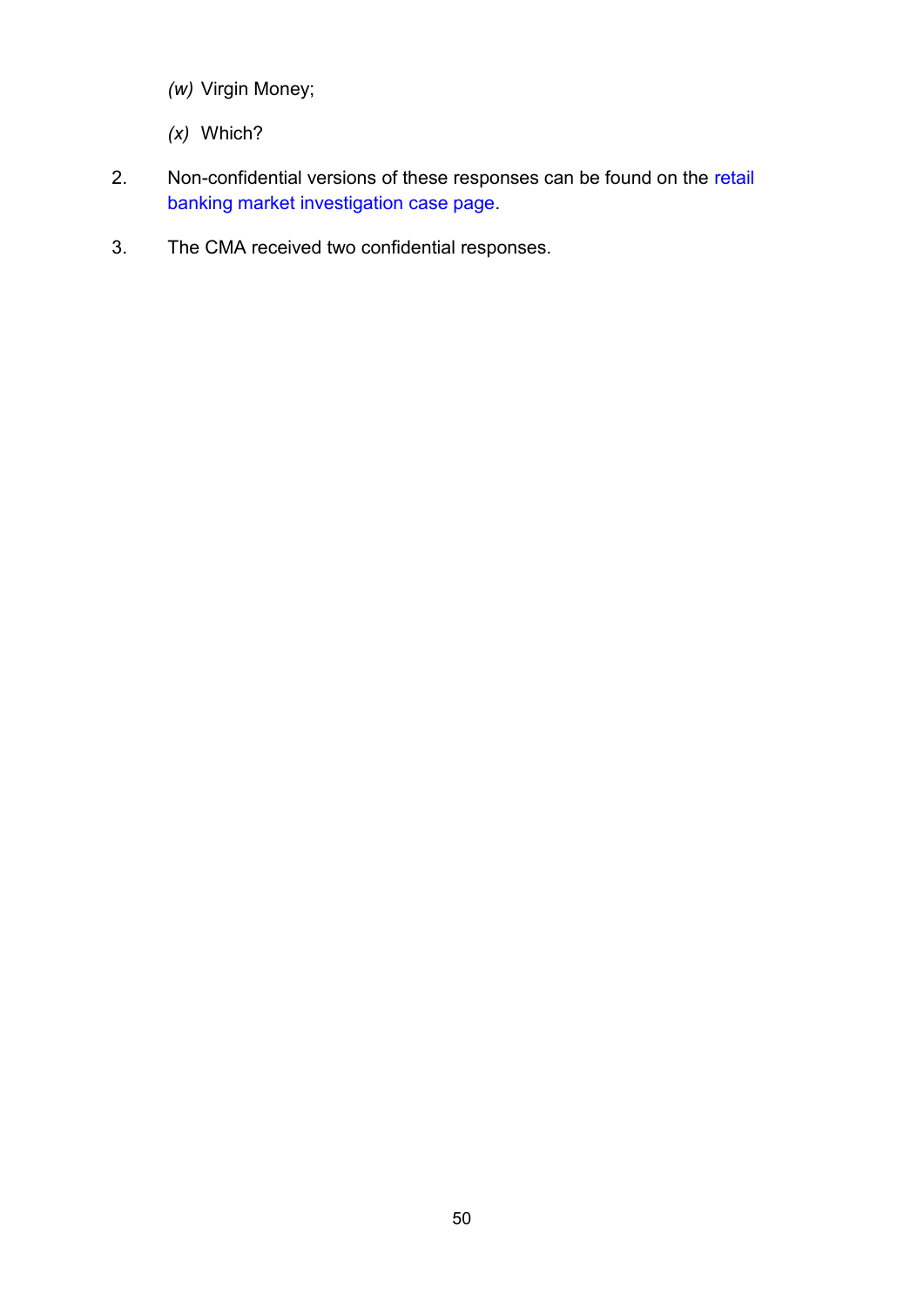*(w)* Virgin Money;

*(x)* Which?

2. Non-confidential versions of these responses can be found on the retail banking market investigation case page.

3. The CMA received two confidential responses.